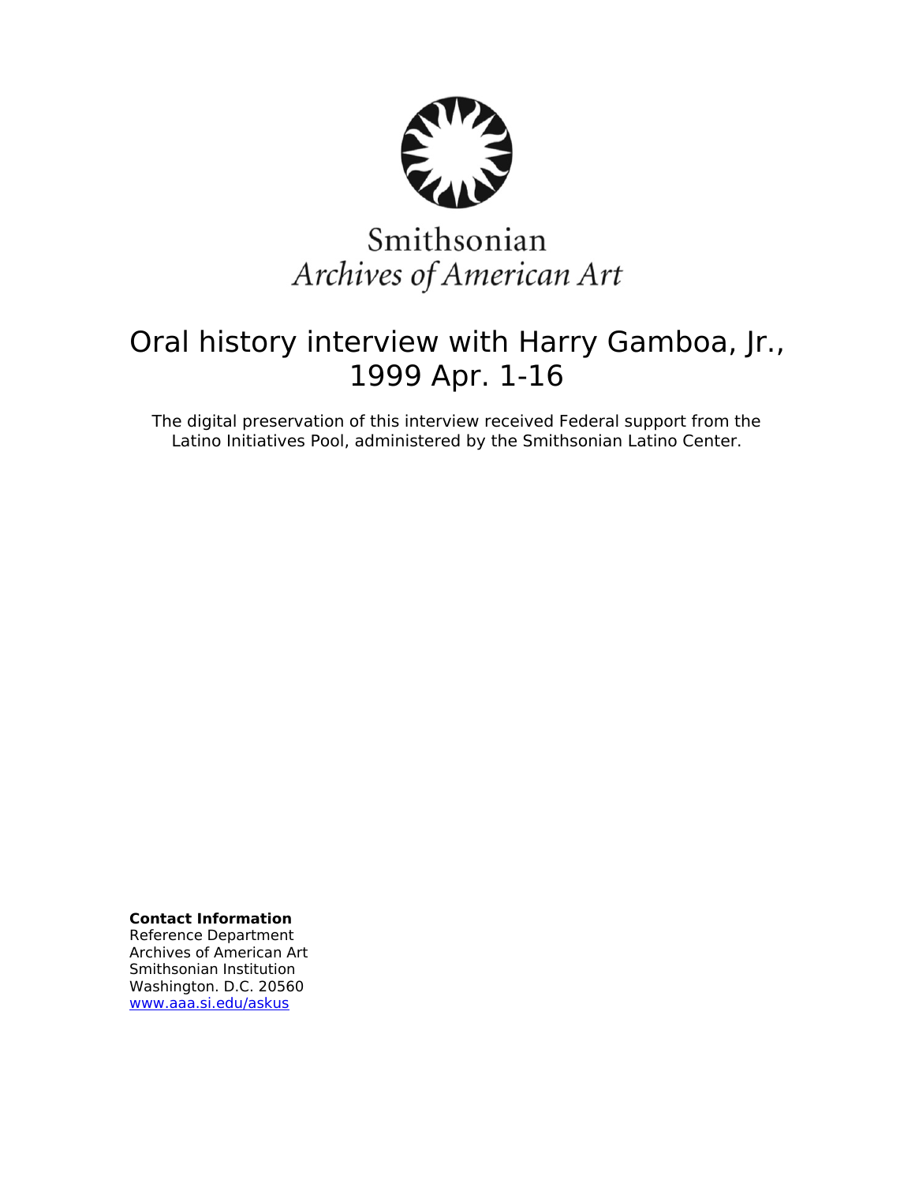Smithsonian
*Archives of American Art*

# Oral history interview with Harry Gamboa, Jr., 1999 Apr. 1-16

The digital preservation of this interview received Federal support from the Latino Initiatives Pool, administered by the Smithsonian Latino Center.

**Contact Information**
Reference Department
Archives of American Art
Smithsonian Institution
Washington. D.C. 20560
www.aaa.si.edu/askus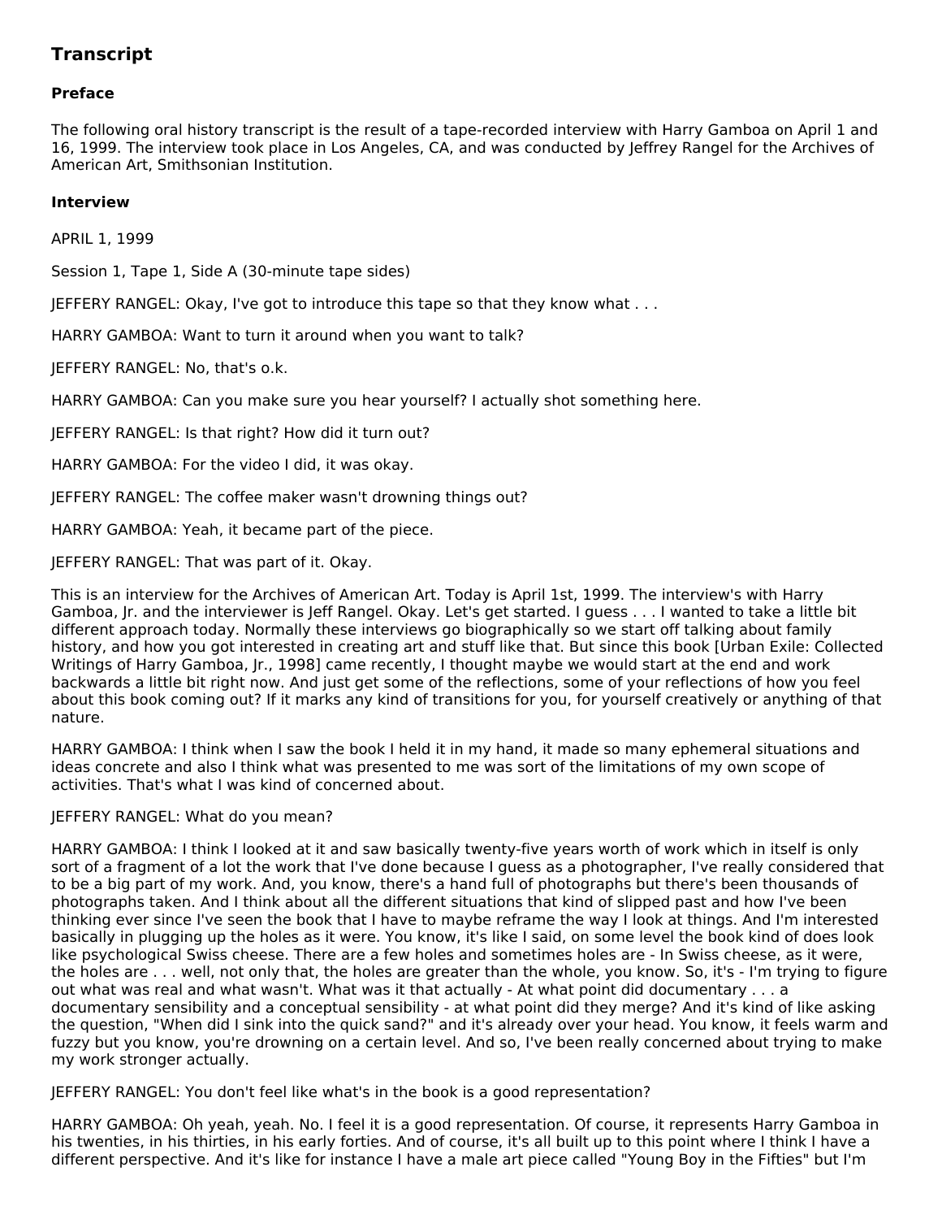## Transcript

### Preface

The following oral history transcript is the result of a tape-recorded interview with Harry Gamboa on April 1 and 16, 1999. The interview took place in Los Angeles, CA, and was conducted by Jeffrey Rangel for the Archives of American Art, Smithsonian Institution.

### Interview

APRIL 1, 1999

Session 1, Tape 1, Side A (30-minute tape sides)

JEFFERY RANGEL: Okay, I've got to introduce this tape so that they know what . . .

HARRY GAMBOA: Want to turn it around when you want to talk?

JEFFERY RANGEL: No, that's o.k.

HARRY GAMBOA: Can you make sure you hear yourself? I actually shot something here.

JEFFERY RANGEL: Is that right? How did it turn out?

HARRY GAMBOA: For the video I did, it was okay.

JEFFERY RANGEL: The coffee maker wasn't drowning things out?

HARRY GAMBOA: Yeah, it became part of the piece.

JEFFERY RANGEL: That was part of it. Okay.

This is an interview for the Archives of American Art. Today is April 1st, 1999. The interview's with Harry Gamboa, Jr. and the interviewer is Jeff Rangel. Okay. Let's get started. I guess . . . I wanted to take a little bit different approach today. Normally these interviews go biographically so we start off talking about family history, and how you got interested in creating art and stuff like that. But since this book [Urban Exile: Collected Writings of Harry Gamboa, Jr., 1998] came recently, I thought maybe we would start at the end and work backwards a little bit right now. And just get some of the reflections, some of your reflections of how you feel about this book coming out? If it marks any kind of transitions for you, for yourself creatively or anything of that nature.

HARRY GAMBOA: I think when I saw the book I held it in my hand, it made so many ephemeral situations and ideas concrete and also I think what was presented to me was sort of the limitations of my own scope of activities. That's what I was kind of concerned about.

JEFFERY RANGEL: What do you mean?

HARRY GAMBOA: I think I looked at it and saw basically twenty-five years worth of work which in itself is only sort of a fragment of a lot the work that I've done because I guess as a photographer, I've really considered that to be a big part of my work. And, you know, there's a hand full of photographs but there's been thousands of photographs taken. And I think about all the different situations that kind of slipped past and how I've been thinking ever since I've seen the book that I have to maybe reframe the way I look at things. And I'm interested basically in plugging up the holes as it were. You know, it's like I said, on some level the book kind of does look like psychological Swiss cheese. There are a few holes and sometimes holes are - In Swiss cheese, as it were, the holes are . . . well, not only that, the holes are greater than the whole, you know. So, it's - I'm trying to figure out what was real and what wasn't. What was it that actually - At what point did documentary . . . a documentary sensibility and a conceptual sensibility - at what point did they merge? And it's kind of like asking the question, "When did I sink into the quick sand?" and it's already over your head. You know, it feels warm and fuzzy but you know, you're drowning on a certain level. And so, I've been really concerned about trying to make my work stronger actually.

JEFFERY RANGEL: You don't feel like what's in the book is a good representation?

HARRY GAMBOA: Oh yeah, yeah. No. I feel it is a good representation. Of course, it represents Harry Gamboa in his twenties, in his thirties, in his early forties. And of course, it's all built up to this point where I think I have a different perspective. And it's like for instance I have a male art piece called "Young Boy in the Fifties" but I'm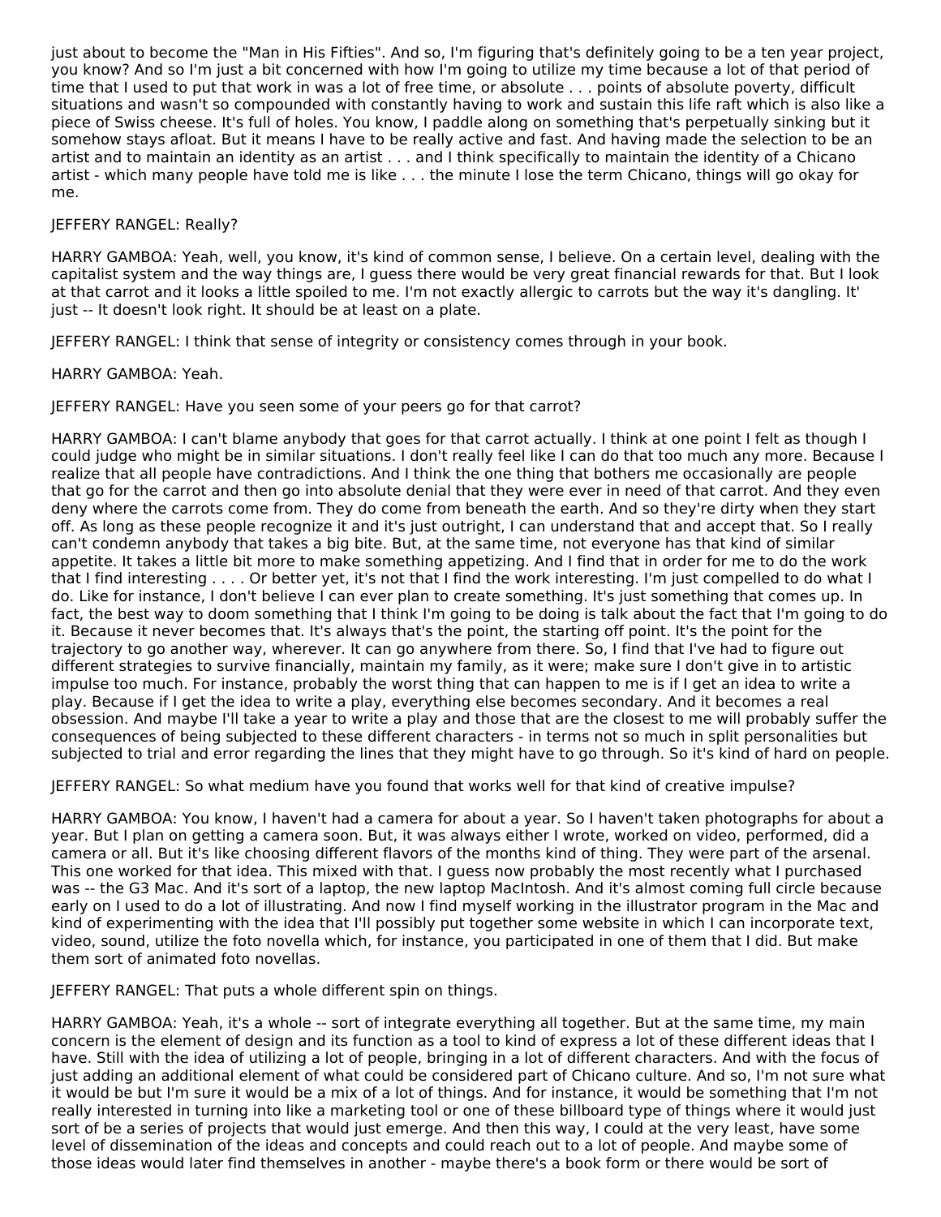just about to become the "Man in His Fifties". And so, I'm figuring that's definitely going to be a ten year project, you know? And so I'm just a bit concerned with how I'm going to utilize my time because a lot of that period of time that I used to put that work in was a lot of free time, or absolute . . . points of absolute poverty, difficult situations and wasn't so compounded with constantly having to work and sustain this life raft which is also like a piece of Swiss cheese. It's full of holes. You know, I paddle along on something that's perpetually sinking but it somehow stays afloat. But it means I have to be really active and fast. And having made the selection to be an artist and to maintain an identity as an artist . . . and I think specifically to maintain the identity of a Chicano artist - which many people have told me is like . . . the minute I lose the term Chicano, things will go okay for me.

JEFFERY RANGEL: Really?

HARRY GAMBOA: Yeah, well, you know, it's kind of common sense, I believe. On a certain level, dealing with the capitalist system and the way things are, I guess there would be very great financial rewards for that. But I look at that carrot and it looks a little spoiled to me. I'm not exactly allergic to carrots but the way it's dangling. It' just -- It doesn't look right. It should be at least on a plate.

JEFFERY RANGEL: I think that sense of integrity or consistency comes through in your book.

HARRY GAMBOA: Yeah.

JEFFERY RANGEL: Have you seen some of your peers go for that carrot?

HARRY GAMBOA: I can't blame anybody that goes for that carrot actually. I think at one point I felt as though I could judge who might be in similar situations. I don't really feel like I can do that too much any more. Because I realize that all people have contradictions. And I think the one thing that bothers me occasionally are people that go for the carrot and then go into absolute denial that they were ever in need of that carrot. And they even deny where the carrots come from. They do come from beneath the earth. And so they're dirty when they start off. As long as these people recognize it and it's just outright, I can understand that and accept that. So I really can't condemn anybody that takes a big bite. But, at the same time, not everyone has that kind of similar appetite. It takes a little bit more to make something appetizing. And I find that in order for me to do the work that I find interesting . . . . Or better yet, it's not that I find the work interesting. I'm just compelled to do what I do. Like for instance, I don't believe I can ever plan to create something. It's just something that comes up. In fact, the best way to doom something that I think I'm going to be doing is talk about the fact that I'm going to do it. Because it never becomes that. It's always that's the point, the starting off point. It's the point for the trajectory to go another way, wherever. It can go anywhere from there. So, I find that I've had to figure out different strategies to survive financially, maintain my family, as it were; make sure I don't give in to artistic impulse too much. For instance, probably the worst thing that can happen to me is if I get an idea to write a play. Because if I get the idea to write a play, everything else becomes secondary. And it becomes a real obsession. And maybe I'll take a year to write a play and those that are the closest to me will probably suffer the consequences of being subjected to these different characters - in terms not so much in split personalities but subjected to trial and error regarding the lines that they might have to go through. So it's kind of hard on people.

JEFFERY RANGEL: So what medium have you found that works well for that kind of creative impulse?

HARRY GAMBOA: You know, I haven't had a camera for about a year. So I haven't taken photographs for about a year. But I plan on getting a camera soon. But, it was always either I wrote, worked on video, performed, did a camera or all. But it's like choosing different flavors of the months kind of thing. They were part of the arsenal. This one worked for that idea. This mixed with that. I guess now probably the most recently what I purchased was -- the G3 Mac. And it's sort of a laptop, the new laptop MacIntosh. And it's almost coming full circle because early on I used to do a lot of illustrating. And now I find myself working in the illustrator program in the Mac and kind of experimenting with the idea that I'll possibly put together some website in which I can incorporate text, video, sound, utilize the foto novella which, for instance, you participated in one of them that I did. But make them sort of animated foto novellas.

JEFFERY RANGEL: That puts a whole different spin on things.

HARRY GAMBOA: Yeah, it's a whole -- sort of integrate everything all together. But at the same time, my main concern is the element of design and its function as a tool to kind of express a lot of these different ideas that I have. Still with the idea of utilizing a lot of people, bringing in a lot of different characters. And with the focus of just adding an additional element of what could be considered part of Chicano culture. And so, I'm not sure what it would be but I'm sure it would be a mix of a lot of things. And for instance, it would be something that I'm not really interested in turning into like a marketing tool or one of these billboard type of things where it would just sort of be a series of projects that would just emerge. And then this way, I could at the very least, have some level of dissemination of the ideas and concepts and could reach out to a lot of people. And maybe some of those ideas would later find themselves in another - maybe there's a book form or there would be sort of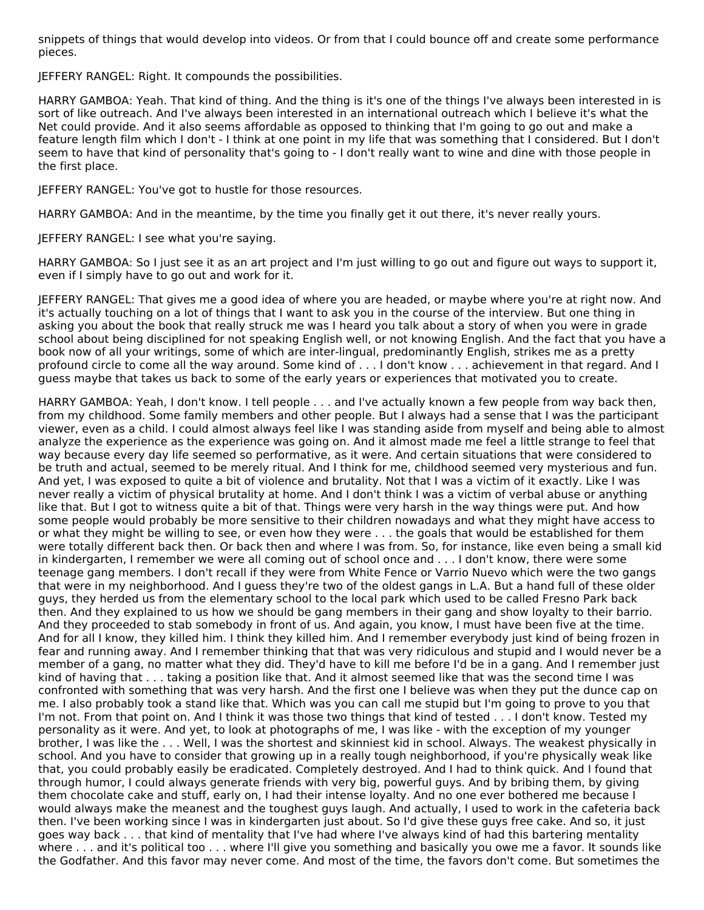snippets of things that would develop into videos. Or from that I could bounce off and create some performance pieces.

JEFFERY RANGEL: Right. It compounds the possibilities.

HARRY GAMBOA: Yeah. That kind of thing. And the thing is it's one of the things I've always been interested in is sort of like outreach. And I've always been interested in an international outreach which I believe it's what the Net could provide. And it also seems affordable as opposed to thinking that I'm going to go out and make a feature length film which I don't - I think at one point in my life that was something that I considered. But I don't seem to have that kind of personality that's going to - I don't really want to wine and dine with those people in the first place.

JEFFERY RANGEL: You've got to hustle for those resources.

HARRY GAMBOA: And in the meantime, by the time you finally get it out there, it's never really yours.

JEFFERY RANGEL: I see what you're saying.

HARRY GAMBOA: So I just see it as an art project and I'm just willing to go out and figure out ways to support it, even if I simply have to go out and work for it.

JEFFERY RANGEL: That gives me a good idea of where you are headed, or maybe where you're at right now. And it's actually touching on a lot of things that I want to ask you in the course of the interview. But one thing in asking you about the book that really struck me was I heard you talk about a story of when you were in grade school about being disciplined for not speaking English well, or not knowing English. And the fact that you have a book now of all your writings, some of which are inter-lingual, predominantly English, strikes me as a pretty profound circle to come all the way around. Some kind of . . . I don't know . . . achievement in that regard. And I guess maybe that takes us back to some of the early years or experiences that motivated you to create.

HARRY GAMBOA: Yeah, I don't know. I tell people . . . and I've actually known a few people from way back then, from my childhood. Some family members and other people. But I always had a sense that I was the participant viewer, even as a child. I could almost always feel like I was standing aside from myself and being able to almost analyze the experience as the experience was going on. And it almost made me feel a little strange to feel that way because every day life seemed so performative, as it were. And certain situations that were considered to be truth and actual, seemed to be merely ritual. And I think for me, childhood seemed very mysterious and fun. And yet, I was exposed to quite a bit of violence and brutality. Not that I was a victim of it exactly. Like I was never really a victim of physical brutality at home. And I don't think I was a victim of verbal abuse or anything like that. But I got to witness quite a bit of that. Things were very harsh in the way things were put. And how some people would probably be more sensitive to their children nowadays and what they might have access to or what they might be willing to see, or even how they were . . . the goals that would be established for them were totally different back then. Or back then and where I was from. So, for instance, like even being a small kid in kindergarten, I remember we were all coming out of school once and . . . I don't know, there were some teenage gang members. I don't recall if they were from White Fence or Varrio Nuevo which were the two gangs that were in my neighborhood. And I guess they're two of the oldest gangs in L.A. But a hand full of these older guys, they herded us from the elementary school to the local park which used to be called Fresno Park back then. And they explained to us how we should be gang members in their gang and show loyalty to their barrio. And they proceeded to stab somebody in front of us. And again, you know, I must have been five at the time. And for all I know, they killed him. I think they killed him. And I remember everybody just kind of being frozen in fear and running away. And I remember thinking that that was very ridiculous and stupid and I would never be a member of a gang, no matter what they did. They'd have to kill me before I'd be in a gang. And I remember just kind of having that . . . taking a position like that. And it almost seemed like that was the second time I was confronted with something that was very harsh. And the first one I believe was when they put the dunce cap on me. I also probably took a stand like that. Which was you can call me stupid but I'm going to prove to you that I'm not. From that point on. And I think it was those two things that kind of tested . . . I don't know. Tested my personality as it were. And yet, to look at photographs of me, I was like - with the exception of my younger brother, I was like the . . . Well, I was the shortest and skinniest kid in school. Always. The weakest physically in school. And you have to consider that growing up in a really tough neighborhood, if you're physically weak like that, you could probably easily be eradicated. Completely destroyed. And I had to think quick. And I found that through humor, I could always generate friends with very big, powerful guys. And by bribing them, by giving them chocolate cake and stuff, early on, I had their intense loyalty. And no one ever bothered me because I would always make the meanest and the toughest guys laugh. And actually, I used to work in the cafeteria back then. I've been working since I was in kindergarten just about. So I'd give these guys free cake. And so, it just goes way back . . . that kind of mentality that I've had where I've always kind of had this bartering mentality where . . . and it's political too . . . where I'll give you something and basically you owe me a favor. It sounds like the Godfather. And this favor may never come. And most of the time, the favors don't come. But sometimes the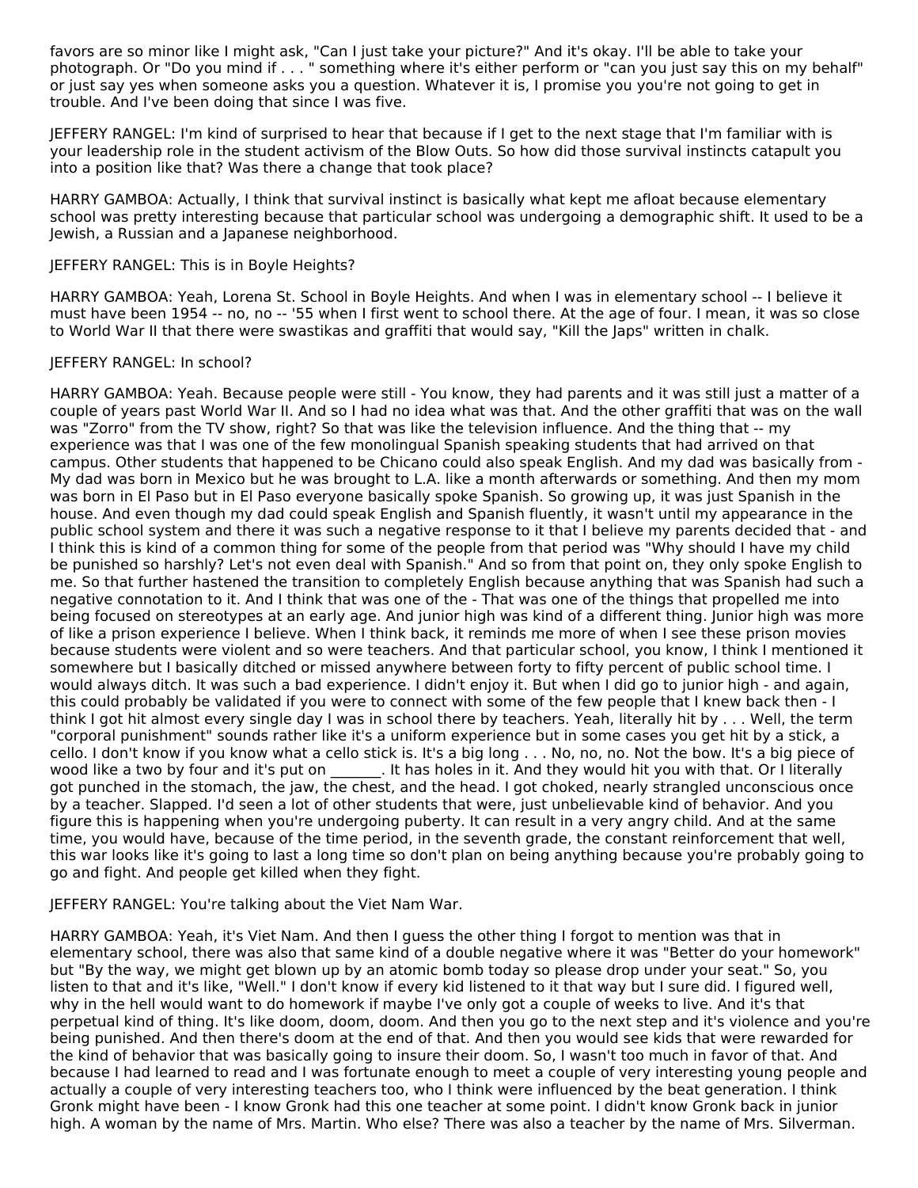favors are so minor like I might ask, "Can I just take your picture?" And it's okay. I'll be able to take your photograph. Or "Do you mind if . . . " something where it's either perform or "can you just say this on my behalf" or just say yes when someone asks you a question. Whatever it is, I promise you you're not going to get in trouble. And I've been doing that since I was five.

JEFFERY RANGEL: I'm kind of surprised to hear that because if I get to the next stage that I'm familiar with is your leadership role in the student activism of the Blow Outs. So how did those survival instincts catapult you into a position like that? Was there a change that took place?

HARRY GAMBOA: Actually, I think that survival instinct is basically what kept me afloat because elementary school was pretty interesting because that particular school was undergoing a demographic shift. It used to be a Jewish, a Russian and a Japanese neighborhood.

JEFFERY RANGEL: This is in Boyle Heights?

HARRY GAMBOA: Yeah, Lorena St. School in Boyle Heights. And when I was in elementary school -- I believe it must have been 1954 -- no, no -- '55 when I first went to school there. At the age of four. I mean, it was so close to World War II that there were swastikas and graffiti that would say, "Kill the Japs" written in chalk.

JEFFERY RANGEL: In school?

HARRY GAMBOA: Yeah. Because people were still - You know, they had parents and it was still just a matter of a couple of years past World War II. And so I had no idea what was that. And the other graffiti that was on the wall was "Zorro" from the TV show, right? So that was like the television influence. And the thing that -- my experience was that I was one of the few monolingual Spanish speaking students that had arrived on that campus. Other students that happened to be Chicano could also speak English. And my dad was basically from - My dad was born in Mexico but he was brought to L.A. like a month afterwards or something. And then my mom was born in El Paso but in El Paso everyone basically spoke Spanish. So growing up, it was just Spanish in the house. And even though my dad could speak English and Spanish fluently, it wasn't until my appearance in the public school system and there it was such a negative response to it that I believe my parents decided that - and I think this is kind of a common thing for some of the people from that period was "Why should I have my child be punished so harshly? Let's not even deal with Spanish." And so from that point on, they only spoke English to me. So that further hastened the transition to completely English because anything that was Spanish had such a negative connotation to it. And I think that was one of the - That was one of the things that propelled me into being focused on stereotypes at an early age. And junior high was kind of a different thing. Junior high was more of like a prison experience I believe. When I think back, it reminds me more of when I see these prison movies because students were violent and so were teachers. And that particular school, you know, I think I mentioned it somewhere but I basically ditched or missed anywhere between forty to fifty percent of public school time. I would always ditch. It was such a bad experience. I didn't enjoy it. But when I did go to junior high - and again, this could probably be validated if you were to connect with some of the few people that I knew back then - I think I got hit almost every single day I was in school there by teachers. Yeah, literally hit by . . . Well, the term "corporal punishment" sounds rather like it's a uniform experience but in some cases you get hit by a stick, a cello. I don't know if you know what a cello stick is. It's a big long . . . No, no, no. Not the bow. It's a big piece of wood like a two by four and it's put on _______. It has holes in it. And they would hit you with that. Or I literally got punched in the stomach, the jaw, the chest, and the head. I got choked, nearly strangled unconscious once by a teacher. Slapped. I'd seen a lot of other students that were, just unbelievable kind of behavior. And you figure this is happening when you're undergoing puberty. It can result in a very angry child. And at the same time, you would have, because of the time period, in the seventh grade, the constant reinforcement that well, this war looks like it's going to last a long time so don't plan on being anything because you're probably going to go and fight. And people get killed when they fight.

JEFFERY RANGEL: You're talking about the Viet Nam War.

HARRY GAMBOA: Yeah, it's Viet Nam. And then I guess the other thing I forgot to mention was that in elementary school, there was also that same kind of a double negative where it was "Better do your homework" but "By the way, we might get blown up by an atomic bomb today so please drop under your seat." So, you listen to that and it's like, "Well." I don't know if every kid listened to it that way but I sure did. I figured well, why in the hell would want to do homework if maybe I've only got a couple of weeks to live. And it's that perpetual kind of thing. It's like doom, doom, doom. And then you go to the next step and it's violence and you're being punished. And then there's doom at the end of that. And then you would see kids that were rewarded for the kind of behavior that was basically going to insure their doom. So, I wasn't too much in favor of that. And because I had learned to read and I was fortunate enough to meet a couple of very interesting young people and actually a couple of very interesting teachers too, who I think were influenced by the beat generation. I think Gronk might have been - I know Gronk had this one teacher at some point. I didn't know Gronk back in junior high. A woman by the name of Mrs. Martin. Who else? There was also a teacher by the name of Mrs. Silverman.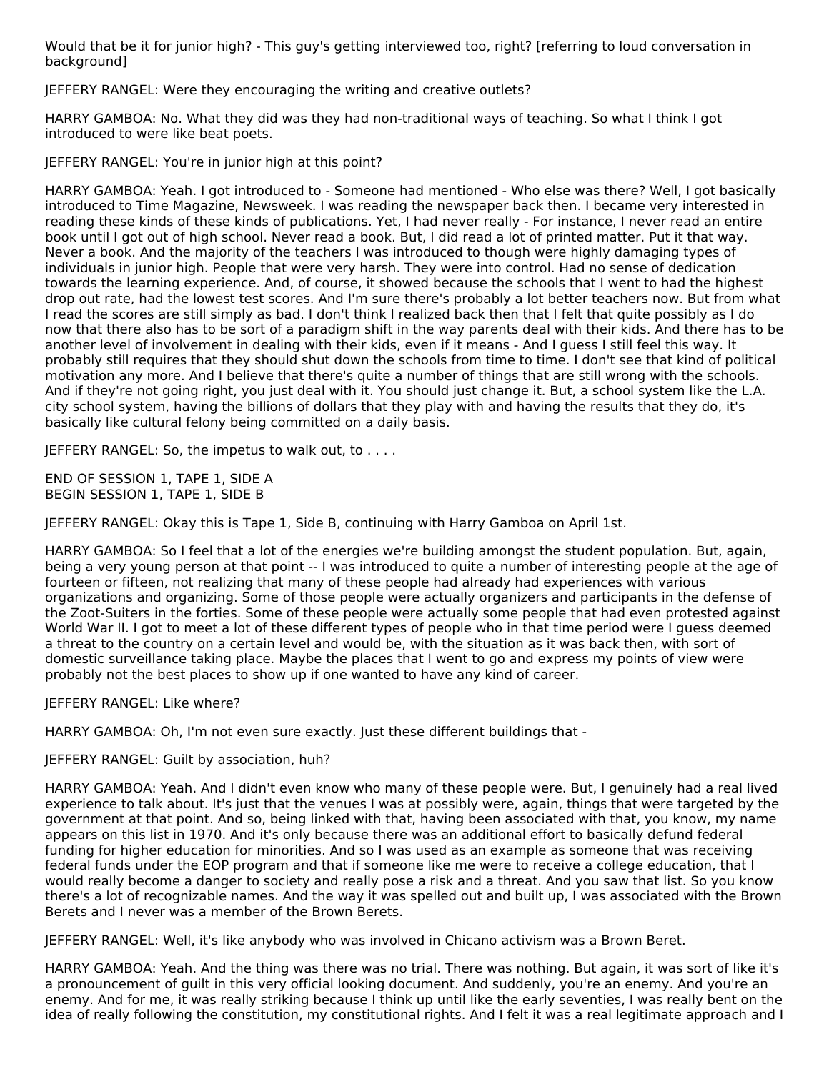Would that be it for junior high? - This guy's getting interviewed too, right? [referring to loud conversation in background]

JEFFERY RANGEL: Were they encouraging the writing and creative outlets?

HARRY GAMBOA: No. What they did was they had non-traditional ways of teaching. So what I think I got introduced to were like beat poets.

JEFFERY RANGEL: You're in junior high at this point?

HARRY GAMBOA: Yeah. I got introduced to - Someone had mentioned - Who else was there? Well, I got basically introduced to Time Magazine, Newsweek. I was reading the newspaper back then. I became very interested in reading these kinds of these kinds of publications. Yet, I had never really - For instance, I never read an entire book until I got out of high school. Never read a book. But, I did read a lot of printed matter. Put it that way. Never a book. And the majority of the teachers I was introduced to though were highly damaging types of individuals in junior high. People that were very harsh. They were into control. Had no sense of dedication towards the learning experience. And, of course, it showed because the schools that I went to had the highest drop out rate, had the lowest test scores. And I'm sure there's probably a lot better teachers now. But from what I read the scores are still simply as bad. I don't think I realized back then that I felt that quite possibly as I do now that there also has to be sort of a paradigm shift in the way parents deal with their kids. And there has to be another level of involvement in dealing with their kids, even if it means - And I guess I still feel this way. It probably still requires that they should shut down the schools from time to time. I don't see that kind of political motivation any more. And I believe that there's quite a number of things that are still wrong with the schools. And if they're not going right, you just deal with it. You should just change it. But, a school system like the L.A. city school system, having the billions of dollars that they play with and having the results that they do, it's basically like cultural felony being committed on a daily basis.

JEFFERY RANGEL: So, the impetus to walk out, to . . . .

END OF SESSION 1, TAPE 1, SIDE A
BEGIN SESSION 1, TAPE 1, SIDE B

JEFFERY RANGEL: Okay this is Tape 1, Side B, continuing with Harry Gamboa on April 1st.

HARRY GAMBOA: So I feel that a lot of the energies we're building amongst the student population. But, again, being a very young person at that point -- I was introduced to quite a number of interesting people at the age of fourteen or fifteen, not realizing that many of these people had already had experiences with various organizations and organizing. Some of those people were actually organizers and participants in the defense of the Zoot-Suiters in the forties. Some of these people were actually some people that had even protested against World War II. I got to meet a lot of these different types of people who in that time period were I guess deemed a threat to the country on a certain level and would be, with the situation as it was back then, with sort of domestic surveillance taking place. Maybe the places that I went to go and express my points of view were probably not the best places to show up if one wanted to have any kind of career.

JEFFERY RANGEL: Like where?

HARRY GAMBOA: Oh, I'm not even sure exactly. Just these different buildings that -

JEFFERY RANGEL: Guilt by association, huh?

HARRY GAMBOA: Yeah. And I didn't even know who many of these people were. But, I genuinely had a real lived experience to talk about. It's just that the venues I was at possibly were, again, things that were targeted by the government at that point. And so, being linked with that, having been associated with that, you know, my name appears on this list in 1970. And it's only because there was an additional effort to basically defund federal funding for higher education for minorities. And so I was used as an example as someone that was receiving federal funds under the EOP program and that if someone like me were to receive a college education, that I would really become a danger to society and really pose a risk and a threat. And you saw that list. So you know there's a lot of recognizable names. And the way it was spelled out and built up, I was associated with the Brown Berets and I never was a member of the Brown Berets.

JEFFERY RANGEL: Well, it's like anybody who was involved in Chicano activism was a Brown Beret.

HARRY GAMBOA: Yeah. And the thing was there was no trial. There was nothing. But again, it was sort of like it's a pronouncement of guilt in this very official looking document. And suddenly, you're an enemy. And you're an enemy. And for me, it was really striking because I think up until like the early seventies, I was really bent on the idea of really following the constitution, my constitutional rights. And I felt it was a real legitimate approach and I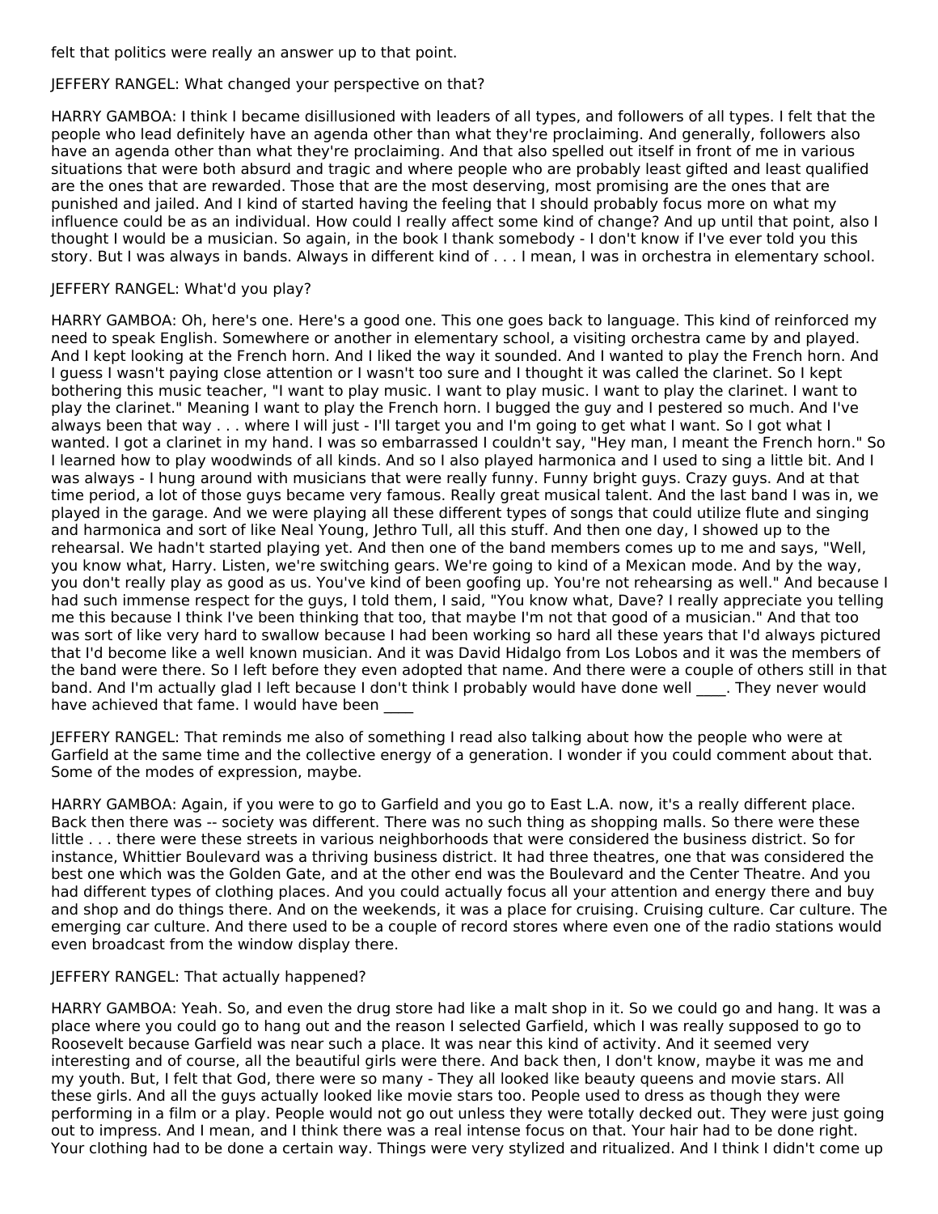felt that politics were really an answer up to that point.

JEFFERY RANGEL: What changed your perspective on that?

HARRY GAMBOA: I think I became disillusioned with leaders of all types, and followers of all types. I felt that the people who lead definitely have an agenda other than what they're proclaiming. And generally, followers also have an agenda other than what they're proclaiming. And that also spelled out itself in front of me in various situations that were both absurd and tragic and where people who are probably least gifted and least qualified are the ones that are rewarded. Those that are the most deserving, most promising are the ones that are punished and jailed. And I kind of started having the feeling that I should probably focus more on what my influence could be as an individual. How could I really affect some kind of change? And up until that point, also I thought I would be a musician. So again, in the book I thank somebody - I don't know if I've ever told you this story. But I was always in bands. Always in different kind of . . . I mean, I was in orchestra in elementary school.

JEFFERY RANGEL: What'd you play?

HARRY GAMBOA: Oh, here's one. Here's a good one. This one goes back to language. This kind of reinforced my need to speak English. Somewhere or another in elementary school, a visiting orchestra came by and played. And I kept looking at the French horn. And I liked the way it sounded. And I wanted to play the French horn. And I guess I wasn't paying close attention or I wasn't too sure and I thought it was called the clarinet. So I kept bothering this music teacher, "I want to play music. I want to play music. I want to play the clarinet. I want to play the clarinet." Meaning I want to play the French horn. I bugged the guy and I pestered so much. And I've always been that way . . . where I will just - I'll target you and I'm going to get what I want. So I got what I wanted. I got a clarinet in my hand. I was so embarrassed I couldn't say, "Hey man, I meant the French horn." So I learned how to play woodwinds of all kinds. And so I also played harmonica and I used to sing a little bit. And I was always - I hung around with musicians that were really funny. Funny bright guys. Crazy guys. And at that time period, a lot of those guys became very famous. Really great musical talent. And the last band I was in, we played in the garage. And we were playing all these different types of songs that could utilize flute and singing and harmonica and sort of like Neal Young, Jethro Tull, all this stuff. And then one day, I showed up to the rehearsal. We hadn't started playing yet. And then one of the band members comes up to me and says, "Well, you know what, Harry. Listen, we're switching gears. We're going to kind of a Mexican mode. And by the way, you don't really play as good as us. You've kind of been goofing up. You're not rehearsing as well." And because I had such immense respect for the guys, I told them, I said, "You know what, Dave? I really appreciate you telling me this because I think I've been thinking that too, that maybe I'm not that good of a musician." And that too was sort of like very hard to swallow because I had been working so hard all these years that I'd always pictured that I'd become like a well known musician. And it was David Hidalgo from Los Lobos and it was the members of the band were there. So I left before they even adopted that name. And there were a couple of others still in that band. And I'm actually glad I left because I don't think I probably would have done well ____. They never would have achieved that fame. I would have been ____

JEFFERY RANGEL: That reminds me also of something I read also talking about how the people who were at Garfield at the same time and the collective energy of a generation. I wonder if you could comment about that. Some of the modes of expression, maybe.

HARRY GAMBOA: Again, if you were to go to Garfield and you go to East L.A. now, it's a really different place. Back then there was -- society was different. There was no such thing as shopping malls. So there were these little . . . there were these streets in various neighborhoods that were considered the business district. So for instance, Whittier Boulevard was a thriving business district. It had three theatres, one that was considered the best one which was the Golden Gate, and at the other end was the Boulevard and the Center Theatre. And you had different types of clothing places. And you could actually focus all your attention and energy there and buy and shop and do things there. And on the weekends, it was a place for cruising. Cruising culture. Car culture. The emerging car culture. And there used to be a couple of record stores where even one of the radio stations would even broadcast from the window display there.

JEFFERY RANGEL: That actually happened?

HARRY GAMBOA: Yeah. So, and even the drug store had like a malt shop in it. So we could go and hang. It was a place where you could go to hang out and the reason I selected Garfield, which I was really supposed to go to Roosevelt because Garfield was near such a place. It was near this kind of activity. And it seemed very interesting and of course, all the beautiful girls were there. And back then, I don't know, maybe it was me and my youth. But, I felt that God, there were so many - They all looked like beauty queens and movie stars. All these girls. And all the guys actually looked like movie stars too. People used to dress as though they were performing in a film or a play. People would not go out unless they were totally decked out. They were just going out to impress. And I mean, and I think there was a real intense focus on that. Your hair had to be done right. Your clothing had to be done a certain way. Things were very stylized and ritualized. And I think I didn't come up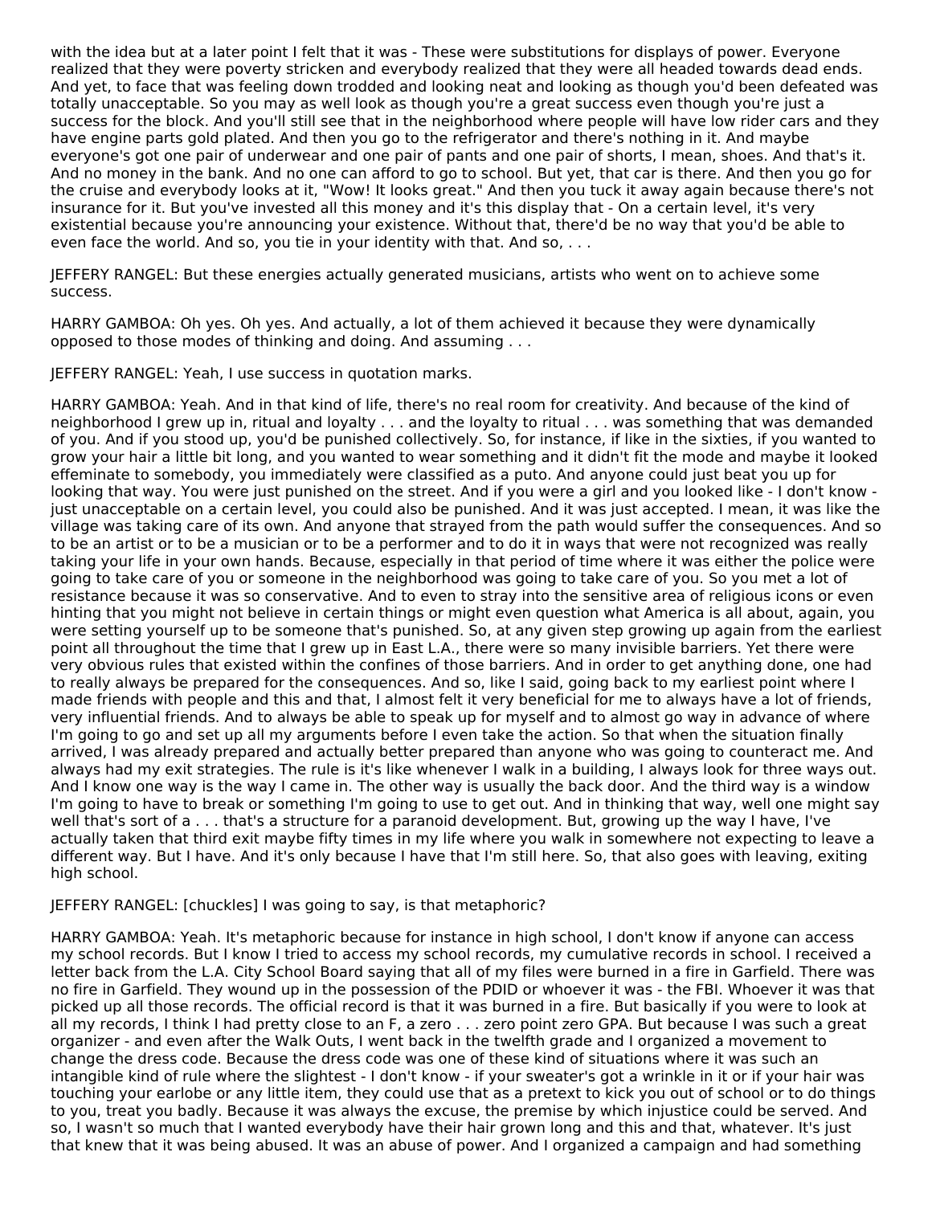with the idea but at a later point I felt that it was - These were substitutions for displays of power. Everyone realized that they were poverty stricken and everybody realized that they were all headed towards dead ends. And yet, to face that was feeling down trodded and looking neat and looking as though you'd been defeated was totally unacceptable. So you may as well look as though you're a great success even though you're just a success for the block. And you'll still see that in the neighborhood where people will have low rider cars and they have engine parts gold plated. And then you go to the refrigerator and there's nothing in it. And maybe everyone's got one pair of underwear and one pair of pants and one pair of shorts, I mean, shoes. And that's it. And no money in the bank. And no one can afford to go to school. But yet, that car is there. And then you go for the cruise and everybody looks at it, "Wow! It looks great." And then you tuck it away again because there's not insurance for it. But you've invested all this money and it's this display that - On a certain level, it's very existential because you're announcing your existence. Without that, there'd be no way that you'd be able to even face the world. And so, you tie in your identity with that. And so, . . .

JEFFERY RANGEL: But these energies actually generated musicians, artists who went on to achieve some success.

HARRY GAMBOA: Oh yes. Oh yes. And actually, a lot of them achieved it because they were dynamically opposed to those modes of thinking and doing. And assuming . . .

JEFFERY RANGEL: Yeah, I use success in quotation marks.

HARRY GAMBOA: Yeah. And in that kind of life, there's no real room for creativity. And because of the kind of neighborhood I grew up in, ritual and loyalty . . . and the loyalty to ritual . . . was something that was demanded of you. And if you stood up, you'd be punished collectively. So, for instance, if like in the sixties, if you wanted to grow your hair a little bit long, and you wanted to wear something and it didn't fit the mode and maybe it looked effeminate to somebody, you immediately were classified as a puto. And anyone could just beat you up for looking that way. You were just punished on the street. And if you were a girl and you looked like - I don't know - just unacceptable on a certain level, you could also be punished. And it was just accepted. I mean, it was like the village was taking care of its own. And anyone that strayed from the path would suffer the consequences. And so to be an artist or to be a musician or to be a performer and to do it in ways that were not recognized was really taking your life in your own hands. Because, especially in that period of time where it was either the police were going to take care of you or someone in the neighborhood was going to take care of you. So you met a lot of resistance because it was so conservative. And to even to stray into the sensitive area of religious icons or even hinting that you might not believe in certain things or might even question what America is all about, again, you were setting yourself up to be someone that's punished. So, at any given step growing up again from the earliest point all throughout the time that I grew up in East L.A., there were so many invisible barriers. Yet there were very obvious rules that existed within the confines of those barriers. And in order to get anything done, one had to really always be prepared for the consequences. And so, like I said, going back to my earliest point where I made friends with people and this and that, I almost felt it very beneficial for me to always have a lot of friends, very influential friends. And to always be able to speak up for myself and to almost go way in advance of where I'm going to go and set up all my arguments before I even take the action. So that when the situation finally arrived, I was already prepared and actually better prepared than anyone who was going to counteract me. And always had my exit strategies. The rule is it's like whenever I walk in a building, I always look for three ways out. And I know one way is the way I came in. The other way is usually the back door. And the third way is a window I'm going to have to break or something I'm going to use to get out. And in thinking that way, well one might say well that's sort of a . . . that's a structure for a paranoid development. But, growing up the way I have, I've actually taken that third exit maybe fifty times in my life where you walk in somewhere not expecting to leave a different way. But I have. And it's only because I have that I'm still here. So, that also goes with leaving, exiting high school.

JEFFERY RANGEL: [chuckles] I was going to say, is that metaphoric?

HARRY GAMBOA: Yeah. It's metaphoric because for instance in high school, I don't know if anyone can access my school records. But I know I tried to access my school records, my cumulative records in school. I received a letter back from the L.A. City School Board saying that all of my files were burned in a fire in Garfield. There was no fire in Garfield. They wound up in the possession of the PDID or whoever it was - the FBI. Whoever it was that picked up all those records. The official record is that it was burned in a fire. But basically if you were to look at all my records, I think I had pretty close to an F, a zero . . . zero point zero GPA. But because I was such a great organizer - and even after the Walk Outs, I went back in the twelfth grade and I organized a movement to change the dress code. Because the dress code was one of these kind of situations where it was such an intangible kind of rule where the slightest - I don't know - if your sweater's got a wrinkle in it or if your hair was touching your earlobe or any little item, they could use that as a pretext to kick you out of school or to do things to you, treat you badly. Because it was always the excuse, the premise by which injustice could be served. And so, I wasn't so much that I wanted everybody have their hair grown long and this and that, whatever. It's just that knew that it was being abused. It was an abuse of power. And I organized a campaign and had something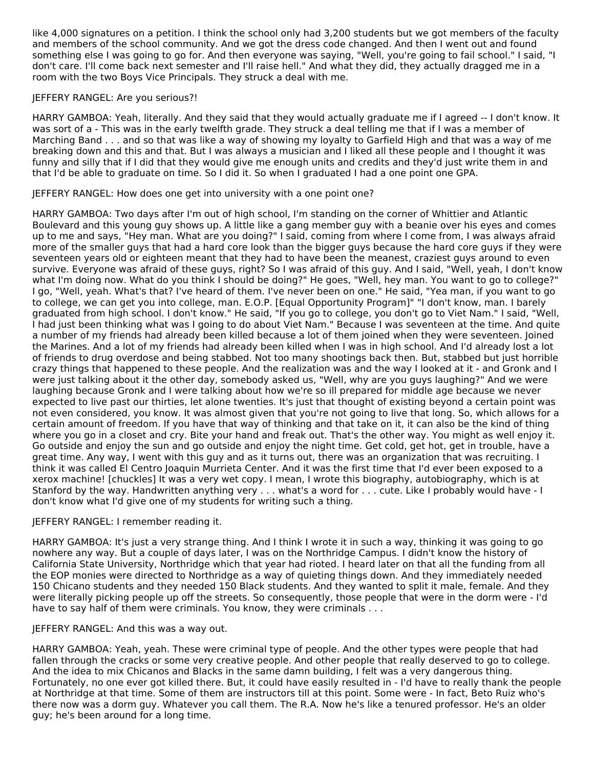like 4,000 signatures on a petition. I think the school only had 3,200 students but we got members of the faculty and members of the school community. And we got the dress code changed. And then I went out and found something else I was going to go for. And then everyone was saying, "Well, you're going to fail school." I said, "I don't care. I'll come back next semester and I'll raise hell." And what they did, they actually dragged me in a room with the two Boys Vice Principals. They struck a deal with me.

JEFFERY RANGEL: Are you serious?!

HARRY GAMBOA: Yeah, literally. And they said that they would actually graduate me if I agreed -- I don't know. It was sort of a - This was in the early twelfth grade. They struck a deal telling me that if I was a member of Marching Band . . . and so that was like a way of showing my loyalty to Garfield High and that was a way of me breaking down and this and that. But I was always a musician and I liked all these people and I thought it was funny and silly that if I did that they would give me enough units and credits and they'd just write them in and that I'd be able to graduate on time. So I did it. So when I graduated I had a one point one GPA.

JEFFERY RANGEL: How does one get into university with a one point one?

HARRY GAMBOA: Two days after I'm out of high school, I'm standing on the corner of Whittier and Atlantic Boulevard and this young guy shows up. A little like a gang member guy with a beanie over his eyes and comes up to me and says, "Hey man. What are you doing?" I said, coming from where I come from, I was always afraid more of the smaller guys that had a hard core look than the bigger guys because the hard core guys if they were seventeen years old or eighteen meant that they had to have been the meanest, craziest guys around to even survive. Everyone was afraid of these guys, right? So I was afraid of this guy. And I said, "Well, yeah, I don't know what I'm doing now. What do you think I should be doing?" He goes, "Well, hey man. You want to go to college?" I go, "Well, yeah. What's that? I've heard of them. I've never been on one." He said, "Yea man, if you want to go to college, we can get you into college, man. E.O.P. [Equal Opportunity Program]" "I don't know, man. I barely graduated from high school. I don't know." He said, "If you go to college, you don't go to Viet Nam." I said, "Well, I had just been thinking what was I going to do about Viet Nam." Because I was seventeen at the time. And quite a number of my friends had already been killed because a lot of them joined when they were seventeen. Joined the Marines. And a lot of my friends had already been killed when I was in high school. And I'd already lost a lot of friends to drug overdose and being stabbed. Not too many shootings back then. But, stabbed but just horrible crazy things that happened to these people. And the realization was and the way I looked at it - and Gronk and I were just talking about it the other day, somebody asked us, "Well, why are you guys laughing?" And we were laughing because Gronk and I were talking about how we're so ill prepared for middle age because we never expected to live past our thirties, let alone twenties. It's just that thought of existing beyond a certain point was not even considered, you know. It was almost given that you're not going to live that long. So, which allows for a certain amount of freedom. If you have that way of thinking and that take on it, it can also be the kind of thing where you go in a closet and cry. Bite your hand and freak out. That's the other way. You might as well enjoy it. Go outside and enjoy the sun and go outside and enjoy the night time. Get cold, get hot, get in trouble, have a great time. Any way, I went with this guy and as it turns out, there was an organization that was recruiting. I think it was called El Centro Joaquin Murrieta Center. And it was the first time that I'd ever been exposed to a xerox machine! [chuckles] It was a very wet copy. I mean, I wrote this biography, autobiography, which is at Stanford by the way. Handwritten anything very . . . what's a word for . . . cute. Like I probably would have - I don't know what I'd give one of my students for writing such a thing.

JEFFERY RANGEL: I remember reading it.

HARRY GAMBOA: It's just a very strange thing. And I think I wrote it in such a way, thinking it was going to go nowhere any way. But a couple of days later, I was on the Northridge Campus. I didn't know the history of California State University, Northridge which that year had rioted. I heard later on that all the funding from all the EOP monies were directed to Northridge as a way of quieting things down. And they immediately needed 150 Chicano students and they needed 150 Black students. And they wanted to split it male, female. And they were literally picking people up off the streets. So consequently, those people that were in the dorm were - I'd have to say half of them were criminals. You know, they were criminals . . .

JEFFERY RANGEL: And this was a way out.

HARRY GAMBOA: Yeah, yeah. These were criminal type of people. And the other types were people that had fallen through the cracks or some very creative people. And other people that really deserved to go to college. And the idea to mix Chicanos and Blacks in the same damn building, I felt was a very dangerous thing. Fortunately, no one ever got killed there. But, it could have easily resulted in - I'd have to really thank the people at Northridge at that time. Some of them are instructors till at this point. Some were - In fact, Beto Ruiz who's there now was a dorm guy. Whatever you call them. The R.A. Now he's like a tenured professor. He's an older guy; he's been around for a long time.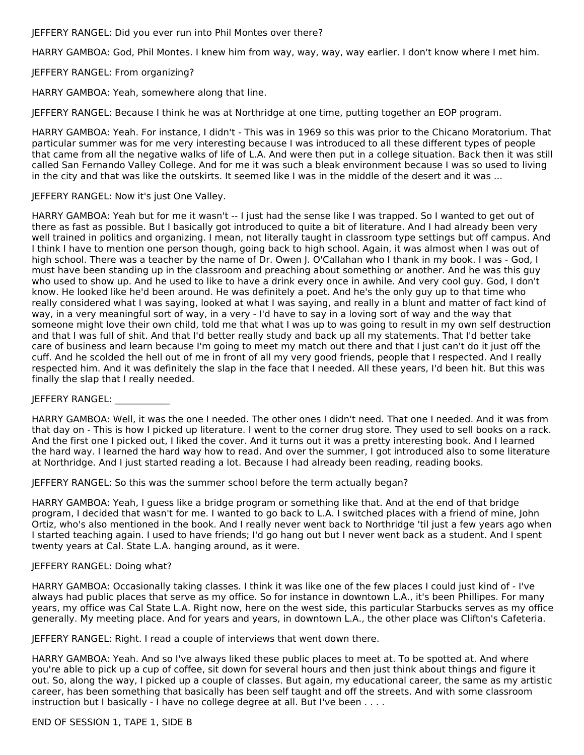JEFFERY RANGEL: Did you ever run into Phil Montes over there?

HARRY GAMBOA: God, Phil Montes. I knew him from way, way, way, way earlier. I don't know where I met him.

JEFFERY RANGEL: From organizing?

HARRY GAMBOA: Yeah, somewhere along that line.

JEFFERY RANGEL: Because I think he was at Northridge at one time, putting together an EOP program.

HARRY GAMBOA: Yeah. For instance, I didn't - This was in 1969 so this was prior to the Chicano Moratorium. That particular summer was for me very interesting because I was introduced to all these different types of people that came from all the negative walks of life of L.A. And were then put in a college situation. Back then it was still called San Fernando Valley College. And for me it was such a bleak environment because I was so used to living in the city and that was like the outskirts. It seemed like I was in the middle of the desert and it was ...

JEFFERY RANGEL: Now it's just One Valley.

HARRY GAMBOA: Yeah but for me it wasn't -- I just had the sense like I was trapped. So I wanted to get out of there as fast as possible. But I basically got introduced to quite a bit of literature. And I had already been very well trained in politics and organizing. I mean, not literally taught in classroom type settings but off campus. And I think I have to mention one person though, going back to high school. Again, it was almost when I was out of high school. There was a teacher by the name of Dr. Owen J. O'Callahan who I thank in my book. I was - God, I must have been standing up in the classroom and preaching about something or another. And he was this guy who used to show up. And he used to like to have a drink every once in awhile. And very cool guy. God, I don't know. He looked like he'd been around. He was definitely a poet. And he's the only guy up to that time who really considered what I was saying, looked at what I was saying, and really in a blunt and matter of fact kind of way, in a very meaningful sort of way, in a very - I'd have to say in a loving sort of way and the way that someone might love their own child, told me that what I was up to was going to result in my own self destruction and that I was full of shit. And that I'd better really study and back up all my statements. That I'd better take care of business and learn because I'm going to meet my match out there and that I just can't do it just off the cuff. And he scolded the hell out of me in front of all my very good friends, people that I respected. And I really respected him. And it was definitely the slap in the face that I needed. All these years, I'd been hit. But this was finally the slap that I really needed.

JEFFERY RANGEL: ____________

HARRY GAMBOA: Well, it was the one I needed. The other ones I didn't need. That one I needed. And it was from that day on - This is how I picked up literature. I went to the corner drug store. They used to sell books on a rack. And the first one I picked out, I liked the cover. And it turns out it was a pretty interesting book. And I learned the hard way. I learned the hard way how to read. And over the summer, I got introduced also to some literature at Northridge. And I just started reading a lot. Because I had already been reading, reading books.

JEFFERY RANGEL: So this was the summer school before the term actually began?

HARRY GAMBOA: Yeah, I guess like a bridge program or something like that. And at the end of that bridge program, I decided that wasn't for me. I wanted to go back to L.A. I switched places with a friend of mine, John Ortiz, who's also mentioned in the book. And I really never went back to Northridge 'til just a few years ago when I started teaching again. I used to have friends; I'd go hang out but I never went back as a student. And I spent twenty years at Cal. State L.A. hanging around, as it were.

JEFFERY RANGEL: Doing what?

HARRY GAMBOA: Occasionally taking classes. I think it was like one of the few places I could just kind of - I've always had public places that serve as my office. So for instance in downtown L.A., it's been Phillipes. For many years, my office was Cal State L.A. Right now, here on the west side, this particular Starbucks serves as my office generally. My meeting place. And for years and years, in downtown L.A., the other place was Clifton's Cafeteria.

JEFFERY RANGEL: Right. I read a couple of interviews that went down there.

HARRY GAMBOA: Yeah. And so I've always liked these public places to meet at. To be spotted at. And where you're able to pick up a cup of coffee, sit down for several hours and then just think about things and figure it out. So, along the way, I picked up a couple of classes. But again, my educational career, the same as my artistic career, has been something that basically has been self taught and off the streets. And with some classroom instruction but I basically - I have no college degree at all. But I've been . . . .

END OF SESSION 1, TAPE 1, SIDE B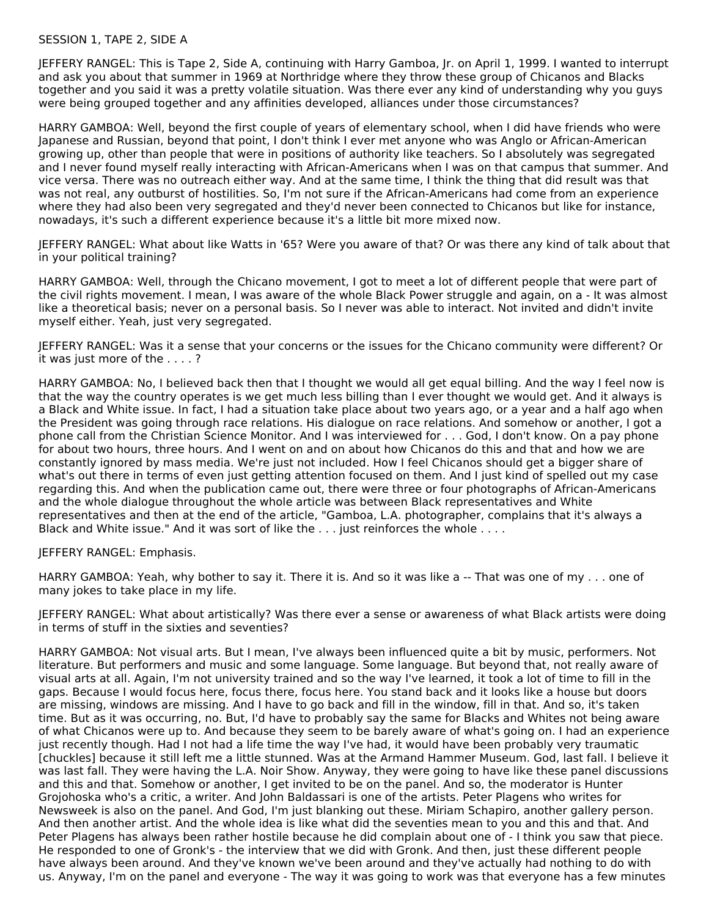SESSION 1, TAPE 2, SIDE A

JEFFERY RANGEL: This is Tape 2, Side A, continuing with Harry Gamboa, Jr. on April 1, 1999. I wanted to interrupt and ask you about that summer in 1969 at Northridge where they throw these group of Chicanos and Blacks together and you said it was a pretty volatile situation. Was there ever any kind of understanding why you guys were being grouped together and any affinities developed, alliances under those circumstances?

HARRY GAMBOA: Well, beyond the first couple of years of elementary school, when I did have friends who were Japanese and Russian, beyond that point, I don't think I ever met anyone who was Anglo or African-American growing up, other than people that were in positions of authority like teachers. So I absolutely was segregated and I never found myself really interacting with African-Americans when I was on that campus that summer. And vice versa. There was no outreach either way. And at the same time, I think the thing that did result was that was not real, any outburst of hostilities. So, I'm not sure if the African-Americans had come from an experience where they had also been very segregated and they'd never been connected to Chicanos but like for instance, nowadays, it's such a different experience because it's a little bit more mixed now.

JEFFERY RANGEL: What about like Watts in '65? Were you aware of that? Or was there any kind of talk about that in your political training?

HARRY GAMBOA: Well, through the Chicano movement, I got to meet a lot of different people that were part of the civil rights movement. I mean, I was aware of the whole Black Power struggle and again, on a - It was almost like a theoretical basis; never on a personal basis. So I never was able to interact. Not invited and didn't invite myself either. Yeah, just very segregated.

JEFFERY RANGEL: Was it a sense that your concerns or the issues for the Chicano community were different? Or it was just more of the . . . . ?

HARRY GAMBOA: No, I believed back then that I thought we would all get equal billing. And the way I feel now is that the way the country operates is we get much less billing than I ever thought we would get. And it always is a Black and White issue. In fact, I had a situation take place about two years ago, or a year and a half ago when the President was going through race relations. His dialogue on race relations. And somehow or another, I got a phone call from the Christian Science Monitor. And I was interviewed for . . . God, I don't know. On a pay phone for about two hours, three hours. And I went on and on about how Chicanos do this and that and how we are constantly ignored by mass media. We're just not included. How I feel Chicanos should get a bigger share of what's out there in terms of even just getting attention focused on them. And I just kind of spelled out my case regarding this. And when the publication came out, there were three or four photographs of African-Americans and the whole dialogue throughout the whole article was between Black representatives and White representatives and then at the end of the article, "Gamboa, L.A. photographer, complains that it's always a Black and White issue." And it was sort of like the . . . just reinforces the whole . . . .

JEFFERY RANGEL: Emphasis.

HARRY GAMBOA: Yeah, why bother to say it. There it is. And so it was like a -- That was one of my . . . one of many jokes to take place in my life.

JEFFERY RANGEL: What about artistically? Was there ever a sense or awareness of what Black artists were doing in terms of stuff in the sixties and seventies?

HARRY GAMBOA: Not visual arts. But I mean, I've always been influenced quite a bit by music, performers. Not literature. But performers and music and some language. Some language. But beyond that, not really aware of visual arts at all. Again, I'm not university trained and so the way I've learned, it took a lot of time to fill in the gaps. Because I would focus here, focus there, focus here. You stand back and it looks like a house but doors are missing, windows are missing. And I have to go back and fill in the window, fill in that. And so, it's taken time. But as it was occurring, no. But, I'd have to probably say the same for Blacks and Whites not being aware of what Chicanos were up to. And because they seem to be barely aware of what's going on. I had an experience just recently though. Had I not had a life time the way I've had, it would have been probably very traumatic [chuckles] because it still left me a little stunned. Was at the Armand Hammer Museum. God, last fall. I believe it was last fall. They were having the L.A. Noir Show. Anyway, they were going to have like these panel discussions and this and that. Somehow or another, I get invited to be on the panel. And so, the moderator is Hunter Grojohoska who's a critic, a writer. And John Baldassari is one of the artists. Peter Plagens who writes for Newsweek is also on the panel. And God, I'm just blanking out these. Miriam Schapiro, another gallery person. And then another artist. And the whole idea is like what did the seventies mean to you and this and that. And Peter Plagens has always been rather hostile because he did complain about one of - I think you saw that piece. He responded to one of Gronk's - the interview that we did with Gronk. And then, just these different people have always been around. And they've known we've been around and they've actually had nothing to do with us. Anyway, I'm on the panel and everyone - The way it was going to work was that everyone has a few minutes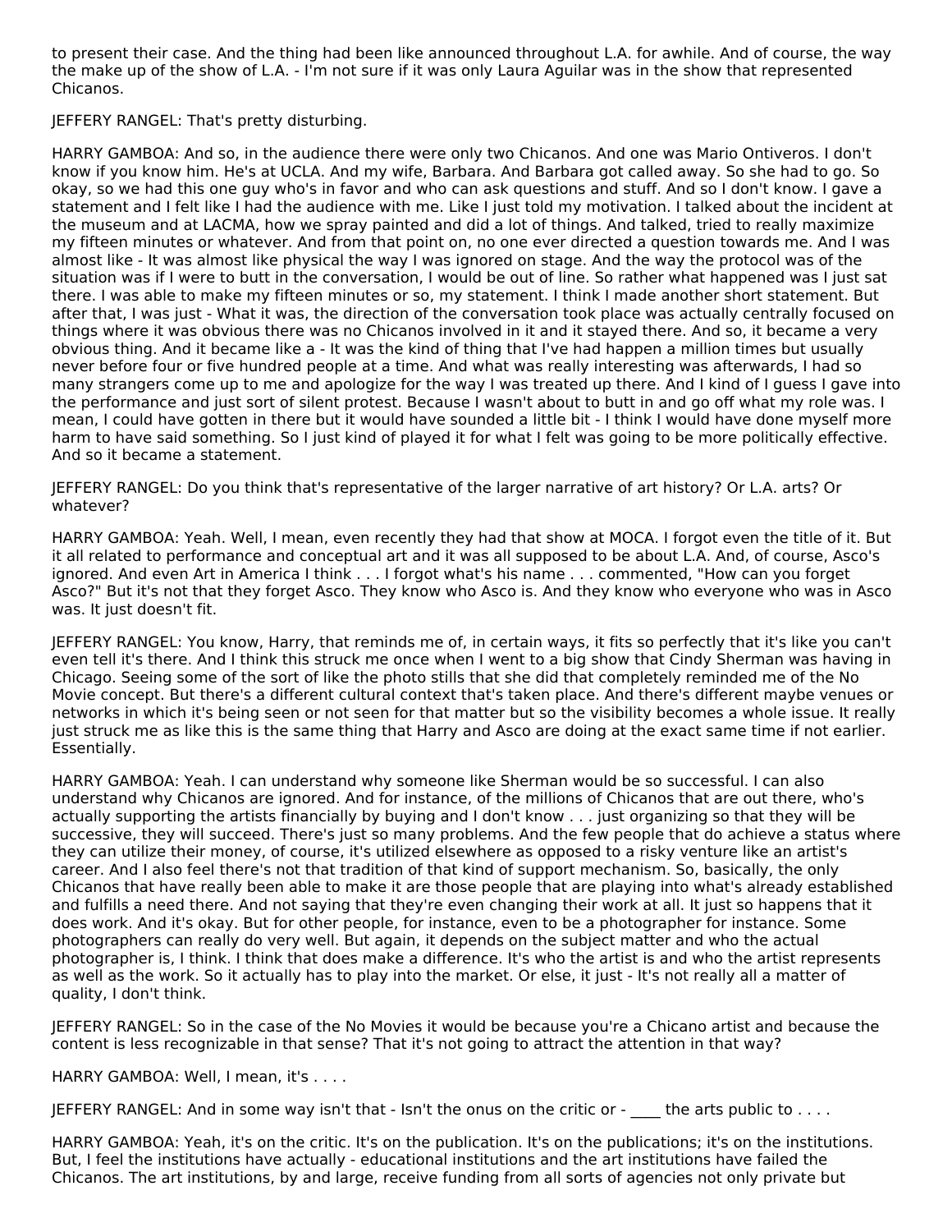to present their case. And the thing had been like announced throughout L.A. for awhile. And of course, the way the make up of the show of L.A. - I'm not sure if it was only Laura Aguilar was in the show that represented Chicanos.

JEFFERY RANGEL: That's pretty disturbing.

HARRY GAMBOA: And so, in the audience there were only two Chicanos. And one was Mario Ontiveros. I don't know if you know him. He's at UCLA. And my wife, Barbara. And Barbara got called away. So she had to go. So okay, so we had this one guy who's in favor and who can ask questions and stuff. And so I don't know. I gave a statement and I felt like I had the audience with me. Like I just told my motivation. I talked about the incident at the museum and at LACMA, how we spray painted and did a lot of things. And talked, tried to really maximize my fifteen minutes or whatever. And from that point on, no one ever directed a question towards me. And I was almost like - It was almost like physical the way I was ignored on stage. And the way the protocol was of the situation was if I were to butt in the conversation, I would be out of line. So rather what happened was I just sat there. I was able to make my fifteen minutes or so, my statement. I think I made another short statement. But after that, I was just - What it was, the direction of the conversation took place was actually centrally focused on things where it was obvious there was no Chicanos involved in it and it stayed there. And so, it became a very obvious thing. And it became like a - It was the kind of thing that I've had happen a million times but usually never before four or five hundred people at a time. And what was really interesting was afterwards, I had so many strangers come up to me and apologize for the way I was treated up there. And I kind of I guess I gave into the performance and just sort of silent protest. Because I wasn't about to butt in and go off what my role was. I mean, I could have gotten in there but it would have sounded a little bit - I think I would have done myself more harm to have said something. So I just kind of played it for what I felt was going to be more politically effective. And so it became a statement.

JEFFERY RANGEL: Do you think that's representative of the larger narrative of art history? Or L.A. arts? Or whatever?

HARRY GAMBOA: Yeah. Well, I mean, even recently they had that show at MOCA. I forgot even the title of it. But it all related to performance and conceptual art and it was all supposed to be about L.A. And, of course, Asco's ignored. And even Art in America I think . . . I forgot what's his name . . . commented, "How can you forget Asco?" But it's not that they forget Asco. They know who Asco is. And they know who everyone who was in Asco was. It just doesn't fit.

JEFFERY RANGEL: You know, Harry, that reminds me of, in certain ways, it fits so perfectly that it's like you can't even tell it's there. And I think this struck me once when I went to a big show that Cindy Sherman was having in Chicago. Seeing some of the sort of like the photo stills that she did that completely reminded me of the No Movie concept. But there's a different cultural context that's taken place. And there's different maybe venues or networks in which it's being seen or not seen for that matter but so the visibility becomes a whole issue. It really just struck me as like this is the same thing that Harry and Asco are doing at the exact same time if not earlier. Essentially.

HARRY GAMBOA: Yeah. I can understand why someone like Sherman would be so successful. I can also understand why Chicanos are ignored. And for instance, of the millions of Chicanos that are out there, who's actually supporting the artists financially by buying and I don't know . . . just organizing so that they will be successive, they will succeed. There's just so many problems. And the few people that do achieve a status where they can utilize their money, of course, it's utilized elsewhere as opposed to a risky venture like an artist's career. And I also feel there's not that tradition of that kind of support mechanism. So, basically, the only Chicanos that have really been able to make it are those people that are playing into what's already established and fulfills a need there. And not saying that they're even changing their work at all. It just so happens that it does work. And it's okay. But for other people, for instance, even to be a photographer for instance. Some photographers can really do very well. But again, it depends on the subject matter and who the actual photographer is, I think. I think that does make a difference. It's who the artist is and who the artist represents as well as the work. So it actually has to play into the market. Or else, it just - It's not really all a matter of quality, I don't think.

JEFFERY RANGEL: So in the case of the No Movies it would be because you're a Chicano artist and because the content is less recognizable in that sense? That it's not going to attract the attention in that way?

HARRY GAMBOA: Well, I mean, it's . . . .

JEFFERY RANGEL: And in some way isn't that - Isn't the onus on the critic or - ____ the arts public to . . . .

HARRY GAMBOA: Yeah, it's on the critic. It's on the publication. It's on the publications; it's on the institutions. But, I feel the institutions have actually - educational institutions and the art institutions have failed the Chicanos. The art institutions, by and large, receive funding from all sorts of agencies not only private but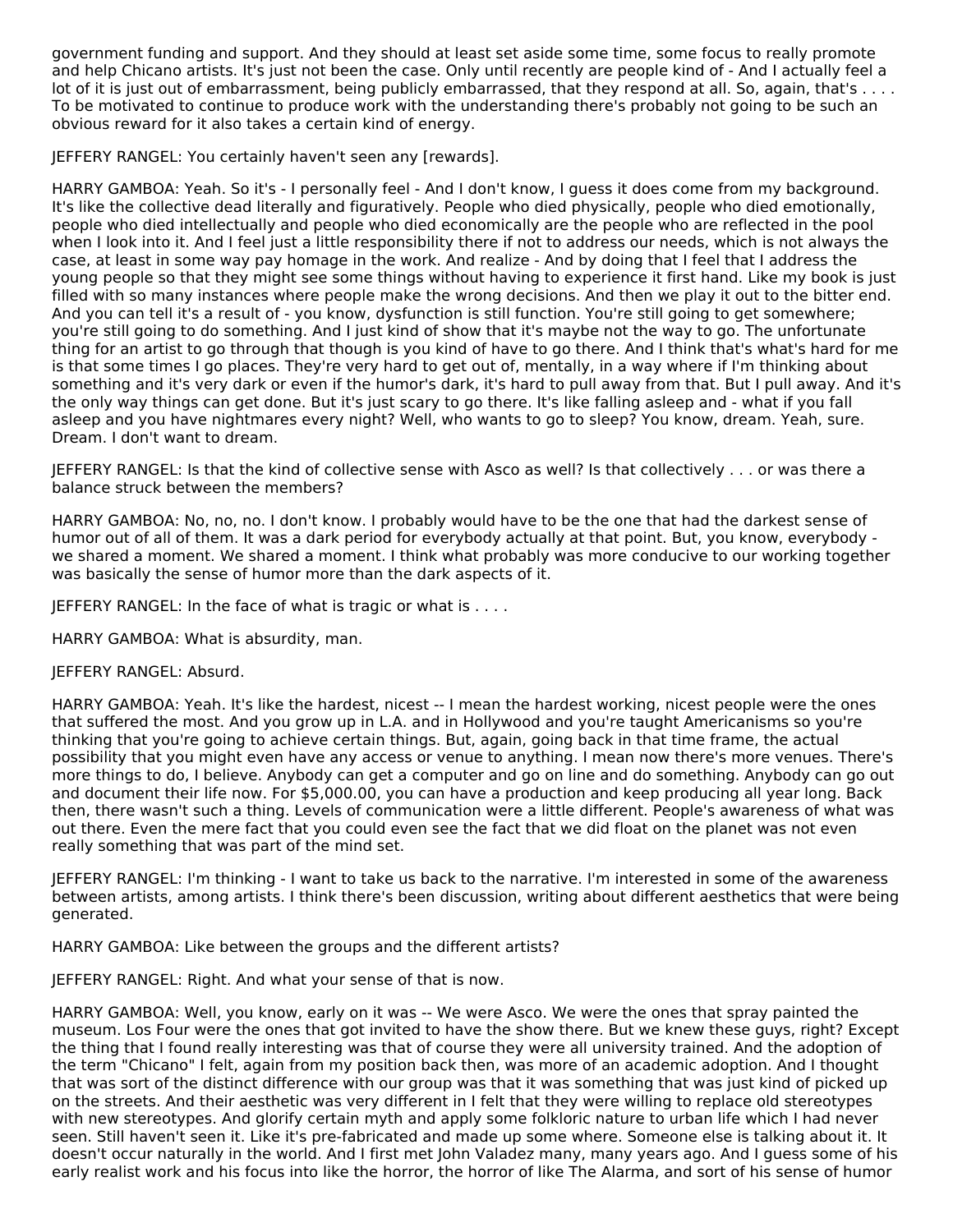government funding and support. And they should at least set aside some time, some focus to really promote and help Chicano artists. It's just not been the case. Only until recently are people kind of - And I actually feel a lot of it is just out of embarrassment, being publicly embarrassed, that they respond at all. So, again, that's . . . . To be motivated to continue to produce work with the understanding there's probably not going to be such an obvious reward for it also takes a certain kind of energy.

JEFFERY RANGEL: You certainly haven't seen any [rewards].

HARRY GAMBOA: Yeah. So it's - I personally feel - And I don't know, I guess it does come from my background. It's like the collective dead literally and figuratively. People who died physically, people who died emotionally, people who died intellectually and people who died economically are the people who are reflected in the pool when I look into it. And I feel just a little responsibility there if not to address our needs, which is not always the case, at least in some way pay homage in the work. And realize - And by doing that I feel that I address the young people so that they might see some things without having to experience it first hand. Like my book is just filled with so many instances where people make the wrong decisions. And then we play it out to the bitter end. And you can tell it's a result of - you know, dysfunction is still function. You're still going to get somewhere; you're still going to do something. And I just kind of show that it's maybe not the way to go. The unfortunate thing for an artist to go through that though is you kind of have to go there. And I think that's what's hard for me is that some times I go places. They're very hard to get out of, mentally, in a way where if I'm thinking about something and it's very dark or even if the humor's dark, it's hard to pull away from that. But I pull away. And it's the only way things can get done. But it's just scary to go there. It's like falling asleep and - what if you fall asleep and you have nightmares every night? Well, who wants to go to sleep? You know, dream. Yeah, sure. Dream. I don't want to dream.

JEFFERY RANGEL: Is that the kind of collective sense with Asco as well? Is that collectively . . . or was there a balance struck between the members?

HARRY GAMBOA: No, no, no. I don't know. I probably would have to be the one that had the darkest sense of humor out of all of them. It was a dark period for everybody actually at that point. But, you know, everybody - we shared a moment. We shared a moment. I think what probably was more conducive to our working together was basically the sense of humor more than the dark aspects of it.

JEFFERY RANGEL: In the face of what is tragic or what is . . . .

HARRY GAMBOA: What is absurdity, man.

JEFFERY RANGEL: Absurd.

HARRY GAMBOA: Yeah. It's like the hardest, nicest -- I mean the hardest working, nicest people were the ones that suffered the most. And you grow up in L.A. and in Hollywood and you're taught Americanisms so you're thinking that you're going to achieve certain things. But, again, going back in that time frame, the actual possibility that you might even have any access or venue to anything. I mean now there's more venues. There's more things to do, I believe. Anybody can get a computer and go on line and do something. Anybody can go out and document their life now. For $5,000.00, you can have a production and keep producing all year long. Back then, there wasn't such a thing. Levels of communication were a little different. People's awareness of what was out there. Even the mere fact that you could even see the fact that we did float on the planet was not even really something that was part of the mind set.

JEFFERY RANGEL: I'm thinking - I want to take us back to the narrative. I'm interested in some of the awareness between artists, among artists. I think there's been discussion, writing about different aesthetics that were being generated.

HARRY GAMBOA: Like between the groups and the different artists?

JEFFERY RANGEL: Right. And what your sense of that is now.

HARRY GAMBOA: Well, you know, early on it was -- We were Asco. We were the ones that spray painted the museum. Los Four were the ones that got invited to have the show there. But we knew these guys, right? Except the thing that I found really interesting was that of course they were all university trained. And the adoption of the term "Chicano" I felt, again from my position back then, was more of an academic adoption. And I thought that was sort of the distinct difference with our group was that it was something that was just kind of picked up on the streets. And their aesthetic was very different in I felt that they were willing to replace old stereotypes with new stereotypes. And glorify certain myth and apply some folkloric nature to urban life which I had never seen. Still haven't seen it. Like it's pre-fabricated and made up some where. Someone else is talking about it. It doesn't occur naturally in the world. And I first met John Valadez many, many years ago. And I guess some of his early realist work and his focus into like the horror, the horror of like The Alarma, and sort of his sense of humor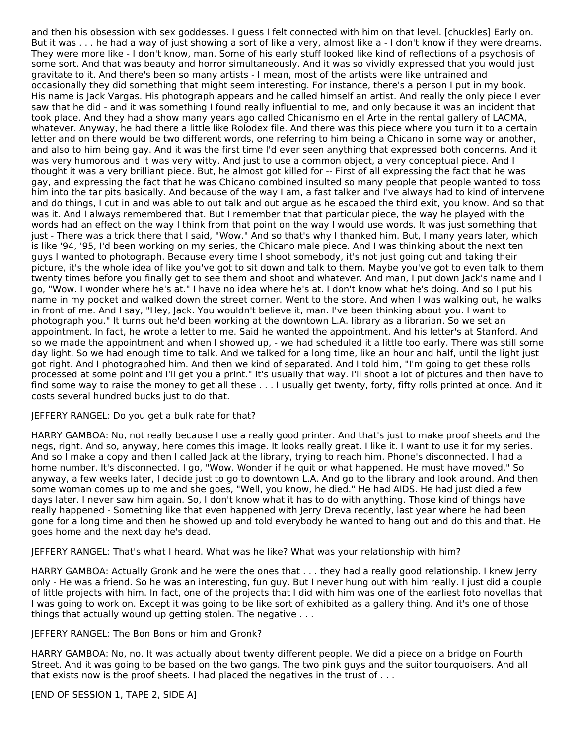and then his obsession with sex goddesses. I guess I felt connected with him on that level. [chuckles] Early on. But it was . . . he had a way of just showing a sort of like a very, almost like a - I don't know if they were dreams. They were more like - I don't know, man. Some of his early stuff looked like kind of reflections of a psychosis of some sort. And that was beauty and horror simultaneously. And it was so vividly expressed that you would just gravitate to it. And there's been so many artists - I mean, most of the artists were like untrained and occasionally they did something that might seem interesting. For instance, there's a person I put in my book. His name is Jack Vargas. His photograph appears and he called himself an artist. And really the only piece I ever saw that he did - and it was something I found really influential to me, and only because it was an incident that took place. And they had a show many years ago called Chicanismo en el Arte in the rental gallery of LACMA, whatever. Anyway, he had there a little like Rolodex file. And there was this piece where you turn it to a certain letter and on there would be two different words, one referring to him being a Chicano in some way or another, and also to him being gay. And it was the first time I'd ever seen anything that expressed both concerns. And it was very humorous and it was very witty. And just to use a common object, a very conceptual piece. And I thought it was a very brilliant piece. But, he almost got killed for -- First of all expressing the fact that he was gay, and expressing the fact that he was Chicano combined insulted so many people that people wanted to toss him into the tar pits basically. And because of the way I am, a fast talker and I've always had to kind of intervene and do things, I cut in and was able to out talk and out argue as he escaped the third exit, you know. And so that was it. And I always remembered that. But I remember that that particular piece, the way he played with the words had an effect on the way I think from that point on the way I would use words. It was just something that just - There was a trick there that I said, "Wow." And so that's why I thanked him. But, I many years later, which is like '94, '95, I'd been working on my series, the Chicano male piece. And I was thinking about the next ten guys I wanted to photograph. Because every time I shoot somebody, it's not just going out and taking their picture, it's the whole idea of like you've got to sit down and talk to them. Maybe you've got to even talk to them twenty times before you finally get to see them and shoot and whatever. And man, I put down Jack's name and I go, "Wow. I wonder where he's at." I have no idea where he's at. I don't know what he's doing. And so I put his name in my pocket and walked down the street corner. Went to the store. And when I was walking out, he walks in front of me. And I say, "Hey, Jack. You wouldn't believe it, man. I've been thinking about you. I want to photograph you." It turns out he'd been working at the downtown L.A. library as a librarian. So we set an appointment. In fact, he wrote a letter to me. Said he wanted the appointment. And his letter's at Stanford. And so we made the appointment and when I showed up, - we had scheduled it a little too early. There was still some day light. So we had enough time to talk. And we talked for a long time, like an hour and half, until the light just got right. And I photographed him. And then we kind of separated. And I told him, "I'm going to get these rolls processed at some point and I'll get you a print." It's usually that way. I'll shoot a lot of pictures and then have to find some way to raise the money to get all these . . . I usually get twenty, forty, fifty rolls printed at once. And it costs several hundred bucks just to do that.

JEFFERY RANGEL: Do you get a bulk rate for that?

HARRY GAMBOA: No, not really because I use a really good printer. And that's just to make proof sheets and the negs, right. And so, anyway, here comes this image. It looks really great. I like it. I want to use it for my series. And so I make a copy and then I called Jack at the library, trying to reach him. Phone's disconnected. I had a home number. It's disconnected. I go, "Wow. Wonder if he quit or what happened. He must have moved." So anyway, a few weeks later, I decide just to go to downtown L.A. And go to the library and look around. And then some woman comes up to me and she goes, "Well, you know, he died." He had AIDS. He had just died a few days later. I never saw him again. So, I don't know what it has to do with anything. Those kind of things have really happened - Something like that even happened with Jerry Dreva recently, last year where he had been gone for a long time and then he showed up and told everybody he wanted to hang out and do this and that. He goes home and the next day he's dead.

JEFFERY RANGEL: That's what I heard. What was he like? What was your relationship with him?

HARRY GAMBOA: Actually Gronk and he were the ones that . . . they had a really good relationship. I knew Jerry only - He was a friend. So he was an interesting, fun guy. But I never hung out with him really. I just did a couple of little projects with him. In fact, one of the projects that I did with him was one of the earliest foto novellas that I was going to work on. Except it was going to be like sort of exhibited as a gallery thing. And it's one of those things that actually wound up getting stolen. The negative . . .

JEFFERY RANGEL: The Bon Bons or him and Gronk?

HARRY GAMBOA: No, no. It was actually about twenty different people. We did a piece on a bridge on Fourth Street. And it was going to be based on the two gangs. The two pink guys and the suitor tourquoisers. And all that exists now is the proof sheets. I had placed the negatives in the trust of . . .

[END OF SESSION 1, TAPE 2, SIDE A]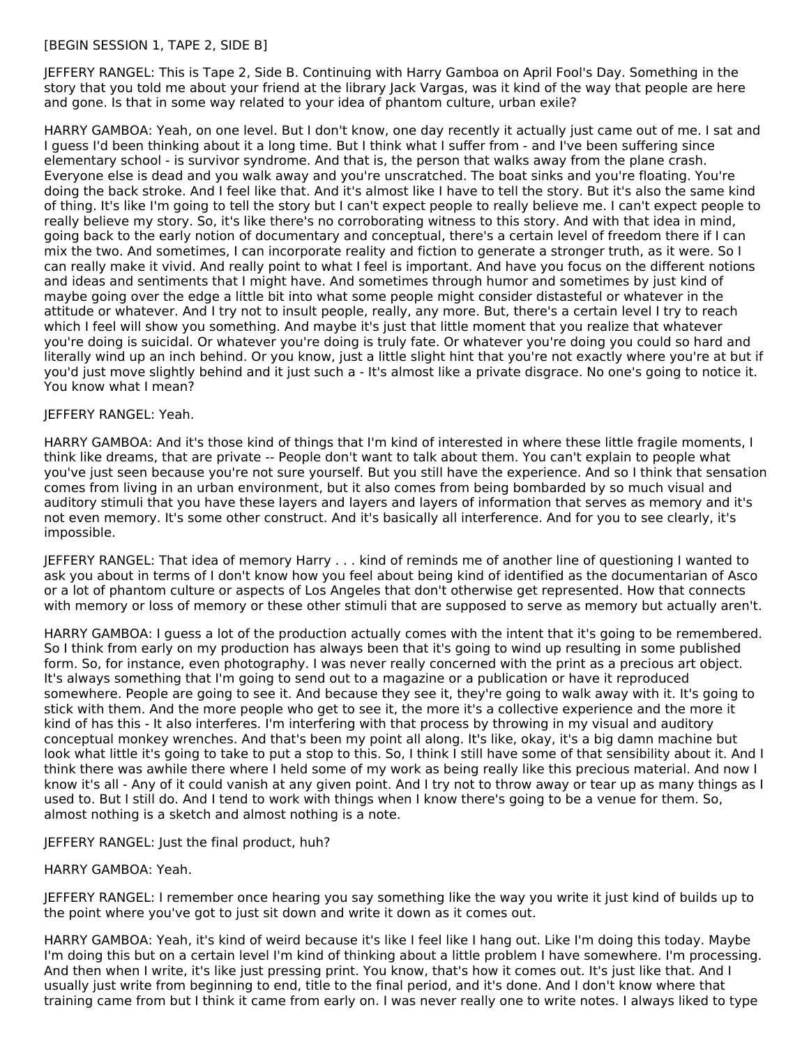[BEGIN SESSION 1, TAPE 2, SIDE B]

JEFFERY RANGEL: This is Tape 2, Side B. Continuing with Harry Gamboa on April Fool's Day. Something in the story that you told me about your friend at the library Jack Vargas, was it kind of the way that people are here and gone. Is that in some way related to your idea of phantom culture, urban exile?

HARRY GAMBOA: Yeah, on one level. But I don't know, one day recently it actually just came out of me. I sat and I guess I'd been thinking about it a long time. But I think what I suffer from - and I've been suffering since elementary school - is survivor syndrome. And that is, the person that walks away from the plane crash. Everyone else is dead and you walk away and you're unscratched. The boat sinks and you're floating. You're doing the back stroke. And I feel like that. And it's almost like I have to tell the story. But it's also the same kind of thing. It's like I'm going to tell the story but I can't expect people to really believe me. I can't expect people to really believe my story. So, it's like there's no corroborating witness to this story. And with that idea in mind, going back to the early notion of documentary and conceptual, there's a certain level of freedom there if I can mix the two. And sometimes, I can incorporate reality and fiction to generate a stronger truth, as it were. So I can really make it vivid. And really point to what I feel is important. And have you focus on the different notions and ideas and sentiments that I might have. And sometimes through humor and sometimes by just kind of maybe going over the edge a little bit into what some people might consider distasteful or whatever in the attitude or whatever. And I try not to insult people, really, any more. But, there's a certain level I try to reach which I feel will show you something. And maybe it's just that little moment that you realize that whatever you're doing is suicidal. Or whatever you're doing is truly fate. Or whatever you're doing you could so hard and literally wind up an inch behind. Or you know, just a little slight hint that you're not exactly where you're at but if you'd just move slightly behind and it just such a - It's almost like a private disgrace. No one's going to notice it. You know what I mean?

JEFFERY RANGEL: Yeah.

HARRY GAMBOA: And it's those kind of things that I'm kind of interested in where these little fragile moments, I think like dreams, that are private -- People don't want to talk about them. You can't explain to people what you've just seen because you're not sure yourself. But you still have the experience. And so I think that sensation comes from living in an urban environment, but it also comes from being bombarded by so much visual and auditory stimuli that you have these layers and layers and layers of information that serves as memory and it's not even memory. It's some other construct. And it's basically all interference. And for you to see clearly, it's impossible.

JEFFERY RANGEL: That idea of memory Harry . . . kind of reminds me of another line of questioning I wanted to ask you about in terms of I don't know how you feel about being kind of identified as the documentarian of Asco or a lot of phantom culture or aspects of Los Angeles that don't otherwise get represented. How that connects with memory or loss of memory or these other stimuli that are supposed to serve as memory but actually aren't.

HARRY GAMBOA: I guess a lot of the production actually comes with the intent that it's going to be remembered. So I think from early on my production has always been that it's going to wind up resulting in some published form. So, for instance, even photography. I was never really concerned with the print as a precious art object. It's always something that I'm going to send out to a magazine or a publication or have it reproduced somewhere. People are going to see it. And because they see it, they're going to walk away with it. It's going to stick with them. And the more people who get to see it, the more it's a collective experience and the more it kind of has this - It also interferes. I'm interfering with that process by throwing in my visual and auditory conceptual monkey wrenches. And that's been my point all along. It's like, okay, it's a big damn machine but look what little it's going to take to put a stop to this. So, I think I still have some of that sensibility about it. And I think there was awhile there where I held some of my work as being really like this precious material. And now I know it's all - Any of it could vanish at any given point. And I try not to throw away or tear up as many things as I used to. But I still do. And I tend to work with things when I know there's going to be a venue for them. So, almost nothing is a sketch and almost nothing is a note.

JEFFERY RANGEL: Just the final product, huh?

HARRY GAMBOA: Yeah.

JEFFERY RANGEL: I remember once hearing you say something like the way you write it just kind of builds up to the point where you've got to just sit down and write it down as it comes out.

HARRY GAMBOA: Yeah, it's kind of weird because it's like I feel like I hang out. Like I'm doing this today. Maybe I'm doing this but on a certain level I'm kind of thinking about a little problem I have somewhere. I'm processing. And then when I write, it's like just pressing print. You know, that's how it comes out. It's just like that. And I usually just write from beginning to end, title to the final period, and it's done. And I don't know where that training came from but I think it came from early on. I was never really one to write notes. I always liked to type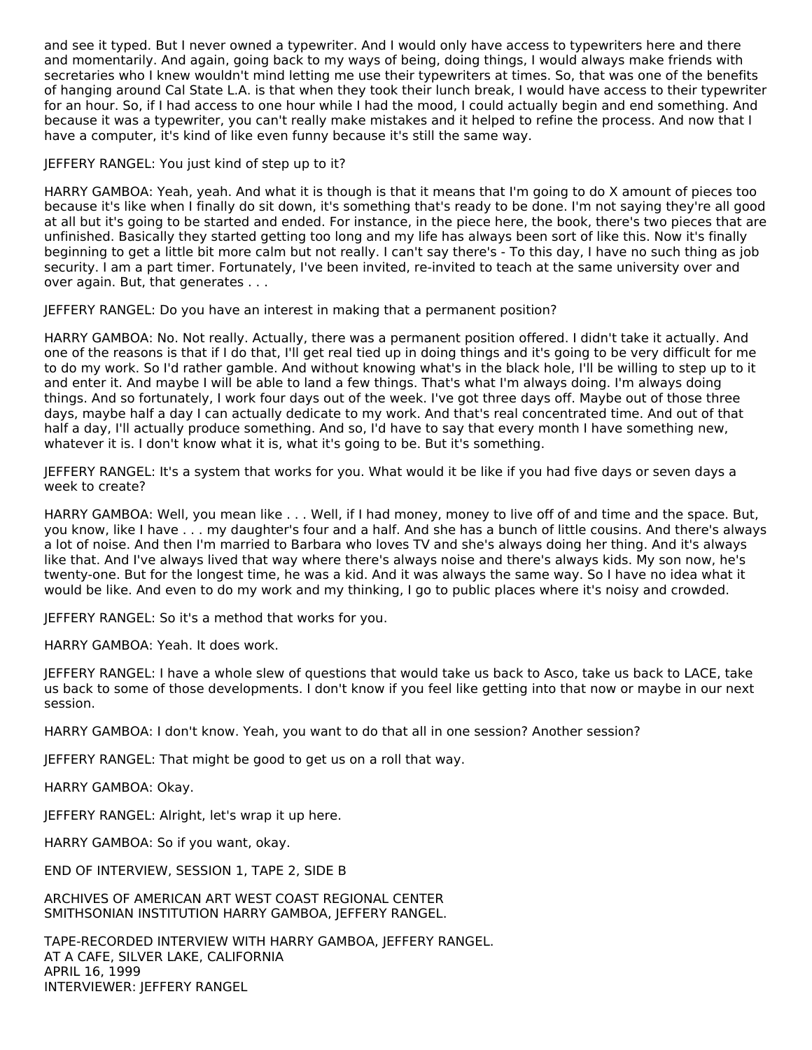and see it typed. But I never owned a typewriter. And I would only have access to typewriters here and there and momentarily. And again, going back to my ways of being, doing things, I would always make friends with secretaries who I knew wouldn't mind letting me use their typewriters at times. So, that was one of the benefits of hanging around Cal State L.A. is that when they took their lunch break, I would have access to their typewriter for an hour. So, if I had access to one hour while I had the mood, I could actually begin and end something. And because it was a typewriter, you can't really make mistakes and it helped to refine the process. And now that I have a computer, it's kind of like even funny because it's still the same way.

JEFFERY RANGEL: You just kind of step up to it?

HARRY GAMBOA: Yeah, yeah. And what it is though is that it means that I'm going to do X amount of pieces too because it's like when I finally do sit down, it's something that's ready to be done. I'm not saying they're all good at all but it's going to be started and ended. For instance, in the piece here, the book, there's two pieces that are unfinished. Basically they started getting too long and my life has always been sort of like this. Now it's finally beginning to get a little bit more calm but not really. I can't say there's - To this day, I have no such thing as job security. I am a part timer. Fortunately, I've been invited, re-invited to teach at the same university over and over again. But, that generates . . .

JEFFERY RANGEL: Do you have an interest in making that a permanent position?

HARRY GAMBOA: No. Not really. Actually, there was a permanent position offered. I didn't take it actually. And one of the reasons is that if I do that, I'll get real tied up in doing things and it's going to be very difficult for me to do my work. So I'd rather gamble. And without knowing what's in the black hole, I'll be willing to step up to it and enter it. And maybe I will be able to land a few things. That's what I'm always doing. I'm always doing things. And so fortunately, I work four days out of the week. I've got three days off. Maybe out of those three days, maybe half a day I can actually dedicate to my work. And that's real concentrated time. And out of that half a day, I'll actually produce something. And so, I'd have to say that every month I have something new, whatever it is. I don't know what it is, what it's going to be. But it's something.

JEFFERY RANGEL: It's a system that works for you. What would it be like if you had five days or seven days a week to create?

HARRY GAMBOA: Well, you mean like . . . Well, if I had money, money to live off of and time and the space. But, you know, like I have . . . my daughter's four and a half. And she has a bunch of little cousins. And there's always a lot of noise. And then I'm married to Barbara who loves TV and she's always doing her thing. And it's always like that. And I've always lived that way where there's always noise and there's always kids. My son now, he's twenty-one. But for the longest time, he was a kid. And it was always the same way. So I have no idea what it would be like. And even to do my work and my thinking, I go to public places where it's noisy and crowded.

JEFFERY RANGEL: So it's a method that works for you.

HARRY GAMBOA: Yeah. It does work.

JEFFERY RANGEL: I have a whole slew of questions that would take us back to Asco, take us back to LACE, take us back to some of those developments. I don't know if you feel like getting into that now or maybe in our next session.

HARRY GAMBOA: I don't know. Yeah, you want to do that all in one session? Another session?

JEFFERY RANGEL: That might be good to get us on a roll that way.

HARRY GAMBOA: Okay.

JEFFERY RANGEL: Alright, let's wrap it up here.

HARRY GAMBOA: So if you want, okay.

END OF INTERVIEW, SESSION 1, TAPE 2, SIDE B

ARCHIVES OF AMERICAN ART WEST COAST REGIONAL CENTER
SMITHSONIAN INSTITUTION HARRY GAMBOA, JEFFERY RANGEL.

TAPE-RECORDED INTERVIEW WITH HARRY GAMBOA, JEFFERY RANGEL.
AT A CAFE, SILVER LAKE, CALIFORNIA
APRIL 16, 1999
INTERVIEWER: JEFFERY RANGEL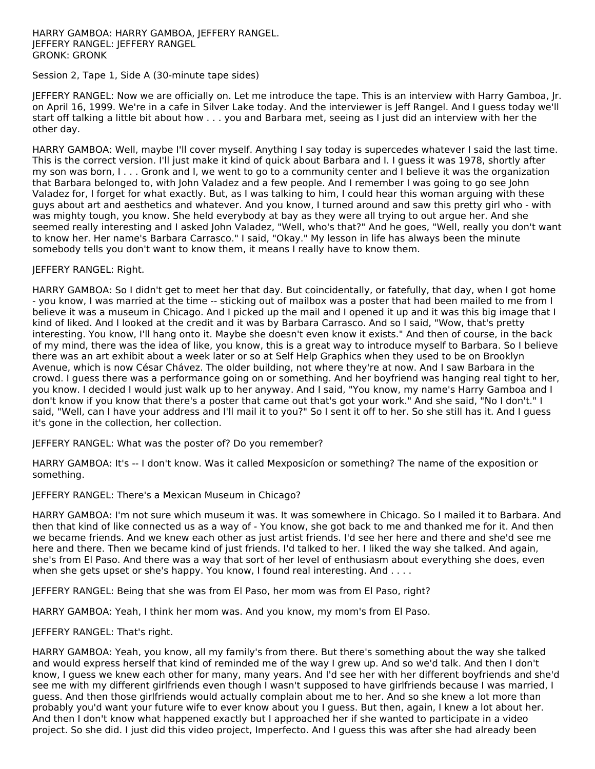HARRY GAMBOA: HARRY GAMBOA, JEFFERY RANGEL.
JEFFERY RANGEL: JEFFERY RANGEL
GRONK: GRONK

Session 2, Tape 1, Side A (30-minute tape sides)

JEFFERY RANGEL: Now we are officially on. Let me introduce the tape. This is an interview with Harry Gamboa, Jr. on April 16, 1999. We're in a cafe in Silver Lake today. And the interviewer is Jeff Rangel. And I guess today we'll start off talking a little bit about how . . . you and Barbara met, seeing as I just did an interview with her the other day.

HARRY GAMBOA: Well, maybe I'll cover myself. Anything I say today is supercedes whatever I said the last time. This is the correct version. I'll just make it kind of quick about Barbara and I. I guess it was 1978, shortly after my son was born, I . . . Gronk and I, we went to go to a community center and I believe it was the organization that Barbara belonged to, with John Valadez and a few people. And I remember I was going to go see John Valadez for, I forget for what exactly. But, as I was talking to him, I could hear this woman arguing with these guys about art and aesthetics and whatever. And you know, I turned around and saw this pretty girl who - with was mighty tough, you know. She held everybody at bay as they were all trying to out argue her. And she seemed really interesting and I asked John Valadez, "Well, who's that?" And he goes, "Well, really you don't want to know her. Her name's Barbara Carrasco." I said, "Okay." My lesson in life has always been the minute somebody tells you don't want to know them, it means I really have to know them.

JEFFERY RANGEL: Right.

HARRY GAMBOA: So I didn't get to meet her that day. But coincidentally, or fatefully, that day, when I got home - you know, I was married at the time -- sticking out of mailbox was a poster that had been mailed to me from I believe it was a museum in Chicago. And I picked up the mail and I opened it up and it was this big image that I kind of liked. And I looked at the credit and it was by Barbara Carrasco. And so I said, "Wow, that's pretty interesting. You know, I'll hang onto it. Maybe she doesn't even know it exists." And then of course, in the back of my mind, there was the idea of like, you know, this is a great way to introduce myself to Barbara. So I believe there was an art exhibit about a week later or so at Self Help Graphics when they used to be on Brooklyn Avenue, which is now César Chávez. The older building, not where they're at now. And I saw Barbara in the crowd. I guess there was a performance going on or something. And her boyfriend was hanging real tight to her, you know. I decided I would just walk up to her anyway. And I said, "You know, my name's Harry Gamboa and I don't know if you know that there's a poster that came out that's got your work." And she said, "No I don't." I said, "Well, can I have your address and I'll mail it to you?" So I sent it off to her. So she still has it. And I guess it's gone in the collection, her collection.

JEFFERY RANGEL: What was the poster of? Do you remember?

HARRY GAMBOA: It's -- I don't know. Was it called Mexposicíon or something? The name of the exposition or something.

JEFFERY RANGEL: There's a Mexican Museum in Chicago?

HARRY GAMBOA: I'm not sure which museum it was. It was somewhere in Chicago. So I mailed it to Barbara. And then that kind of like connected us as a way of - You know, she got back to me and thanked me for it. And then we became friends. And we knew each other as just artist friends. I'd see her here and there and she'd see me here and there. Then we became kind of just friends. I'd talked to her. I liked the way she talked. And again, she's from El Paso. And there was a way that sort of her level of enthusiasm about everything she does, even when she gets upset or she's happy. You know, I found real interesting. And . . . .

JEFFERY RANGEL: Being that she was from El Paso, her mom was from El Paso, right?

HARRY GAMBOA: Yeah, I think her mom was. And you know, my mom's from El Paso.

JEFFERY RANGEL: That's right.

HARRY GAMBOA: Yeah, you know, all my family's from there. But there's something about the way she talked and would express herself that kind of reminded me of the way I grew up. And so we'd talk. And then I don't know, I guess we knew each other for many, many years. And I'd see her with her different boyfriends and she'd see me with my different girlfriends even though I wasn't supposed to have girlfriends because I was married, I guess. And then those girlfriends would actually complain about me to her. And so she knew a lot more than probably you'd want your future wife to ever know about you I guess. But then, again, I knew a lot about her. And then I don't know what happened exactly but I approached her if she wanted to participate in a video project. So she did. I just did this video project, Imperfecto. And I guess this was after she had already been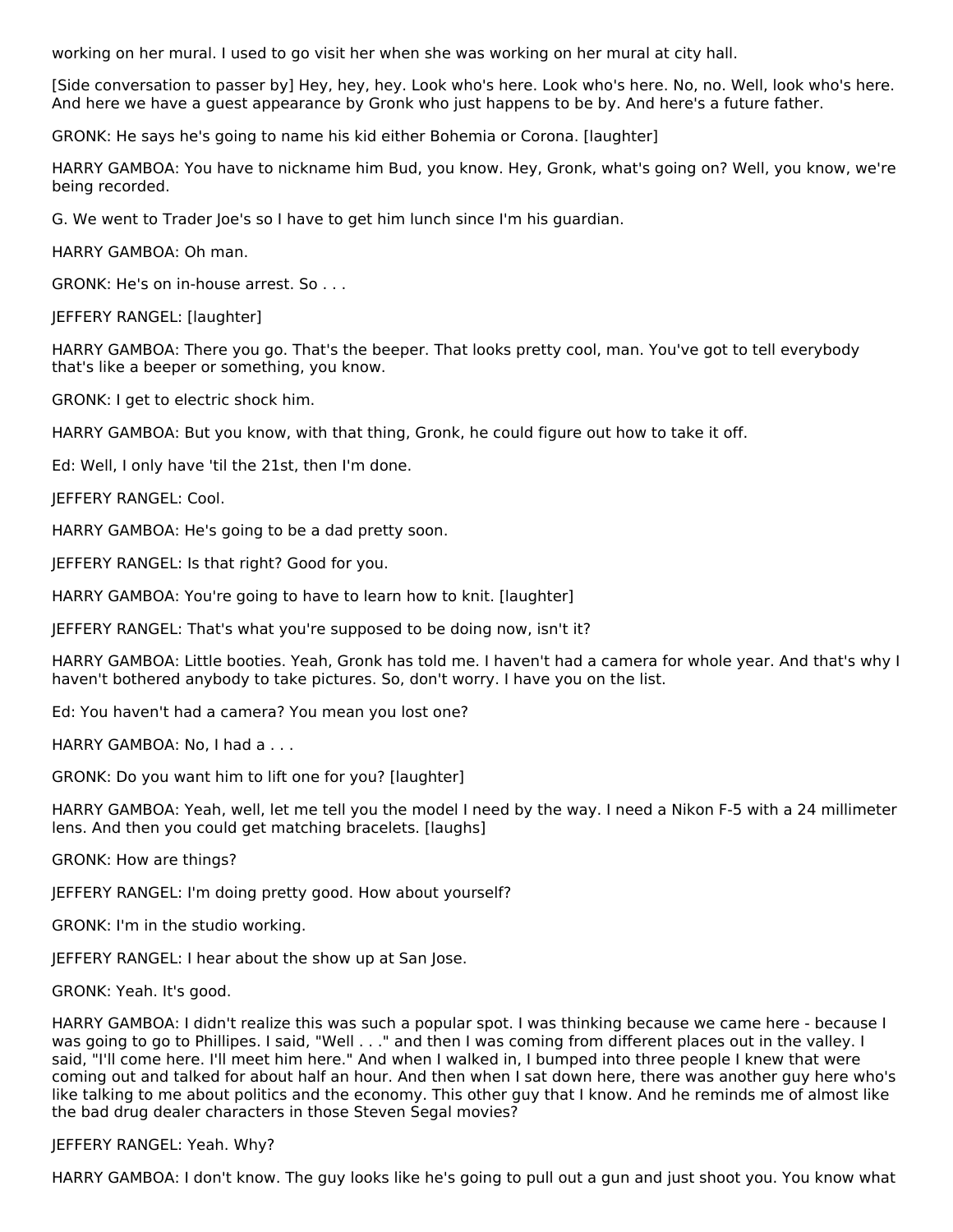working on her mural. I used to go visit her when she was working on her mural at city hall.

[Side conversation to passer by] Hey, hey, hey. Look who's here. Look who's here. No, no. Well, look who's here. And here we have a guest appearance by Gronk who just happens to be by. And here's a future father.

GRONK: He says he's going to name his kid either Bohemia or Corona. [laughter]

HARRY GAMBOA: You have to nickname him Bud, you know. Hey, Gronk, what's going on? Well, you know, we're being recorded.

G. We went to Trader Joe's so I have to get him lunch since I'm his guardian.

HARRY GAMBOA: Oh man.

GRONK: He's on in-house arrest. So . . .

JEFFERY RANGEL: [laughter]

HARRY GAMBOA: There you go. That's the beeper. That looks pretty cool, man. You've got to tell everybody that's like a beeper or something, you know.

GRONK: I get to electric shock him.

HARRY GAMBOA: But you know, with that thing, Gronk, he could figure out how to take it off.

Ed: Well, I only have 'til the 21st, then I'm done.

JEFFERY RANGEL: Cool.

HARRY GAMBOA: He's going to be a dad pretty soon.

JEFFERY RANGEL: Is that right? Good for you.

HARRY GAMBOA: You're going to have to learn how to knit. [laughter]

JEFFERY RANGEL: That's what you're supposed to be doing now, isn't it?

HARRY GAMBOA: Little booties. Yeah, Gronk has told me. I haven't had a camera for whole year. And that's why I haven't bothered anybody to take pictures. So, don't worry. I have you on the list.

Ed: You haven't had a camera? You mean you lost one?

HARRY GAMBOA: No, I had a . . .

GRONK: Do you want him to lift one for you? [laughter]

HARRY GAMBOA: Yeah, well, let me tell you the model I need by the way. I need a Nikon F-5 with a 24 millimeter lens. And then you could get matching bracelets. [laughs]

GRONK: How are things?

JEFFERY RANGEL: I'm doing pretty good. How about yourself?

GRONK: I'm in the studio working.

JEFFERY RANGEL: I hear about the show up at San Jose.

GRONK: Yeah. It's good.

HARRY GAMBOA: I didn't realize this was such a popular spot. I was thinking because we came here - because I was going to go to Phillipes. I said, "Well . . ." and then I was coming from different places out in the valley. I said, "I'll come here. I'll meet him here." And when I walked in, I bumped into three people I knew that were coming out and talked for about half an hour. And then when I sat down here, there was another guy here who's like talking to me about politics and the economy. This other guy that I know. And he reminds me of almost like the bad drug dealer characters in those Steven Segal movies?

JEFFERY RANGEL: Yeah. Why?

HARRY GAMBOA: I don't know. The guy looks like he's going to pull out a gun and just shoot you. You know what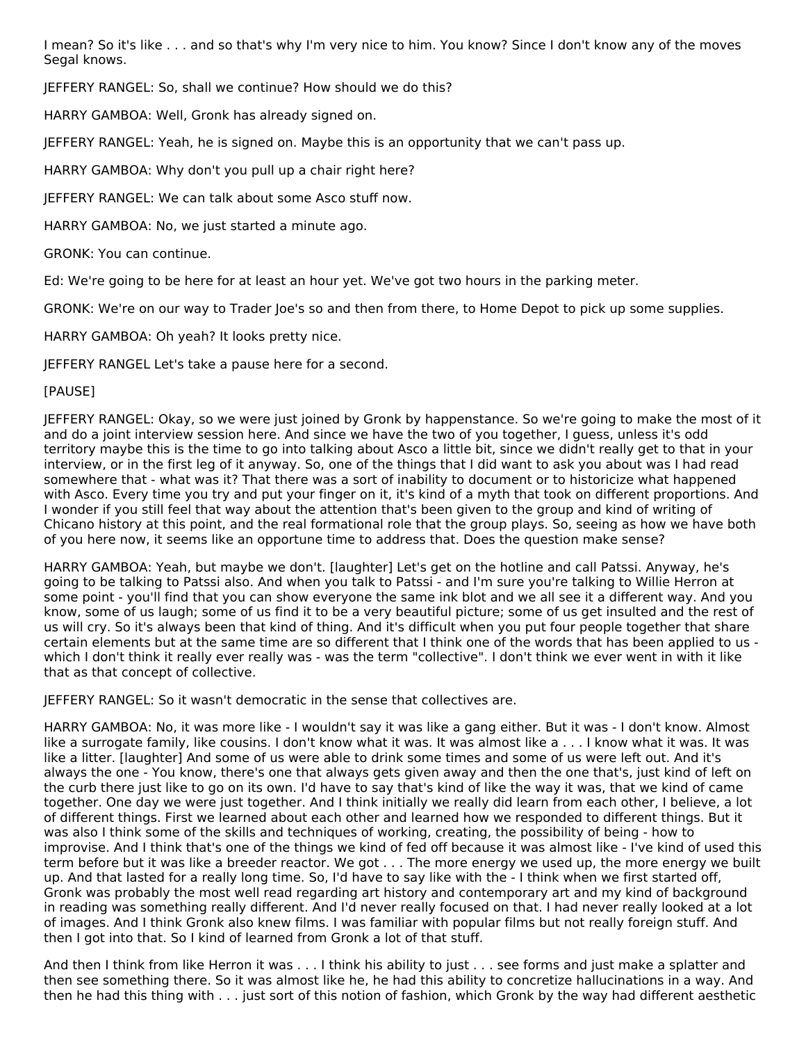I mean? So it's like . . . and so that's why I'm very nice to him. You know? Since I don't know any of the moves Segal knows.

JEFFERY RANGEL: So, shall we continue? How should we do this?

HARRY GAMBOA: Well, Gronk has already signed on.

JEFFERY RANGEL: Yeah, he is signed on. Maybe this is an opportunity that we can't pass up.

HARRY GAMBOA: Why don't you pull up a chair right here?

JEFFERY RANGEL: We can talk about some Asco stuff now.

HARRY GAMBOA: No, we just started a minute ago.

GRONK: You can continue.

Ed: We're going to be here for at least an hour yet. We've got two hours in the parking meter.

GRONK: We're on our way to Trader Joe's so and then from there, to Home Depot to pick up some supplies.

HARRY GAMBOA: Oh yeah? It looks pretty nice.

JEFFERY RANGEL Let's take a pause here for a second.

[PAUSE]

JEFFERY RANGEL: Okay, so we were just joined by Gronk by happenstance. So we're going to make the most of it and do a joint interview session here. And since we have the two of you together, I guess, unless it's odd territory maybe this is the time to go into talking about Asco a little bit, since we didn't really get to that in your interview, or in the first leg of it anyway. So, one of the things that I did want to ask you about was I had read somewhere that - what was it? That there was a sort of inability to document or to historicize what happened with Asco. Every time you try and put your finger on it, it's kind of a myth that took on different proportions. And I wonder if you still feel that way about the attention that's been given to the group and kind of writing of Chicano history at this point, and the real formational role that the group plays. So, seeing as how we have both of you here now, it seems like an opportune time to address that. Does the question make sense?

HARRY GAMBOA: Yeah, but maybe we don't. [laughter] Let's get on the hotline and call Patssi. Anyway, he's going to be talking to Patssi also. And when you talk to Patssi - and I'm sure you're talking to Willie Herron at some point - you'll find that you can show everyone the same ink blot and we all see it a different way. And you know, some of us laugh; some of us find it to be a very beautiful picture; some of us get insulted and the rest of us will cry. So it's always been that kind of thing. And it's difficult when you put four people together that share certain elements but at the same time are so different that I think one of the words that has been applied to us - which I don't think it really ever really was - was the term "collective". I don't think we ever went in with it like that as that concept of collective.

JEFFERY RANGEL: So it wasn't democratic in the sense that collectives are.

HARRY GAMBOA: No, it was more like - I wouldn't say it was like a gang either. But it was - I don't know. Almost like a surrogate family, like cousins. I don't know what it was. It was almost like a . . . I know what it was. It was like a litter. [laughter] And some of us were able to drink some times and some of us were left out. And it's always the one - You know, there's one that always gets given away and then the one that's, just kind of left on the curb there just like to go on its own. I'd have to say that's kind of like the way it was, that we kind of came together. One day we were just together. And I think initially we really did learn from each other, I believe, a lot of different things. First we learned about each other and learned how we responded to different things. But it was also I think some of the skills and techniques of working, creating, the possibility of being - how to improvise. And I think that's one of the things we kind of fed off because it was almost like - I've kind of used this term before but it was like a breeder reactor. We got . . . The more energy we used up, the more energy we built up. And that lasted for a really long time. So, I'd have to say like with the - I think when we first started off, Gronk was probably the most well read regarding art history and contemporary art and my kind of background in reading was something really different. And I'd never really focused on that. I had never really looked at a lot of images. And I think Gronk also knew films. I was familiar with popular films but not really foreign stuff. And then I got into that. So I kind of learned from Gronk a lot of that stuff.

And then I think from like Herron it was . . . I think his ability to just . . . see forms and just make a splatter and then see something there. So it was almost like he, he had this ability to concretize hallucinations in a way. And then he had this thing with . . . just sort of this notion of fashion, which Gronk by the way had different aesthetic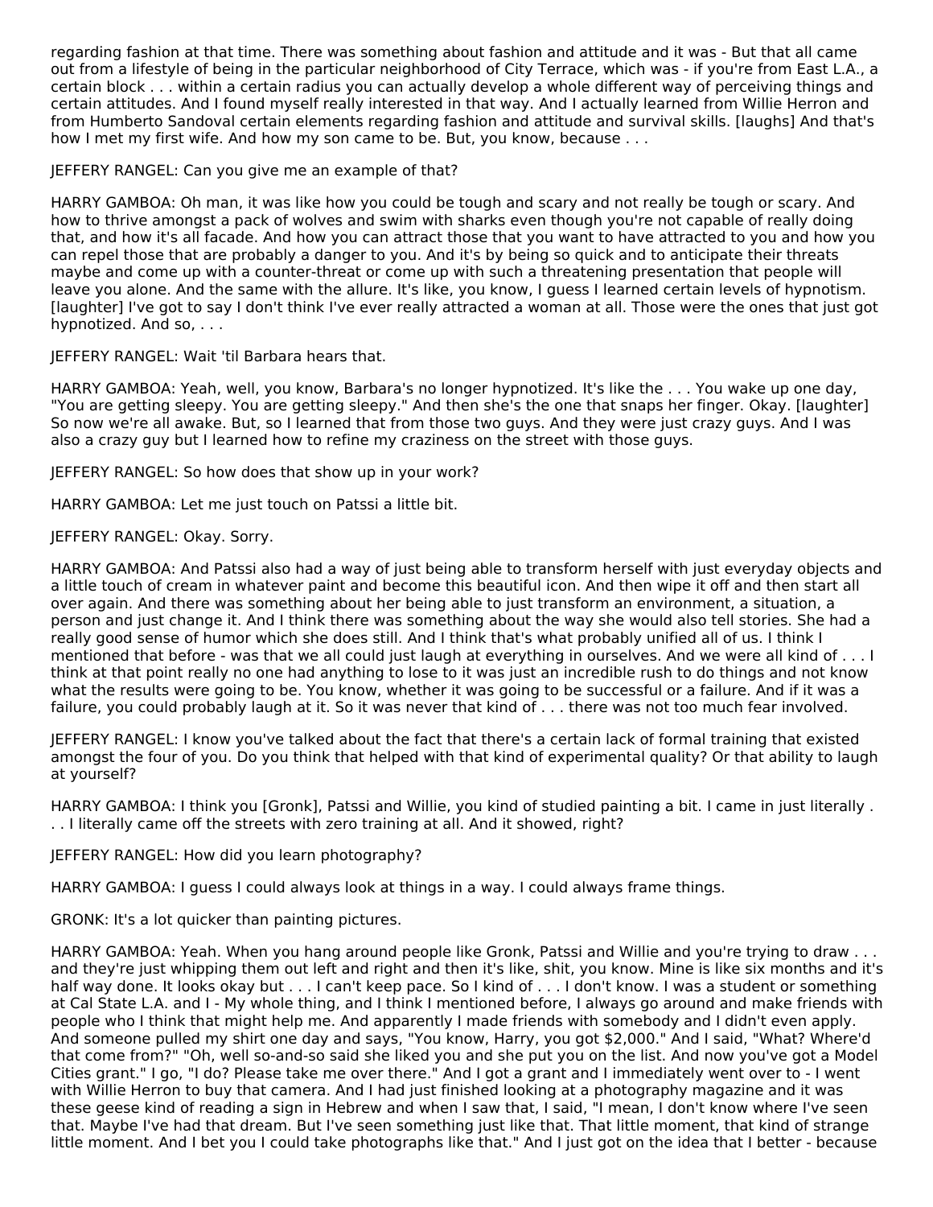regarding fashion at that time. There was something about fashion and attitude and it was - But that all came out from a lifestyle of being in the particular neighborhood of City Terrace, which was - if you're from East L.A., a certain block . . . within a certain radius you can actually develop a whole different way of perceiving things and certain attitudes. And I found myself really interested in that way. And I actually learned from Willie Herron and from Humberto Sandoval certain elements regarding fashion and attitude and survival skills. [laughs] And that's how I met my first wife. And how my son came to be. But, you know, because . . .

JEFFERY RANGEL: Can you give me an example of that?

HARRY GAMBOA: Oh man, it was like how you could be tough and scary and not really be tough or scary. And how to thrive amongst a pack of wolves and swim with sharks even though you're not capable of really doing that, and how it's all facade. And how you can attract those that you want to have attracted to you and how you can repel those that are probably a danger to you. And it's by being so quick and to anticipate their threats maybe and come up with a counter-threat or come up with such a threatening presentation that people will leave you alone. And the same with the allure. It's like, you know, I guess I learned certain levels of hypnotism. [laughter] I've got to say I don't think I've ever really attracted a woman at all. Those were the ones that just got hypnotized. And so, . . .

JEFFERY RANGEL: Wait 'til Barbara hears that.

HARRY GAMBOA: Yeah, well, you know, Barbara's no longer hypnotized. It's like the . . . You wake up one day, "You are getting sleepy. You are getting sleepy." And then she's the one that snaps her finger. Okay. [laughter] So now we're all awake. But, so I learned that from those two guys. And they were just crazy guys. And I was also a crazy guy but I learned how to refine my craziness on the street with those guys.

JEFFERY RANGEL: So how does that show up in your work?

HARRY GAMBOA: Let me just touch on Patssi a little bit.

JEFFERY RANGEL: Okay. Sorry.

HARRY GAMBOA: And Patssi also had a way of just being able to transform herself with just everyday objects and a little touch of cream in whatever paint and become this beautiful icon. And then wipe it off and then start all over again. And there was something about her being able to just transform an environment, a situation, a person and just change it. And I think there was something about the way she would also tell stories. She had a really good sense of humor which she does still. And I think that's what probably unified all of us. I think I mentioned that before - was that we all could just laugh at everything in ourselves. And we were all kind of . . . I think at that point really no one had anything to lose to it was just an incredible rush to do things and not know what the results were going to be. You know, whether it was going to be successful or a failure. And if it was a failure, you could probably laugh at it. So it was never that kind of . . . there was not too much fear involved.

JEFFERY RANGEL: I know you've talked about the fact that there's a certain lack of formal training that existed amongst the four of you. Do you think that helped with that kind of experimental quality? Or that ability to laugh at yourself?

HARRY GAMBOA: I think you [Gronk], Patssi and Willie, you kind of studied painting a bit. I came in just literally . . . I literally came off the streets with zero training at all. And it showed, right?

JEFFERY RANGEL: How did you learn photography?

HARRY GAMBOA: I guess I could always look at things in a way. I could always frame things.

GRONK: It's a lot quicker than painting pictures.

HARRY GAMBOA: Yeah. When you hang around people like Gronk, Patssi and Willie and you're trying to draw . . . and they're just whipping them out left and right and then it's like, shit, you know. Mine is like six months and it's half way done. It looks okay but . . . I can't keep pace. So I kind of . . . I don't know. I was a student or something at Cal State L.A. and I - My whole thing, and I think I mentioned before, I always go around and make friends with people who I think that might help me. And apparently I made friends with somebody and I didn't even apply. And someone pulled my shirt one day and says, "You know, Harry, you got $2,000." And I said, "What? Where'd that come from?" "Oh, well so-and-so said she liked you and she put you on the list. And now you've got a Model Cities grant." I go, "I do? Please take me over there." And I got a grant and I immediately went over to - I went with Willie Herron to buy that camera. And I had just finished looking at a photography magazine and it was these geese kind of reading a sign in Hebrew and when I saw that, I said, "I mean, I don't know where I've seen that. Maybe I've had that dream. But I've seen something just like that. That little moment, that kind of strange little moment. And I bet you I could take photographs like that." And I just got on the idea that I better - because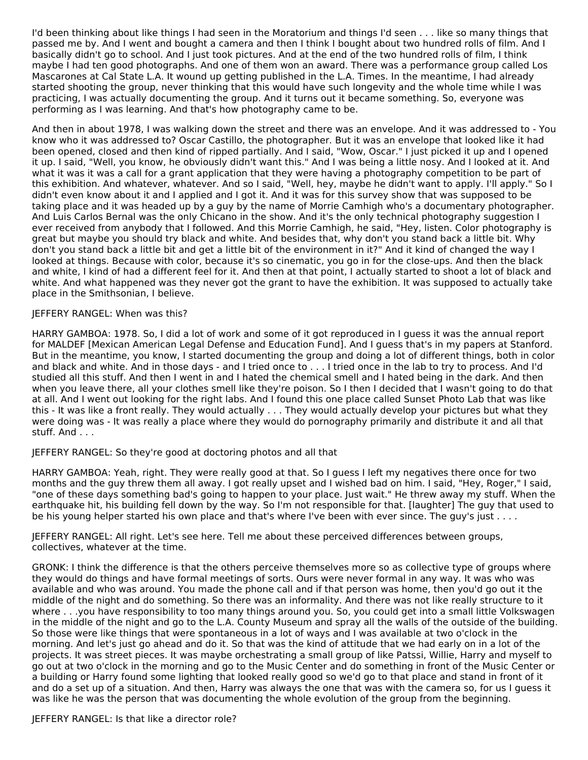I'd been thinking about like things I had seen in the Moratorium and things I'd seen . . . like so many things that passed me by. And I went and bought a camera and then I think I bought about two hundred rolls of film. And I basically didn't go to school. And I just took pictures. And at the end of the two hundred rolls of film, I think maybe I had ten good photographs. And one of them won an award. There was a performance group called Los Mascarones at Cal State L.A. It wound up getting published in the L.A. Times. In the meantime, I had already started shooting the group, never thinking that this would have such longevity and the whole time while I was practicing, I was actually documenting the group. And it turns out it became something. So, everyone was performing as I was learning. And that's how photography came to be.

And then in about 1978, I was walking down the street and there was an envelope. And it was addressed to - You know who it was addressed to? Oscar Castillo, the photographer. But it was an envelope that looked like it had been opened, closed and then kind of ripped partially. And I said, "Wow, Oscar." I just picked it up and I opened it up. I said, "Well, you know, he obviously didn't want this." And I was being a little nosy. And I looked at it. And what it was it was a call for a grant application that they were having a photography competition to be part of this exhibition. And whatever, whatever. And so I said, "Well, hey, maybe he didn't want to apply. I'll apply." So I didn't even know about it and I applied and I got it. And it was for this survey show that was supposed to be taking place and it was headed up by a guy by the name of Morrie Camhigh who's a documentary photographer. And Luis Carlos Bernal was the only Chicano in the show. And it's the only technical photography suggestion I ever received from anybody that I followed. And this Morrie Camhigh, he said, "Hey, listen. Color photography is great but maybe you should try black and white. And besides that, why don't you stand back a little bit. Why don't you stand back a little bit and get a little bit of the environment in it?" And it kind of changed the way I looked at things. Because with color, because it's so cinematic, you go in for the close-ups. And then the black and white, I kind of had a different feel for it. And then at that point, I actually started to shoot a lot of black and white. And what happened was they never got the grant to have the exhibition. It was supposed to actually take place in the Smithsonian, I believe.

JEFFERY RANGEL: When was this?

HARRY GAMBOA: 1978. So, I did a lot of work and some of it got reproduced in I guess it was the annual report for MALDEF [Mexican American Legal Defense and Education Fund]. And I guess that's in my papers at Stanford. But in the meantime, you know, I started documenting the group and doing a lot of different things, both in color and black and white. And in those days - and I tried once to . . . I tried once in the lab to try to process. And I'd studied all this stuff. And then I went in and I hated the chemical smell and I hated being in the dark. And then when you leave there, all your clothes smell like they're poison. So I then I decided that I wasn't going to do that at all. And I went out looking for the right labs. And I found this one place called Sunset Photo Lab that was like this - It was like a front really. They would actually . . . They would actually develop your pictures but what they were doing was - It was really a place where they would do pornography primarily and distribute it and all that stuff. And . . .

JEFFERY RANGEL: So they're good at doctoring photos and all that

HARRY GAMBOA: Yeah, right. They were really good at that. So I guess I left my negatives there once for two months and the guy threw them all away. I got really upset and I wished bad on him. I said, "Hey, Roger," I said, "one of these days something bad's going to happen to your place. Just wait." He threw away my stuff. When the earthquake hit, his building fell down by the way. So I'm not responsible for that. [laughter] The guy that used to be his young helper started his own place and that's where I've been with ever since. The guy's just . . . .

JEFFERY RANGEL: All right. Let's see here. Tell me about these perceived differences between groups, collectives, whatever at the time.

GRONK: I think the difference is that the others perceive themselves more so as collective type of groups where they would do things and have formal meetings of sorts. Ours were never formal in any way. It was who was available and who was around. You made the phone call and if that person was home, then you'd go out it the middle of the night and do something. So there was an informality. And there was not like really structure to it where . . .you have responsibility to too many things around you. So, you could get into a small little Volkswagen in the middle of the night and go to the L.A. County Museum and spray all the walls of the outside of the building. So those were like things that were spontaneous in a lot of ways and I was available at two o'clock in the morning. And let's just go ahead and do it. So that was the kind of attitude that we had early on in a lot of the projects. It was street pieces. It was maybe orchestrating a small group of like Patssi, Willie, Harry and myself to go out at two o'clock in the morning and go to the Music Center and do something in front of the Music Center or a building or Harry found some lighting that looked really good so we'd go to that place and stand in front of it and do a set up of a situation. And then, Harry was always the one that was with the camera so, for us I guess it was like he was the person that was documenting the whole evolution of the group from the beginning.

JEFFERY RANGEL: Is that like a director role?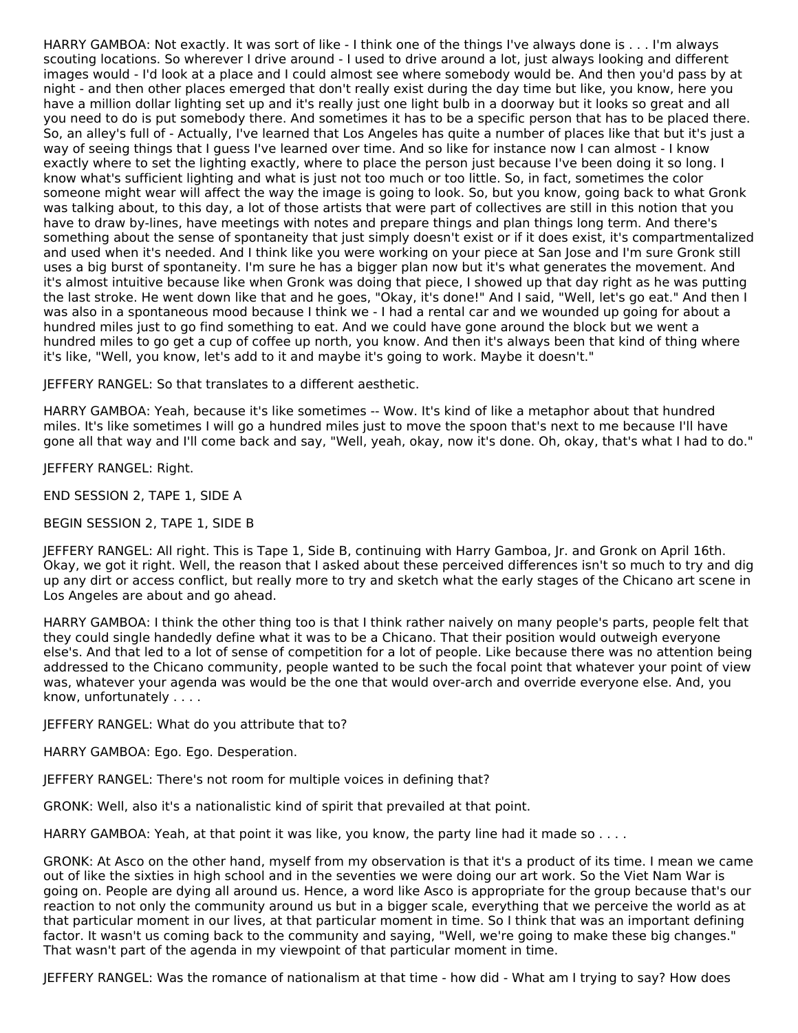HARRY GAMBOA: Not exactly. It was sort of like - I think one of the things I've always done is . . . I'm always scouting locations. So wherever I drive around - I used to drive around a lot, just always looking and different images would - I'd look at a place and I could almost see where somebody would be. And then you'd pass by at night - and then other places emerged that don't really exist during the day time but like, you know, here you have a million dollar lighting set up and it's really just one light bulb in a doorway but it looks so great and all you need to do is put somebody there. And sometimes it has to be a specific person that has to be placed there. So, an alley's full of - Actually, I've learned that Los Angeles has quite a number of places like that but it's just a way of seeing things that I guess I've learned over time. And so like for instance now I can almost - I know exactly where to set the lighting exactly, where to place the person just because I've been doing it so long. I know what's sufficient lighting and what is just not too much or too little. So, in fact, sometimes the color someone might wear will affect the way the image is going to look. So, but you know, going back to what Gronk was talking about, to this day, a lot of those artists that were part of collectives are still in this notion that you have to draw by-lines, have meetings with notes and prepare things and plan things long term. And there's something about the sense of spontaneity that just simply doesn't exist or if it does exist, it's compartmentalized and used when it's needed. And I think like you were working on your piece at San Jose and I'm sure Gronk still uses a big burst of spontaneity. I'm sure he has a bigger plan now but it's what generates the movement. And it's almost intuitive because like when Gronk was doing that piece, I showed up that day right as he was putting the last stroke. He went down like that and he goes, "Okay, it's done!" And I said, "Well, let's go eat." And then I was also in a spontaneous mood because I think we - I had a rental car and we wounded up going for about a hundred miles just to go find something to eat. And we could have gone around the block but we went a hundred miles to go get a cup of coffee up north, you know. And then it's always been that kind of thing where it's like, "Well, you know, let's add to it and maybe it's going to work. Maybe it doesn't."

JEFFERY RANGEL: So that translates to a different aesthetic.

HARRY GAMBOA: Yeah, because it's like sometimes -- Wow. It's kind of like a metaphor about that hundred miles. It's like sometimes I will go a hundred miles just to move the spoon that's next to me because I'll have gone all that way and I'll come back and say, "Well, yeah, okay, now it's done. Oh, okay, that's what I had to do."

JEFFERY RANGEL: Right.

END SESSION 2, TAPE 1, SIDE A

BEGIN SESSION 2, TAPE 1, SIDE B

JEFFERY RANGEL: All right. This is Tape 1, Side B, continuing with Harry Gamboa, Jr. and Gronk on April 16th. Okay, we got it right. Well, the reason that I asked about these perceived differences isn't so much to try and dig up any dirt or access conflict, but really more to try and sketch what the early stages of the Chicano art scene in Los Angeles are about and go ahead.

HARRY GAMBOA: I think the other thing too is that I think rather naively on many people's parts, people felt that they could single handedly define what it was to be a Chicano. That their position would outweigh everyone else's. And that led to a lot of sense of competition for a lot of people. Like because there was no attention being addressed to the Chicano community, people wanted to be such the focal point that whatever your point of view was, whatever your agenda was would be the one that would over-arch and override everyone else. And, you know, unfortunately . . . .

JEFFERY RANGEL: What do you attribute that to?

HARRY GAMBOA: Ego. Ego. Desperation.

JEFFERY RANGEL: There's not room for multiple voices in defining that?

GRONK: Well, also it's a nationalistic kind of spirit that prevailed at that point.

HARRY GAMBOA: Yeah, at that point it was like, you know, the party line had it made so . . . .

GRONK: At Asco on the other hand, myself from my observation is that it's a product of its time. I mean we came out of like the sixties in high school and in the seventies we were doing our art work. So the Viet Nam War is going on. People are dying all around us. Hence, a word like Asco is appropriate for the group because that's our reaction to not only the community around us but in a bigger scale, everything that we perceive the world as at that particular moment in our lives, at that particular moment in time. So I think that was an important defining factor. It wasn't us coming back to the community and saying, "Well, we're going to make these big changes." That wasn't part of the agenda in my viewpoint of that particular moment in time.

JEFFERY RANGEL: Was the romance of nationalism at that time - how did - What am I trying to say? How does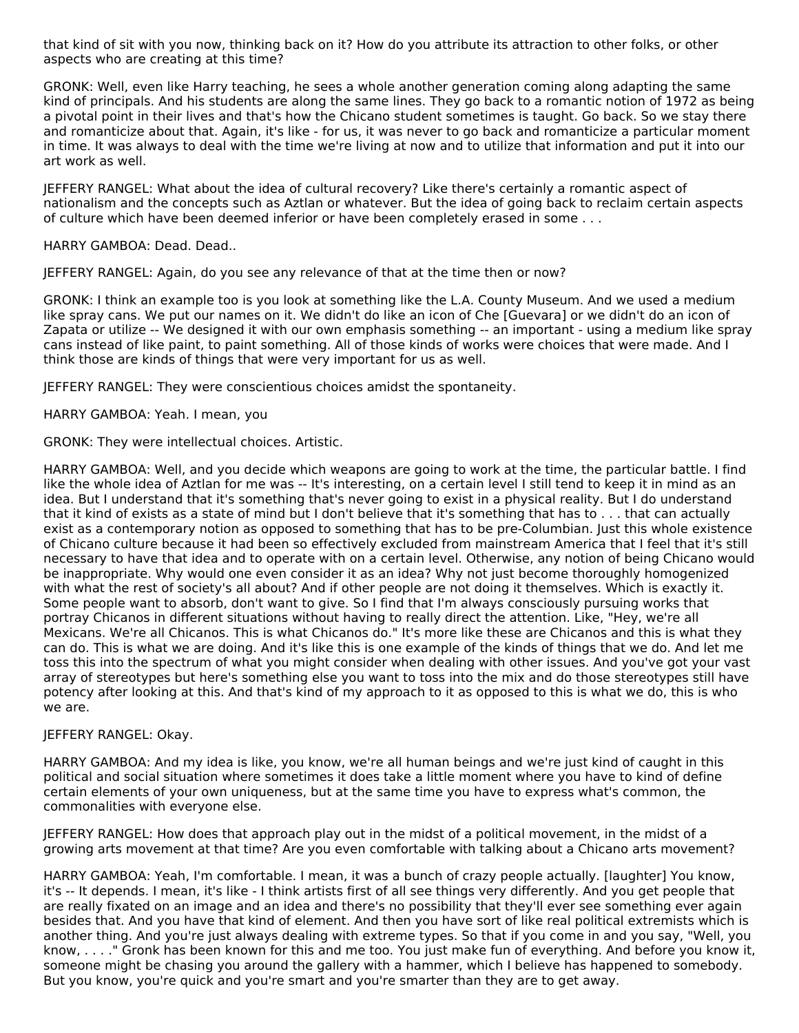that kind of sit with you now, thinking back on it? How do you attribute its attraction to other folks, or other aspects who are creating at this time?

GRONK: Well, even like Harry teaching, he sees a whole another generation coming along adapting the same kind of principals. And his students are along the same lines. They go back to a romantic notion of 1972 as being a pivotal point in their lives and that's how the Chicano student sometimes is taught. Go back. So we stay there and romanticize about that. Again, it's like - for us, it was never to go back and romanticize a particular moment in time. It was always to deal with the time we're living at now and to utilize that information and put it into our art work as well.

JEFFERY RANGEL: What about the idea of cultural recovery? Like there's certainly a romantic aspect of nationalism and the concepts such as Aztlan or whatever. But the idea of going back to reclaim certain aspects of culture which have been deemed inferior or have been completely erased in some . . .

HARRY GAMBOA: Dead. Dead..

JEFFERY RANGEL: Again, do you see any relevance of that at the time then or now?

GRONK: I think an example too is you look at something like the L.A. County Museum. And we used a medium like spray cans. We put our names on it. We didn't do like an icon of Che [Guevara] or we didn't do an icon of Zapata or utilize -- We designed it with our own emphasis something -- an important - using a medium like spray cans instead of like paint, to paint something. All of those kinds of works were choices that were made. And I think those are kinds of things that were very important for us as well.

JEFFERY RANGEL: They were conscientious choices amidst the spontaneity.

HARRY GAMBOA: Yeah. I mean, you

GRONK: They were intellectual choices. Artistic.

HARRY GAMBOA: Well, and you decide which weapons are going to work at the time, the particular battle. I find like the whole idea of Aztlan for me was -- It's interesting, on a certain level I still tend to keep it in mind as an idea. But I understand that it's something that's never going to exist in a physical reality. But I do understand that it kind of exists as a state of mind but I don't believe that it's something that has to . . . that can actually exist as a contemporary notion as opposed to something that has to be pre-Columbian. Just this whole existence of Chicano culture because it had been so effectively excluded from mainstream America that I feel that it's still necessary to have that idea and to operate with on a certain level. Otherwise, any notion of being Chicano would be inappropriate. Why would one even consider it as an idea? Why not just become thoroughly homogenized with what the rest of society's all about? And if other people are not doing it themselves. Which is exactly it. Some people want to absorb, don't want to give. So I find that I'm always consciously pursuing works that portray Chicanos in different situations without having to really direct the attention. Like, "Hey, we're all Mexicans. We're all Chicanos. This is what Chicanos do." It's more like these are Chicanos and this is what they can do. This is what we are doing. And it's like this is one example of the kinds of things that we do. And let me toss this into the spectrum of what you might consider when dealing with other issues. And you've got your vast array of stereotypes but here's something else you want to toss into the mix and do those stereotypes still have potency after looking at this. And that's kind of my approach to it as opposed to this is what we do, this is who we are.

JEFFERY RANGEL: Okay.

HARRY GAMBOA: And my idea is like, you know, we're all human beings and we're just kind of caught in this political and social situation where sometimes it does take a little moment where you have to kind of define certain elements of your own uniqueness, but at the same time you have to express what's common, the commonalities with everyone else.

JEFFERY RANGEL: How does that approach play out in the midst of a political movement, in the midst of a growing arts movement at that time? Are you even comfortable with talking about a Chicano arts movement?

HARRY GAMBOA: Yeah, I'm comfortable. I mean, it was a bunch of crazy people actually. [laughter] You know, it's -- It depends. I mean, it's like - I think artists first of all see things very differently. And you get people that are really fixated on an image and an idea and there's no possibility that they'll ever see something ever again besides that. And you have that kind of element. And then you have sort of like real political extremists which is another thing. And you're just always dealing with extreme types. So that if you come in and you say, "Well, you know, . . . ." Gronk has been known for this and me too. You just make fun of everything. And before you know it, someone might be chasing you around the gallery with a hammer, which I believe has happened to somebody. But you know, you're quick and you're smart and you're smarter than they are to get away.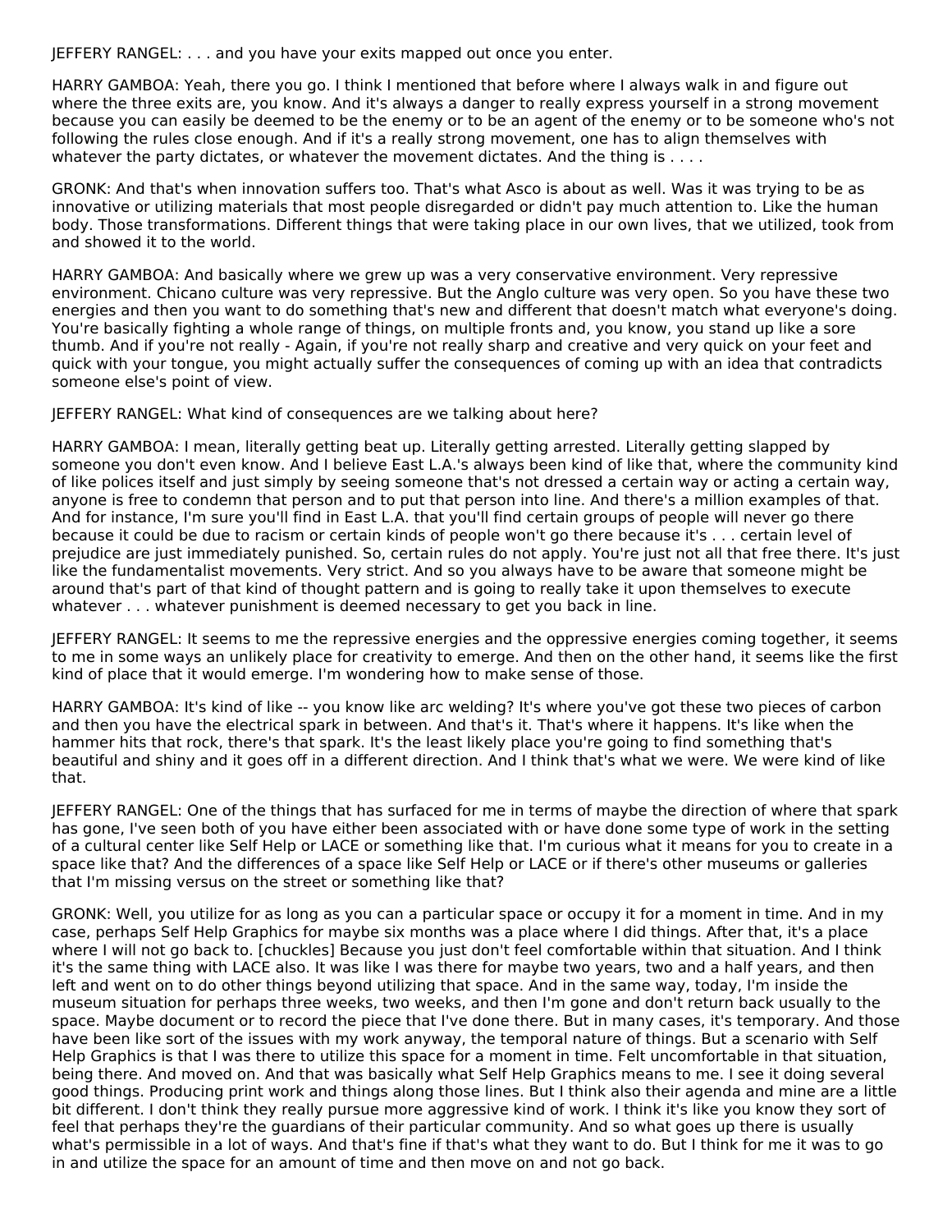JEFFERY RANGEL: . . . and you have your exits mapped out once you enter.

HARRY GAMBOA: Yeah, there you go. I think I mentioned that before where I always walk in and figure out where the three exits are, you know. And it's always a danger to really express yourself in a strong movement because you can easily be deemed to be the enemy or to be an agent of the enemy or to be someone who's not following the rules close enough. And if it's a really strong movement, one has to align themselves with whatever the party dictates, or whatever the movement dictates. And the thing is . . . .

GRONK: And that's when innovation suffers too. That's what Asco is about as well. Was it was trying to be as innovative or utilizing materials that most people disregarded or didn't pay much attention to. Like the human body. Those transformations. Different things that were taking place in our own lives, that we utilized, took from and showed it to the world.

HARRY GAMBOA: And basically where we grew up was a very conservative environment. Very repressive environment. Chicano culture was very repressive. But the Anglo culture was very open. So you have these two energies and then you want to do something that's new and different that doesn't match what everyone's doing. You're basically fighting a whole range of things, on multiple fronts and, you know, you stand up like a sore thumb. And if you're not really - Again, if you're not really sharp and creative and very quick on your feet and quick with your tongue, you might actually suffer the consequences of coming up with an idea that contradicts someone else's point of view.

JEFFERY RANGEL: What kind of consequences are we talking about here?

HARRY GAMBOA: I mean, literally getting beat up. Literally getting arrested. Literally getting slapped by someone you don't even know. And I believe East L.A.'s always been kind of like that, where the community kind of like polices itself and just simply by seeing someone that's not dressed a certain way or acting a certain way, anyone is free to condemn that person and to put that person into line. And there's a million examples of that. And for instance, I'm sure you'll find in East L.A. that you'll find certain groups of people will never go there because it could be due to racism or certain kinds of people won't go there because it's . . . certain level of prejudice are just immediately punished. So, certain rules do not apply. You're just not all that free there. It's just like the fundamentalist movements. Very strict. And so you always have to be aware that someone might be around that's part of that kind of thought pattern and is going to really take it upon themselves to execute whatever . . . whatever punishment is deemed necessary to get you back in line.

JEFFERY RANGEL: It seems to me the repressive energies and the oppressive energies coming together, it seems to me in some ways an unlikely place for creativity to emerge. And then on the other hand, it seems like the first kind of place that it would emerge. I'm wondering how to make sense of those.

HARRY GAMBOA: It's kind of like -- you know like arc welding? It's where you've got these two pieces of carbon and then you have the electrical spark in between. And that's it. That's where it happens. It's like when the hammer hits that rock, there's that spark. It's the least likely place you're going to find something that's beautiful and shiny and it goes off in a different direction. And I think that's what we were. We were kind of like that.

JEFFERY RANGEL: One of the things that has surfaced for me in terms of maybe the direction of where that spark has gone, I've seen both of you have either been associated with or have done some type of work in the setting of a cultural center like Self Help or LACE or something like that. I'm curious what it means for you to create in a space like that? And the differences of a space like Self Help or LACE or if there's other museums or galleries that I'm missing versus on the street or something like that?

GRONK: Well, you utilize for as long as you can a particular space or occupy it for a moment in time. And in my case, perhaps Self Help Graphics for maybe six months was a place where I did things. After that, it's a place where I will not go back to. [chuckles] Because you just don't feel comfortable within that situation. And I think it's the same thing with LACE also. It was like I was there for maybe two years, two and a half years, and then left and went on to do other things beyond utilizing that space. And in the same way, today, I'm inside the museum situation for perhaps three weeks, two weeks, and then I'm gone and don't return back usually to the space. Maybe document or to record the piece that I've done there. But in many cases, it's temporary. And those have been like sort of the issues with my work anyway, the temporal nature of things. But a scenario with Self Help Graphics is that I was there to utilize this space for a moment in time. Felt uncomfortable in that situation, being there. And moved on. And that was basically what Self Help Graphics means to me. I see it doing several good things. Producing print work and things along those lines. But I think also their agenda and mine are a little bit different. I don't think they really pursue more aggressive kind of work. I think it's like you know they sort of feel that perhaps they're the guardians of their particular community. And so what goes up there is usually what's permissible in a lot of ways. And that's fine if that's what they want to do. But I think for me it was to go in and utilize the space for an amount of time and then move on and not go back.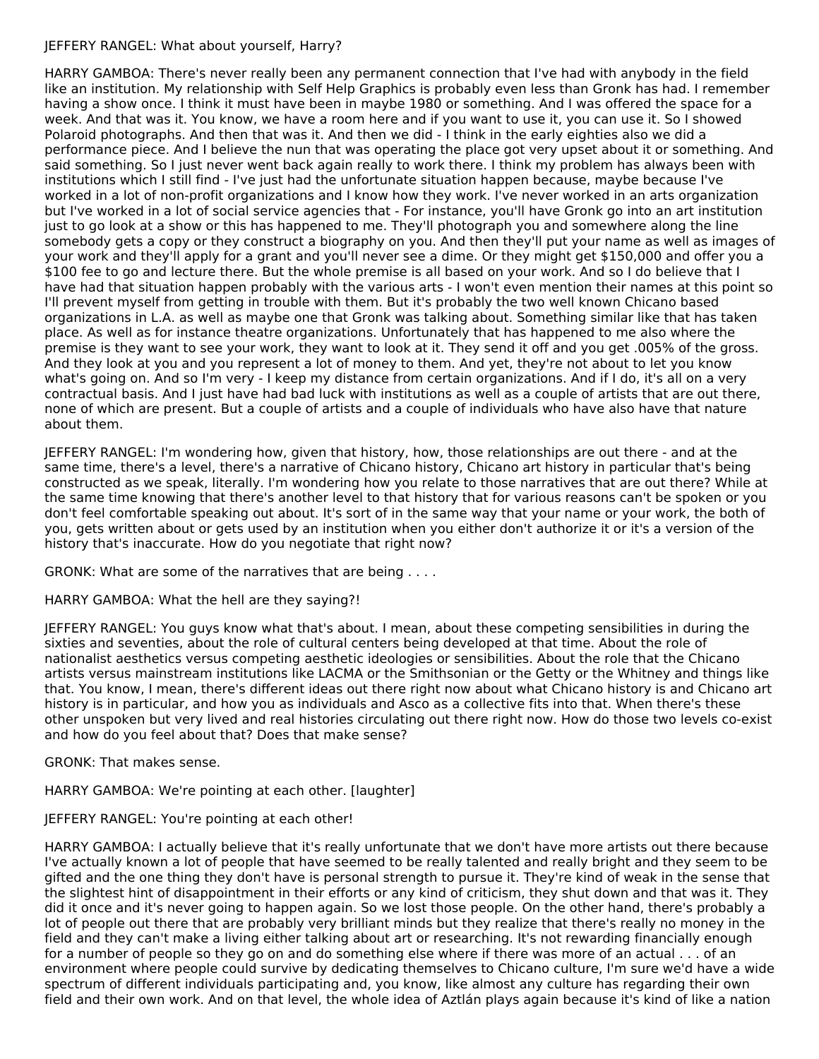JEFFERY RANGEL: What about yourself, Harry?

HARRY GAMBOA: There's never really been any permanent connection that I've had with anybody in the field like an institution. My relationship with Self Help Graphics is probably even less than Gronk has had. I remember having a show once. I think it must have been in maybe 1980 or something. And I was offered the space for a week. And that was it. You know, we have a room here and if you want to use it, you can use it. So I showed Polaroid photographs. And then that was it. And then we did - I think in the early eighties also we did a performance piece. And I believe the nun that was operating the place got very upset about it or something. And said something. So I just never went back again really to work there. I think my problem has always been with institutions which I still find - I've just had the unfortunate situation happen because, maybe because I've worked in a lot of non-profit organizations and I know how they work. I've never worked in an arts organization but I've worked in a lot of social service agencies that - For instance, you'll have Gronk go into an art institution just to go look at a show or this has happened to me. They'll photograph you and somewhere along the line somebody gets a copy or they construct a biography on you. And then they'll put your name as well as images of your work and they'll apply for a grant and you'll never see a dime. Or they might get $150,000 and offer you a $100 fee to go and lecture there. But the whole premise is all based on your work. And so I do believe that I have had that situation happen probably with the various arts - I won't even mention their names at this point so I'll prevent myself from getting in trouble with them. But it's probably the two well known Chicano based organizations in L.A. as well as maybe one that Gronk was talking about. Something similar like that has taken place. As well as for instance theatre organizations. Unfortunately that has happened to me also where the premise is they want to see your work, they want to look at it. They send it off and you get .005% of the gross. And they look at you and you represent a lot of money to them. And yet, they're not about to let you know what's going on. And so I'm very - I keep my distance from certain organizations. And if I do, it's all on a very contractual basis. And I just have had bad luck with institutions as well as a couple of artists that are out there, none of which are present. But a couple of artists and a couple of individuals who have also have that nature about them.

JEFFERY RANGEL: I'm wondering how, given that history, how, those relationships are out there - and at the same time, there's a level, there's a narrative of Chicano history, Chicano art history in particular that's being constructed as we speak, literally. I'm wondering how you relate to those narratives that are out there? While at the same time knowing that there's another level to that history that for various reasons can't be spoken or you don't feel comfortable speaking out about. It's sort of in the same way that your name or your work, the both of you, gets written about or gets used by an institution when you either don't authorize it or it's a version of the history that's inaccurate. How do you negotiate that right now?

GRONK: What are some of the narratives that are being . . . .

HARRY GAMBOA: What the hell are they saying?!

JEFFERY RANGEL: You guys know what that's about. I mean, about these competing sensibilities in during the sixties and seventies, about the role of cultural centers being developed at that time. About the role of nationalist aesthetics versus competing aesthetic ideologies or sensibilities. About the role that the Chicano artists versus mainstream institutions like LACMA or the Smithsonian or the Getty or the Whitney and things like that. You know, I mean, there's different ideas out there right now about what Chicano history is and Chicano art history is in particular, and how you as individuals and Asco as a collective fits into that. When there's these other unspoken but very lived and real histories circulating out there right now. How do those two levels co-exist and how do you feel about that? Does that make sense?

GRONK: That makes sense.

HARRY GAMBOA: We're pointing at each other. [laughter]

JEFFERY RANGEL: You're pointing at each other!

HARRY GAMBOA: I actually believe that it's really unfortunate that we don't have more artists out there because I've actually known a lot of people that have seemed to be really talented and really bright and they seem to be gifted and the one thing they don't have is personal strength to pursue it. They're kind of weak in the sense that the slightest hint of disappointment in their efforts or any kind of criticism, they shut down and that was it. They did it once and it's never going to happen again. So we lost those people. On the other hand, there's probably a lot of people out there that are probably very brilliant minds but they realize that there's really no money in the field and they can't make a living either talking about art or researching. It's not rewarding financially enough for a number of people so they go on and do something else where if there was more of an actual . . . of an environment where people could survive by dedicating themselves to Chicano culture, I'm sure we'd have a wide spectrum of different individuals participating and, you know, like almost any culture has regarding their own field and their own work. And on that level, the whole idea of Aztlán plays again because it's kind of like a nation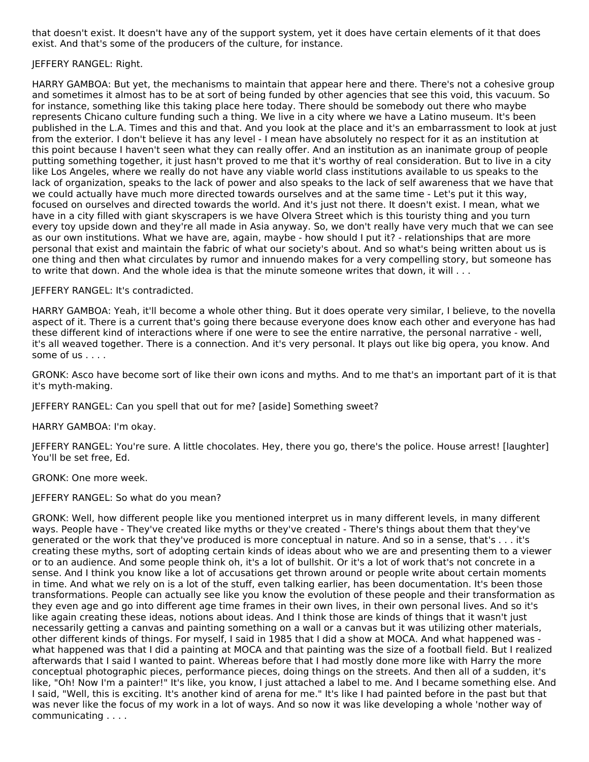that doesn't exist. It doesn't have any of the support system, yet it does have certain elements of it that does exist. And that's some of the producers of the culture, for instance.

JEFFERY RANGEL: Right.

HARRY GAMBOA: But yet, the mechanisms to maintain that appear here and there. There's not a cohesive group and sometimes it almost has to be at sort of being funded by other agencies that see this void, this vacuum. So for instance, something like this taking place here today. There should be somebody out there who maybe represents Chicano culture funding such a thing. We live in a city where we have a Latino museum. It's been published in the L.A. Times and this and that. And you look at the place and it's an embarrassment to look at just from the exterior. I don't believe it has any level - I mean have absolutely no respect for it as an institution at this point because I haven't seen what they can really offer. And an institution as an inanimate group of people putting something together, it just hasn't proved to me that it's worthy of real consideration. But to live in a city like Los Angeles, where we really do not have any viable world class institutions available to us speaks to the lack of organization, speaks to the lack of power and also speaks to the lack of self awareness that we have that we could actually have much more directed towards ourselves and at the same time - Let's put it this way, focused on ourselves and directed towards the world. And it's just not there. It doesn't exist. I mean, what we have in a city filled with giant skyscrapers is the world is we have Olvera Street which is this touristy thing and you turn every toy upside down and they're all made in Asia anyway. So, we don't really have very much that we can see as our own institutions. What we have are, again, maybe - how should I put it? - relationships that are more personal that exist and maintain the fabric of what our society's about. And so what's being written about us is one thing and then what circulates by rumor and innuendo makes for a very compelling story, but someone has to write that down. And the whole idea is that the minute someone writes that down, it will . . .

JEFFERY RANGEL: It's contradicted.

HARRY GAMBOA: Yeah, it'll become a whole other thing. But it does operate very similar, I believe, to the novella aspect of it. There is a current that's going there because everyone does know each other and everyone has had these different kind of interactions where if one were to see the entire narrative, the personal narrative - well, it's all weaved together. There is a connection. And it's very personal. It plays out like big opera, you know. And some of us . . . .

GRONK: Asco have become sort of like their own icons and myths. And to me that's an important part of it is that it's myth-making.

JEFFERY RANGEL: Can you spell that out for me? [aside] Something sweet?

HARRY GAMBOA: I'm okay.

JEFFERY RANGEL: You're sure. A little chocolates. Hey, there you go, there's the police. House arrest! [laughter] You'll be set free, Ed.

GRONK: One more week.

JEFFERY RANGEL: So what do you mean?

GRONK: Well, how different people like you mentioned interpret us in many different levels, in many different ways. People have - They've created like myths or they've created - There's things about them that they've generated or the work that they've produced is more conceptual in nature. And so in a sense, that's . . . it's creating these myths, sort of adopting certain kinds of ideas about who we are and presenting them to a viewer or to an audience. And some people think oh, it's a lot of bullshit. Or it's a lot of work that's not concrete in a sense. And I think you know like a lot of accusations get thrown around or people write about certain moments in time. And what we rely on is a lot of the stuff, even talking earlier, has been documentation. It's been those transformations. People can actually see like you know the evolution of these people and their transformation as they even age and go into different age time frames in their own lives, in their own personal lives. And so it's like again creating these ideas, notions about ideas. And I think those are kinds of things that it wasn't just necessarily getting a canvas and painting something on a wall or a canvas but it was utilizing other materials, other different kinds of things. For myself, I said in 1985 that I did a show at MOCA. And what happened was - what happened was that I did a painting at MOCA and that painting was the size of a football field. But I realized afterwards that I said I wanted to paint. Whereas before that I had mostly done more like with Harry the more conceptual photographic pieces, performance pieces, doing things on the streets. And then all of a sudden, it's like, "Oh! Now I'm a painter!" It's like, you know, I just attached a label to me. And I became something else. And I said, "Well, this is exciting. It's another kind of arena for me." It's like I had painted before in the past but that was never like the focus of my work in a lot of ways. And so now it was like developing a whole 'nother way of communicating . . . .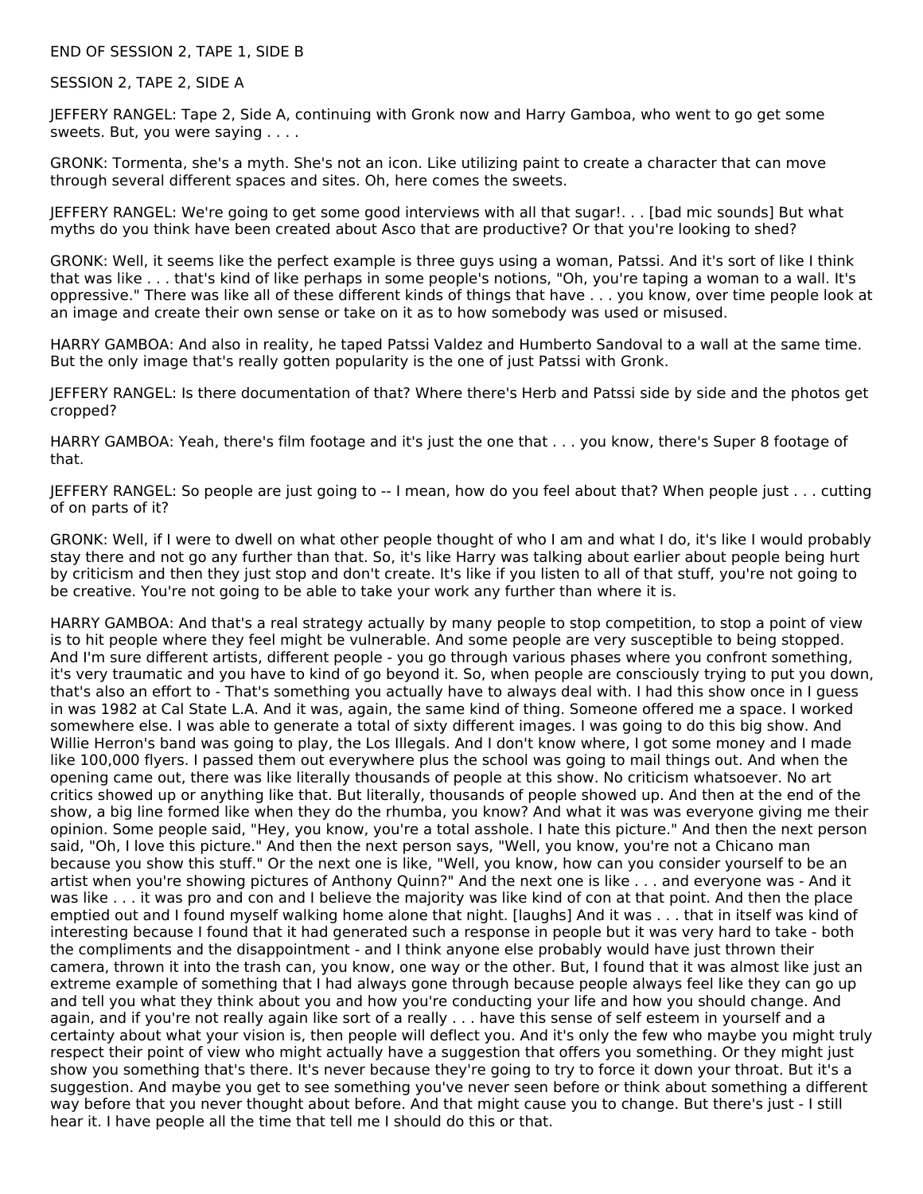END OF SESSION 2, TAPE 1, SIDE B

SESSION 2, TAPE 2, SIDE A

JEFFERY RANGEL: Tape 2, Side A, continuing with Gronk now and Harry Gamboa, who went to go get some sweets. But, you were saying . . . .

GRONK: Tormenta, she's a myth. She's not an icon. Like utilizing paint to create a character that can move through several different spaces and sites. Oh, here comes the sweets.

JEFFERY RANGEL: We're going to get some good interviews with all that sugar!. . . [bad mic sounds] But what myths do you think have been created about Asco that are productive? Or that you're looking to shed?

GRONK: Well, it seems like the perfect example is three guys using a woman, Patssi. And it's sort of like I think that was like . . . that's kind of like perhaps in some people's notions, "Oh, you're taping a woman to a wall. It's oppressive." There was like all of these different kinds of things that have . . . you know, over time people look at an image and create their own sense or take on it as to how somebody was used or misused.

HARRY GAMBOA: And also in reality, he taped Patssi Valdez and Humberto Sandoval to a wall at the same time. But the only image that's really gotten popularity is the one of just Patssi with Gronk.

JEFFERY RANGEL: Is there documentation of that? Where there's Herb and Patssi side by side and the photos get cropped?

HARRY GAMBOA: Yeah, there's film footage and it's just the one that . . . you know, there's Super 8 footage of that.

JEFFERY RANGEL: So people are just going to -- I mean, how do you feel about that? When people just . . . cutting of on parts of it?

GRONK: Well, if I were to dwell on what other people thought of who I am and what I do, it's like I would probably stay there and not go any further than that. So, it's like Harry was talking about earlier about people being hurt by criticism and then they just stop and don't create. It's like if you listen to all of that stuff, you're not going to be creative. You're not going to be able to take your work any further than where it is.

HARRY GAMBOA: And that's a real strategy actually by many people to stop competition, to stop a point of view is to hit people where they feel might be vulnerable. And some people are very susceptible to being stopped. And I'm sure different artists, different people - you go through various phases where you confront something, it's very traumatic and you have to kind of go beyond it. So, when people are consciously trying to put you down, that's also an effort to - That's something you actually have to always deal with. I had this show once in I guess in was 1982 at Cal State L.A. And it was, again, the same kind of thing. Someone offered me a space. I worked somewhere else. I was able to generate a total of sixty different images. I was going to do this big show. And Willie Herron's band was going to play, the Los Illegals. And I don't know where, I got some money and I made like 100,000 flyers. I passed them out everywhere plus the school was going to mail things out. And when the opening came out, there was like literally thousands of people at this show. No criticism whatsoever. No art critics showed up or anything like that. But literally, thousands of people showed up. And then at the end of the show, a big line formed like when they do the rhumba, you know? And what it was was everyone giving me their opinion. Some people said, "Hey, you know, you're a total asshole. I hate this picture." And then the next person said, "Oh, I love this picture." And then the next person says, "Well, you know, you're not a Chicano man because you show this stuff." Or the next one is like, "Well, you know, how can you consider yourself to be an artist when you're showing pictures of Anthony Quinn?" And the next one is like . . . and everyone was - And it was like . . . it was pro and con and I believe the majority was like kind of con at that point. And then the place emptied out and I found myself walking home alone that night. [laughs] And it was . . . that in itself was kind of interesting because I found that it had generated such a response in people but it was very hard to take - both the compliments and the disappointment - and I think anyone else probably would have just thrown their camera, thrown it into the trash can, you know, one way or the other. But, I found that it was almost like just an extreme example of something that I had always gone through because people always feel like they can go up and tell you what they think about you and how you're conducting your life and how you should change. And again, and if you're not really again like sort of a really . . . have this sense of self esteem in yourself and a certainty about what your vision is, then people will deflect you. And it's only the few who maybe you might truly respect their point of view who might actually have a suggestion that offers you something. Or they might just show you something that's there. It's never because they're going to try to force it down your throat. But it's a suggestion. And maybe you get to see something you've never seen before or think about something a different way before that you never thought about before. And that might cause you to change. But there's just - I still hear it. I have people all the time that tell me I should do this or that.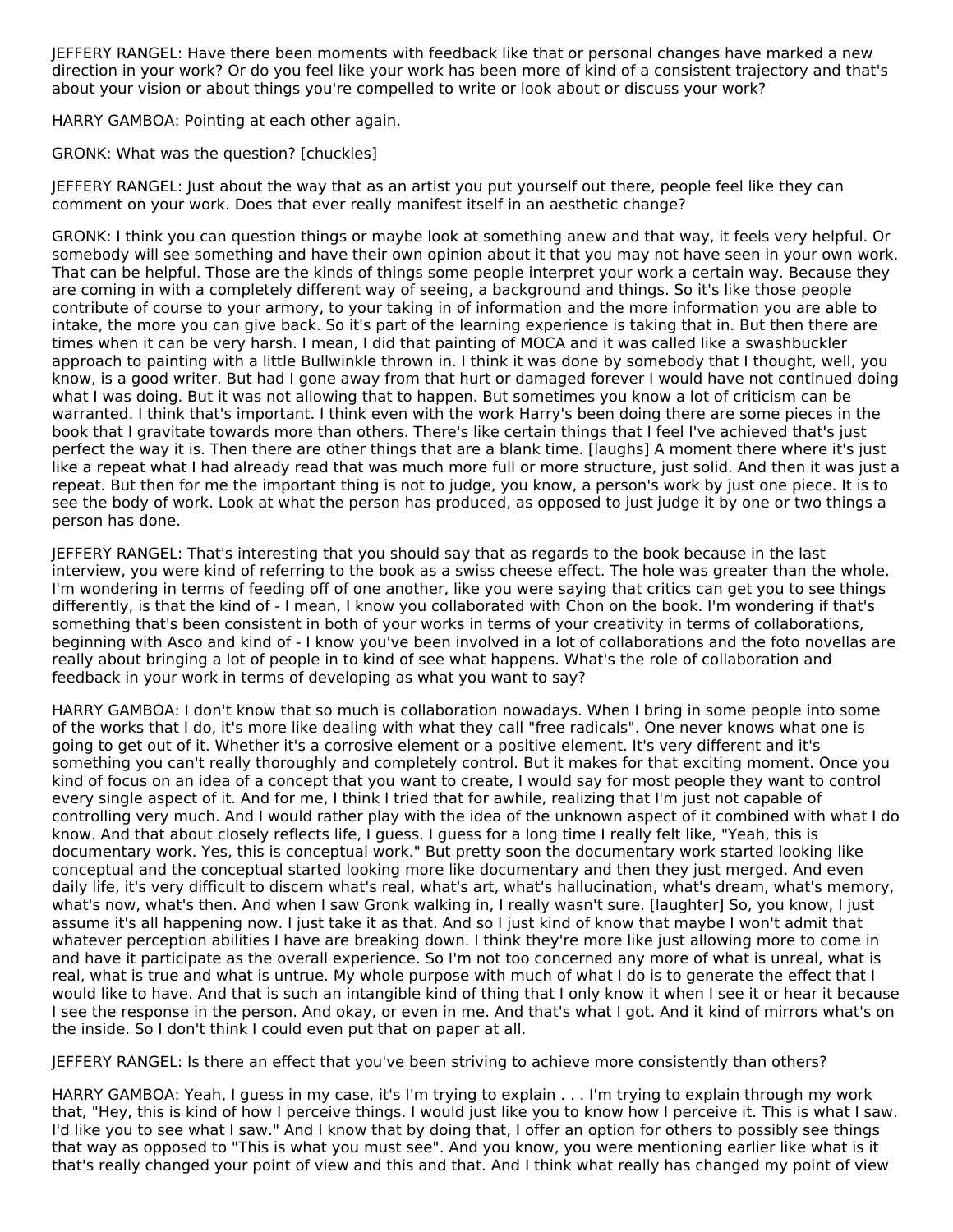JEFFERY RANGEL: Have there been moments with feedback like that or personal changes have marked a new direction in your work? Or do you feel like your work has been more of kind of a consistent trajectory and that's about your vision or about things you're compelled to write or look about or discuss your work?

HARRY GAMBOA: Pointing at each other again.

GRONK: What was the question? [chuckles]

JEFFERY RANGEL: Just about the way that as an artist you put yourself out there, people feel like they can comment on your work. Does that ever really manifest itself in an aesthetic change?

GRONK: I think you can question things or maybe look at something anew and that way, it feels very helpful. Or somebody will see something and have their own opinion about it that you may not have seen in your own work. That can be helpful. Those are the kinds of things some people interpret your work a certain way. Because they are coming in with a completely different way of seeing, a background and things. So it's like those people contribute of course to your armory, to your taking in of information and the more information you are able to intake, the more you can give back. So it's part of the learning experience is taking that in. But then there are times when it can be very harsh. I mean, I did that painting of MOCA and it was called like a swashbuckler approach to painting with a little Bullwinkle thrown in. I think it was done by somebody that I thought, well, you know, is a good writer. But had I gone away from that hurt or damaged forever I would have not continued doing what I was doing. But it was not allowing that to happen. But sometimes you know a lot of criticism can be warranted. I think that's important. I think even with the work Harry's been doing there are some pieces in the book that I gravitate towards more than others. There's like certain things that I feel I've achieved that's just perfect the way it is. Then there are other things that are a blank time. [laughs] A moment there where it's just like a repeat what I had already read that was much more full or more structure, just solid. And then it was just a repeat. But then for me the important thing is not to judge, you know, a person's work by just one piece. It is to see the body of work. Look at what the person has produced, as opposed to just judge it by one or two things a person has done.

JEFFERY RANGEL: That's interesting that you should say that as regards to the book because in the last interview, you were kind of referring to the book as a swiss cheese effect. The hole was greater than the whole. I'm wondering in terms of feeding off of one another, like you were saying that critics can get you to see things differently, is that the kind of - I mean, I know you collaborated with Chon on the book. I'm wondering if that's something that's been consistent in both of your works in terms of your creativity in terms of collaborations, beginning with Asco and kind of - I know you've been involved in a lot of collaborations and the foto novellas are really about bringing a lot of people in to kind of see what happens. What's the role of collaboration and feedback in your work in terms of developing as what you want to say?

HARRY GAMBOA: I don't know that so much is collaboration nowadays. When I bring in some people into some of the works that I do, it's more like dealing with what they call "free radicals". One never knows what one is going to get out of it. Whether it's a corrosive element or a positive element. It's very different and it's something you can't really thoroughly and completely control. But it makes for that exciting moment. Once you kind of focus on an idea of a concept that you want to create, I would say for most people they want to control every single aspect of it. And for me, I think I tried that for awhile, realizing that I'm just not capable of controlling very much. And I would rather play with the idea of the unknown aspect of it combined with what I do know. And that about closely reflects life, I guess. I guess for a long time I really felt like, "Yeah, this is documentary work. Yes, this is conceptual work." But pretty soon the documentary work started looking like conceptual and the conceptual started looking more like documentary and then they just merged. And even daily life, it's very difficult to discern what's real, what's art, what's hallucination, what's dream, what's memory, what's now, what's then. And when I saw Gronk walking in, I really wasn't sure. [laughter] So, you know, I just assume it's all happening now. I just take it as that. And so I just kind of know that maybe I won't admit that whatever perception abilities I have are breaking down. I think they're more like just allowing more to come in and have it participate as the overall experience. So I'm not too concerned any more of what is unreal, what is real, what is true and what is untrue. My whole purpose with much of what I do is to generate the effect that I would like to have. And that is such an intangible kind of thing that I only know it when I see it or hear it because I see the response in the person. And okay, or even in me. And that's what I got. And it kind of mirrors what's on the inside. So I don't think I could even put that on paper at all.

JEFFERY RANGEL: Is there an effect that you've been striving to achieve more consistently than others?

HARRY GAMBOA: Yeah, I guess in my case, it's I'm trying to explain . . . I'm trying to explain through my work that, "Hey, this is kind of how I perceive things. I would just like you to know how I perceive it. This is what I saw. I'd like you to see what I saw." And I know that by doing that, I offer an option for others to possibly see things that way as opposed to "This is what you must see". And you know, you were mentioning earlier like what is it that's really changed your point of view and this and that. And I think what really has changed my point of view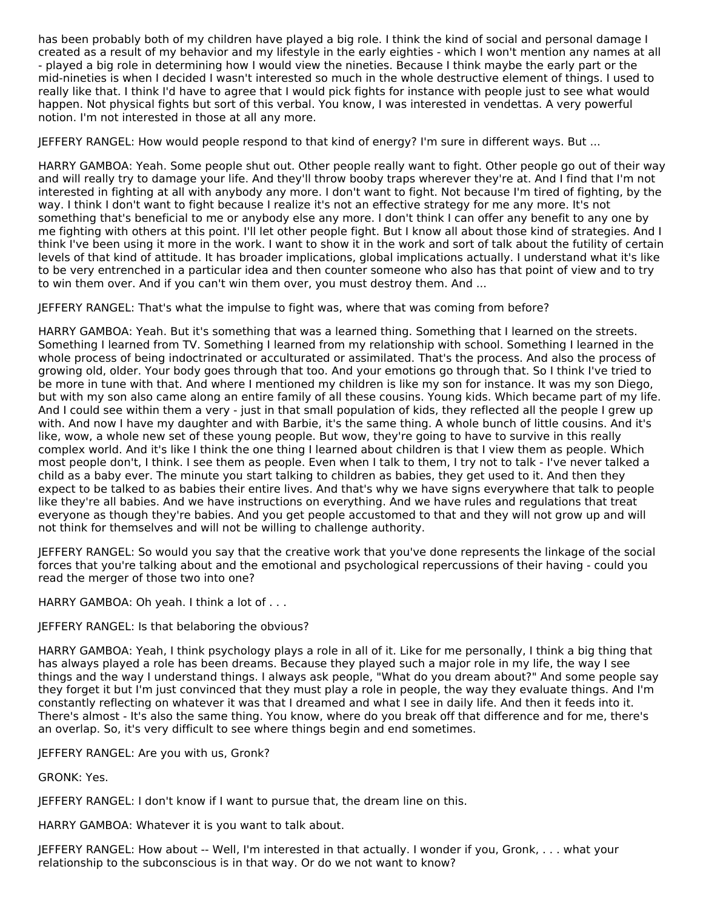has been probably both of my children have played a big role. I think the kind of social and personal damage I created as a result of my behavior and my lifestyle in the early eighties - which I won't mention any names at all - played a big role in determining how I would view the nineties. Because I think maybe the early part or the mid-nineties is when I decided I wasn't interested so much in the whole destructive element of things. I used to really like that. I think I'd have to agree that I would pick fights for instance with people just to see what would happen. Not physical fights but sort of this verbal. You know, I was interested in vendettas. A very powerful notion. I'm not interested in those at all any more.

JEFFERY RANGEL: How would people respond to that kind of energy? I'm sure in different ways. But ...

HARRY GAMBOA: Yeah. Some people shut out. Other people really want to fight. Other people go out of their way and will really try to damage your life. And they'll throw booby traps wherever they're at. And I find that I'm not interested in fighting at all with anybody any more. I don't want to fight. Not because I'm tired of fighting, by the way. I think I don't want to fight because I realize it's not an effective strategy for me any more. It's not something that's beneficial to me or anybody else any more. I don't think I can offer any benefit to any one by me fighting with others at this point. I'll let other people fight. But I know all about those kind of strategies. And I think I've been using it more in the work. I want to show it in the work and sort of talk about the futility of certain levels of that kind of attitude. It has broader implications, global implications actually. I understand what it's like to be very entrenched in a particular idea and then counter someone who also has that point of view and to try to win them over. And if you can't win them over, you must destroy them. And ...

JEFFERY RANGEL: That's what the impulse to fight was, where that was coming from before?

HARRY GAMBOA: Yeah. But it's something that was a learned thing. Something that I learned on the streets. Something I learned from TV. Something I learned from my relationship with school. Something I learned in the whole process of being indoctrinated or acculturated or assimilated. That's the process. And also the process of growing old, older. Your body goes through that too. And your emotions go through that. So I think I've tried to be more in tune with that. And where I mentioned my children is like my son for instance. It was my son Diego, but with my son also came along an entire family of all these cousins. Young kids. Which became part of my life. And I could see within them a very - just in that small population of kids, they reflected all the people I grew up with. And now I have my daughter and with Barbie, it's the same thing. A whole bunch of little cousins. And it's like, wow, a whole new set of these young people. But wow, they're going to have to survive in this really complex world. And it's like I think the one thing I learned about children is that I view them as people. Which most people don't, I think. I see them as people. Even when I talk to them, I try not to talk - I've never talked a child as a baby ever. The minute you start talking to children as babies, they get used to it. And then they expect to be talked to as babies their entire lives. And that's why we have signs everywhere that talk to people like they're all babies. And we have instructions on everything. And we have rules and regulations that treat everyone as though they're babies. And you get people accustomed to that and they will not grow up and will not think for themselves and will not be willing to challenge authority.

JEFFERY RANGEL: So would you say that the creative work that you've done represents the linkage of the social forces that you're talking about and the emotional and psychological repercussions of their having - could you read the merger of those two into one?

HARRY GAMBOA: Oh yeah. I think a lot of . . .

JEFFERY RANGEL: Is that belaboring the obvious?

HARRY GAMBOA: Yeah, I think psychology plays a role in all of it. Like for me personally, I think a big thing that has always played a role has been dreams. Because they played such a major role in my life, the way I see things and the way I understand things. I always ask people, "What do you dream about?" And some people say they forget it but I'm just convinced that they must play a role in people, the way they evaluate things. And I'm constantly reflecting on whatever it was that I dreamed and what I see in daily life. And then it feeds into it. There's almost - It's also the same thing. You know, where do you break off that difference and for me, there's an overlap. So, it's very difficult to see where things begin and end sometimes.

JEFFERY RANGEL: Are you with us, Gronk?

GRONK: Yes.

JEFFERY RANGEL: I don't know if I want to pursue that, the dream line on this.

HARRY GAMBOA: Whatever it is you want to talk about.

JEFFERY RANGEL: How about -- Well, I'm interested in that actually. I wonder if you, Gronk, . . . what your relationship to the subconscious is in that way. Or do we not want to know?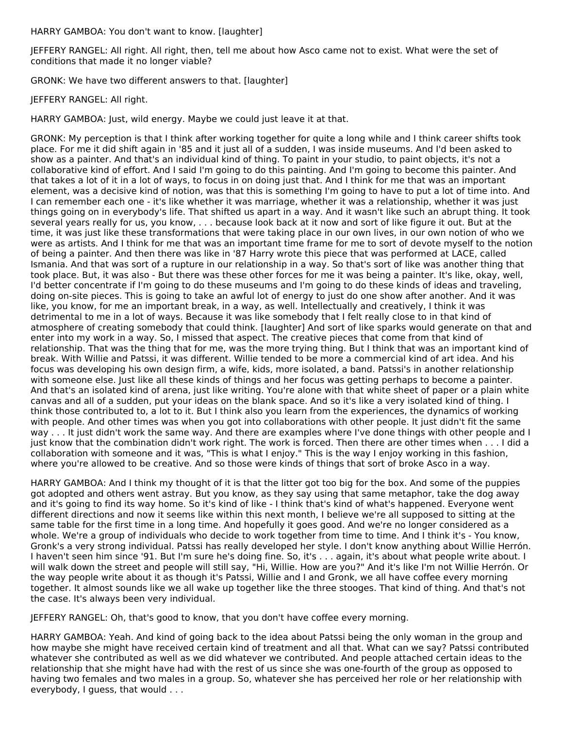HARRY GAMBOA: You don't want to know. [laughter]

JEFFERY RANGEL: All right. All right, then, tell me about how Asco came not to exist. What were the set of conditions that made it no longer viable?

GRONK: We have two different answers to that. [laughter]

JEFFERY RANGEL: All right.

HARRY GAMBOA: Just, wild energy. Maybe we could just leave it at that.

GRONK: My perception is that I think after working together for quite a long while and I think career shifts took place. For me it did shift again in '85 and it just all of a sudden, I was inside museums. And I'd been asked to show as a painter. And that's an individual kind of thing. To paint in your studio, to paint objects, it's not a collaborative kind of effort. And I said I'm going to do this painting. And I'm going to become this painter. And that takes a lot of it in a lot of ways, to focus in on doing just that. And I think for me that was an important element, was a decisive kind of notion, was that this is something I'm going to have to put a lot of time into. And I can remember each one - it's like whether it was marriage, whether it was a relationship, whether it was just things going on in everybody's life. That shifted us apart in a way. And it wasn't like such an abrupt thing. It took several years really for us, you know, . . . because look back at it now and sort of like figure it out. But at the time, it was just like these transformations that were taking place in our own lives, in our own notion of who we were as artists. And I think for me that was an important time frame for me to sort of devote myself to the notion of being a painter. And then there was like in '87 Harry wrote this piece that was performed at LACE, called Ismania. And that was sort of a rupture in our relationship in a way. So that's sort of like was another thing that took place. But, it was also - But there was these other forces for me it was being a painter. It's like, okay, well, I'd better concentrate if I'm going to do these museums and I'm going to do these kinds of ideas and traveling, doing on-site pieces. This is going to take an awful lot of energy to just do one show after another. And it was like, you know, for me an important break, in a way, as well. Intellectually and creatively, I think it was detrimental to me in a lot of ways. Because it was like somebody that I felt really close to in that kind of atmosphere of creating somebody that could think. [laughter] And sort of like sparks would generate on that and enter into my work in a way. So, I missed that aspect. The creative pieces that come from that kind of relationship. That was the thing that for me, was the more trying thing. But I think that was an important kind of break. With Willie and Patssi, it was different. Willie tended to be more a commercial kind of art idea. And his focus was developing his own design firm, a wife, kids, more isolated, a band. Patssi's in another relationship with someone else. Just like all these kinds of things and her focus was getting perhaps to become a painter. And that's an isolated kind of arena, just like writing. You're alone with that white sheet of paper or a plain white canvas and all of a sudden, put your ideas on the blank space. And so it's like a very isolated kind of thing. I think those contributed to, a lot to it. But I think also you learn from the experiences, the dynamics of working with people. And other times was when you got into collaborations with other people. It just didn't fit the same way . . . It just didn't work the same way. And there are examples where I've done things with other people and I just know that the combination didn't work right. The work is forced. Then there are other times when . . . I did a collaboration with someone and it was, "This is what I enjoy." This is the way I enjoy working in this fashion, where you're allowed to be creative. And so those were kinds of things that sort of broke Asco in a way.

HARRY GAMBOA: And I think my thought of it is that the litter got too big for the box. And some of the puppies got adopted and others went astray. But you know, as they say using that same metaphor, take the dog away and it's going to find its way home. So it's kind of like - I think that's kind of what's happened. Everyone went different directions and now it seems like within this next month, I believe we're all supposed to sitting at the same table for the first time in a long time. And hopefully it goes good. And we're no longer considered as a whole. We're a group of individuals who decide to work together from time to time. And I think it's - You know, Gronk's a very strong individual. Patssi has really developed her style. I don't know anything about Willie Herrón. I haven't seen him since '91. But I'm sure he's doing fine. So, it's . . . again, it's about what people write about. I will walk down the street and people will still say, "Hi, Willie. How are you?" And it's like I'm not Willie Herrón. Or the way people write about it as though it's Patssi, Willie and I and Gronk, we all have coffee every morning together. It almost sounds like we all wake up together like the three stooges. That kind of thing. And that's not the case. It's always been very individual.

JEFFERY RANGEL: Oh, that's good to know, that you don't have coffee every morning.

HARRY GAMBOA: Yeah. And kind of going back to the idea about Patssi being the only woman in the group and how maybe she might have received certain kind of treatment and all that. What can we say? Patssi contributed whatever she contributed as well as we did whatever we contributed. And people attached certain ideas to the relationship that she might have had with the rest of us since she was one-fourth of the group as opposed to having two females and two males in a group. So, whatever she has perceived her role or her relationship with everybody, I guess, that would . . .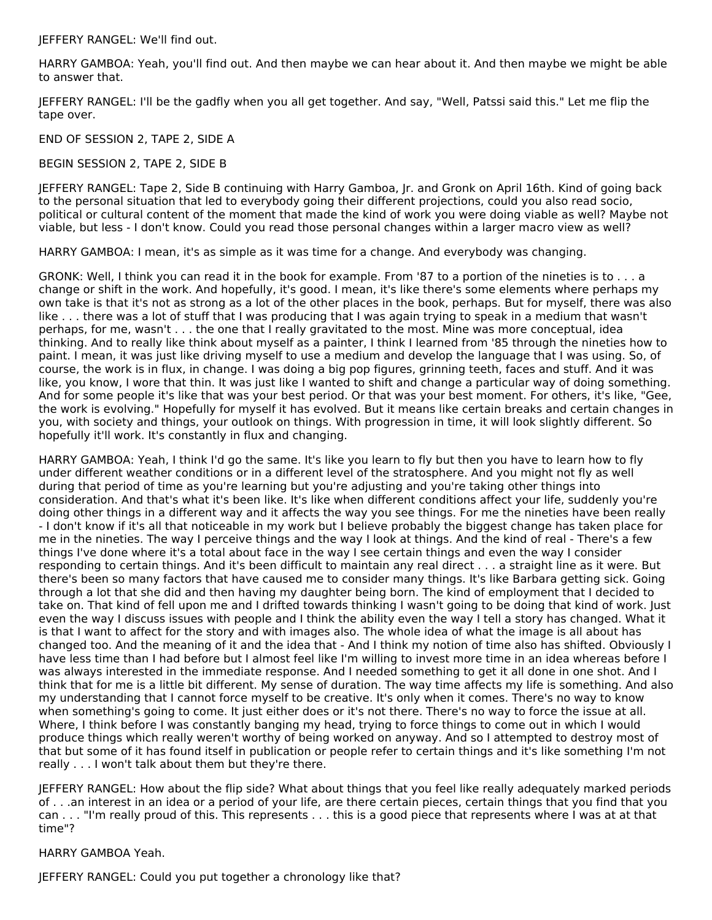JEFFERY RANGEL: We'll find out.

HARRY GAMBOA: Yeah, you'll find out. And then maybe we can hear about it. And then maybe we might be able to answer that.

JEFFERY RANGEL: I'll be the gadfly when you all get together. And say, "Well, Patssi said this." Let me flip the tape over.

END OF SESSION 2, TAPE 2, SIDE A

BEGIN SESSION 2, TAPE 2, SIDE B

JEFFERY RANGEL: Tape 2, Side B continuing with Harry Gamboa, Jr. and Gronk on April 16th. Kind of going back to the personal situation that led to everybody going their different projections, could you also read socio, political or cultural content of the moment that made the kind of work you were doing viable as well? Maybe not viable, but less - I don't know. Could you read those personal changes within a larger macro view as well?

HARRY GAMBOA: I mean, it's as simple as it was time for a change. And everybody was changing.

GRONK: Well, I think you can read it in the book for example. From '87 to a portion of the nineties is to . . . a change or shift in the work. And hopefully, it's good. I mean, it's like there's some elements where perhaps my own take is that it's not as strong as a lot of the other places in the book, perhaps. But for myself, there was also like . . . there was a lot of stuff that I was producing that I was again trying to speak in a medium that wasn't perhaps, for me, wasn't . . . the one that I really gravitated to the most. Mine was more conceptual, idea thinking. And to really like think about myself as a painter, I think I learned from '85 through the nineties how to paint. I mean, it was just like driving myself to use a medium and develop the language that I was using. So, of course, the work is in flux, in change. I was doing a big pop figures, grinning teeth, faces and stuff. And it was like, you know, I wore that thin. It was just like I wanted to shift and change a particular way of doing something. And for some people it's like that was your best period. Or that was your best moment. For others, it's like, "Gee, the work is evolving." Hopefully for myself it has evolved. But it means like certain breaks and certain changes in you, with society and things, your outlook on things. With progression in time, it will look slightly different. So hopefully it'll work. It's constantly in flux and changing.

HARRY GAMBOA: Yeah, I think I'd go the same. It's like you learn to fly but then you have to learn how to fly under different weather conditions or in a different level of the stratosphere. And you might not fly as well during that period of time as you're learning but you're adjusting and you're taking other things into consideration. And that's what it's been like. It's like when different conditions affect your life, suddenly you're doing other things in a different way and it affects the way you see things. For me the nineties have been really - I don't know if it's all that noticeable in my work but I believe probably the biggest change has taken place for me in the nineties. The way I perceive things and the way I look at things. And the kind of real - There's a few things I've done where it's a total about face in the way I see certain things and even the way I consider responding to certain things. And it's been difficult to maintain any real direct . . . a straight line as it were. But there's been so many factors that have caused me to consider many things. It's like Barbara getting sick. Going through a lot that she did and then having my daughter being born. The kind of employment that I decided to take on. That kind of fell upon me and I drifted towards thinking I wasn't going to be doing that kind of work. Just even the way I discuss issues with people and I think the ability even the way I tell a story has changed. What it is that I want to affect for the story and with images also. The whole idea of what the image is all about has changed too. And the meaning of it and the idea that - And I think my notion of time also has shifted. Obviously I have less time than I had before but I almost feel like I'm willing to invest more time in an idea whereas before I was always interested in the immediate response. And I needed something to get it all done in one shot. And I think that for me is a little bit different. My sense of duration. The way time affects my life is something. And also my understanding that I cannot force myself to be creative. It's only when it comes. There's no way to know when something's going to come. It just either does or it's not there. There's no way to force the issue at all. Where, I think before I was constantly banging my head, trying to force things to come out in which I would produce things which really weren't worthy of being worked on anyway. And so I attempted to destroy most of that but some of it has found itself in publication or people refer to certain things and it's like something I'm not really . . . I won't talk about them but they're there.

JEFFERY RANGEL: How about the flip side? What about things that you feel like really adequately marked periods of . . .an interest in an idea or a period of your life, are there certain pieces, certain things that you find that you can . . . "I'm really proud of this. This represents . . . this is a good piece that represents where I was at at that time"?

HARRY GAMBOA Yeah.

JEFFERY RANGEL: Could you put together a chronology like that?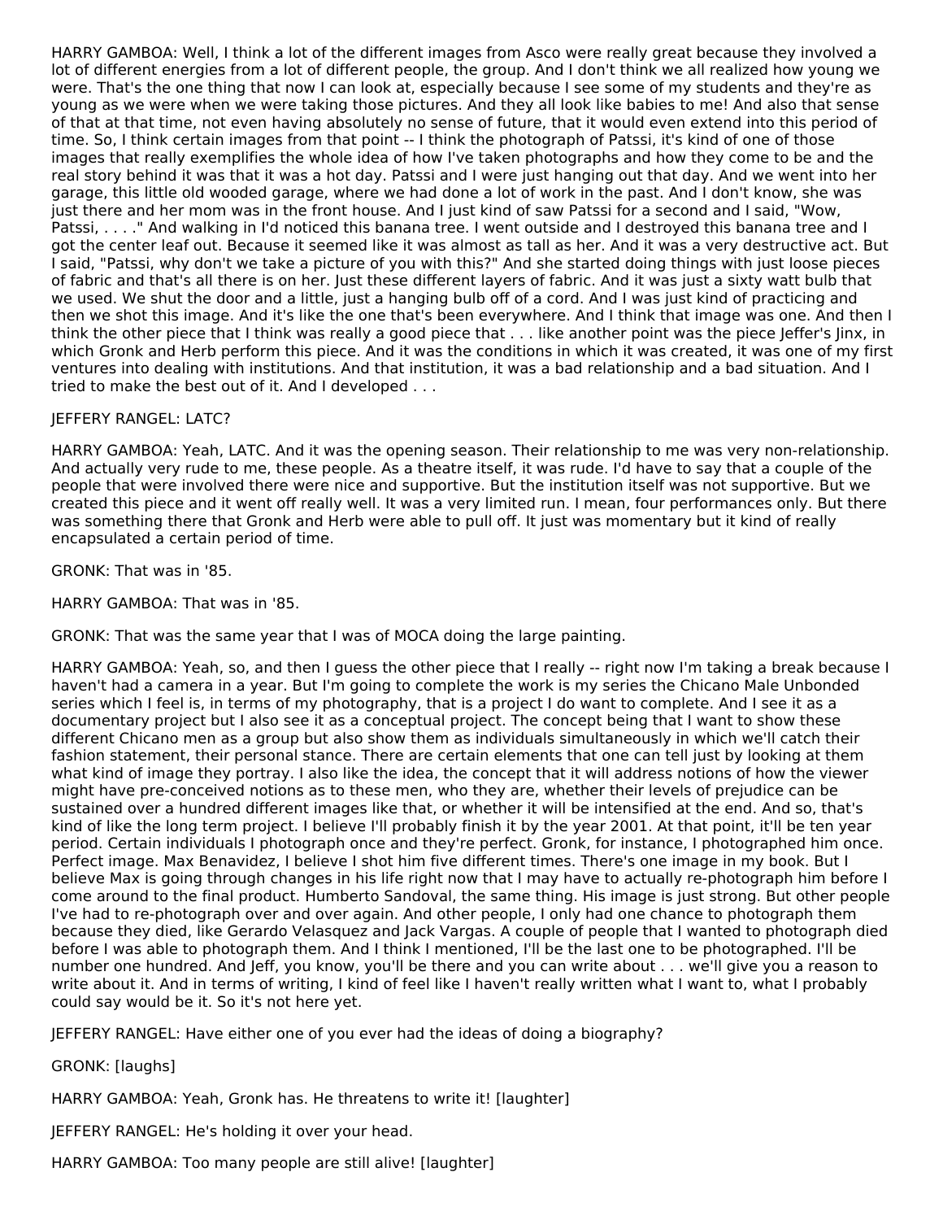HARRY GAMBOA: Well, I think a lot of the different images from Asco were really great because they involved a lot of different energies from a lot of different people, the group. And I don't think we all realized how young we were. That's the one thing that now I can look at, especially because I see some of my students and they're as young as we were when we were taking those pictures. And they all look like babies to me! And also that sense of that at that time, not even having absolutely no sense of future, that it would even extend into this period of time. So, I think certain images from that point -- I think the photograph of Patssi, it's kind of one of those images that really exemplifies the whole idea of how I've taken photographs and how they come to be and the real story behind it was that it was a hot day. Patssi and I were just hanging out that day. And we went into her garage, this little old wooded garage, where we had done a lot of work in the past. And I don't know, she was just there and her mom was in the front house. And I just kind of saw Patssi for a second and I said, "Wow, Patssi, . . . ." And walking in I'd noticed this banana tree. I went outside and I destroyed this banana tree and I got the center leaf out. Because it seemed like it was almost as tall as her. And it was a very destructive act. But I said, "Patssi, why don't we take a picture of you with this?" And she started doing things with just loose pieces of fabric and that's all there is on her. Just these different layers of fabric. And it was just a sixty watt bulb that we used. We shut the door and a little, just a hanging bulb off of a cord. And I was just kind of practicing and then we shot this image. And it's like the one that's been everywhere. And I think that image was one. And then I think the other piece that I think was really a good piece that . . . like another point was the piece Jeffer's Jinx, in which Gronk and Herb perform this piece. And it was the conditions in which it was created, it was one of my first ventures into dealing with institutions. And that institution, it was a bad relationship and a bad situation. And I tried to make the best out of it. And I developed . . .

JEFFERY RANGEL: LATC?

HARRY GAMBOA: Yeah, LATC. And it was the opening season. Their relationship to me was very non-relationship. And actually very rude to me, these people. As a theatre itself, it was rude. I'd have to say that a couple of the people that were involved there were nice and supportive. But the institution itself was not supportive. But we created this piece and it went off really well. It was a very limited run. I mean, four performances only. But there was something there that Gronk and Herb were able to pull off. It just was momentary but it kind of really encapsulated a certain period of time.

GRONK: That was in '85.

HARRY GAMBOA: That was in '85.

GRONK: That was the same year that I was of MOCA doing the large painting.

HARRY GAMBOA: Yeah, so, and then I guess the other piece that I really -- right now I'm taking a break because I haven't had a camera in a year. But I'm going to complete the work is my series the Chicano Male Unbonded series which I feel is, in terms of my photography, that is a project I do want to complete. And I see it as a documentary project but I also see it as a conceptual project. The concept being that I want to show these different Chicano men as a group but also show them as individuals simultaneously in which we'll catch their fashion statement, their personal stance. There are certain elements that one can tell just by looking at them what kind of image they portray. I also like the idea, the concept that it will address notions of how the viewer might have pre-conceived notions as to these men, who they are, whether their levels of prejudice can be sustained over a hundred different images like that, or whether it will be intensified at the end. And so, that's kind of like the long term project. I believe I'll probably finish it by the year 2001. At that point, it'll be ten year period. Certain individuals I photograph once and they're perfect. Gronk, for instance, I photographed him once. Perfect image. Max Benavidez, I believe I shot him five different times. There's one image in my book. But I believe Max is going through changes in his life right now that I may have to actually re-photograph him before I come around to the final product. Humberto Sandoval, the same thing. His image is just strong. But other people I've had to re-photograph over and over again. And other people, I only had one chance to photograph them because they died, like Gerardo Velasquez and Jack Vargas. A couple of people that I wanted to photograph died before I was able to photograph them. And I think I mentioned, I'll be the last one to be photographed. I'll be number one hundred. And Jeff, you know, you'll be there and you can write about . . . we'll give you a reason to write about it. And in terms of writing, I kind of feel like I haven't really written what I want to, what I probably could say would be it. So it's not here yet.

JEFFERY RANGEL: Have either one of you ever had the ideas of doing a biography?

GRONK: [laughs]

HARRY GAMBOA: Yeah, Gronk has. He threatens to write it! [laughter]

JEFFERY RANGEL: He's holding it over your head.

HARRY GAMBOA: Too many people are still alive! [laughter]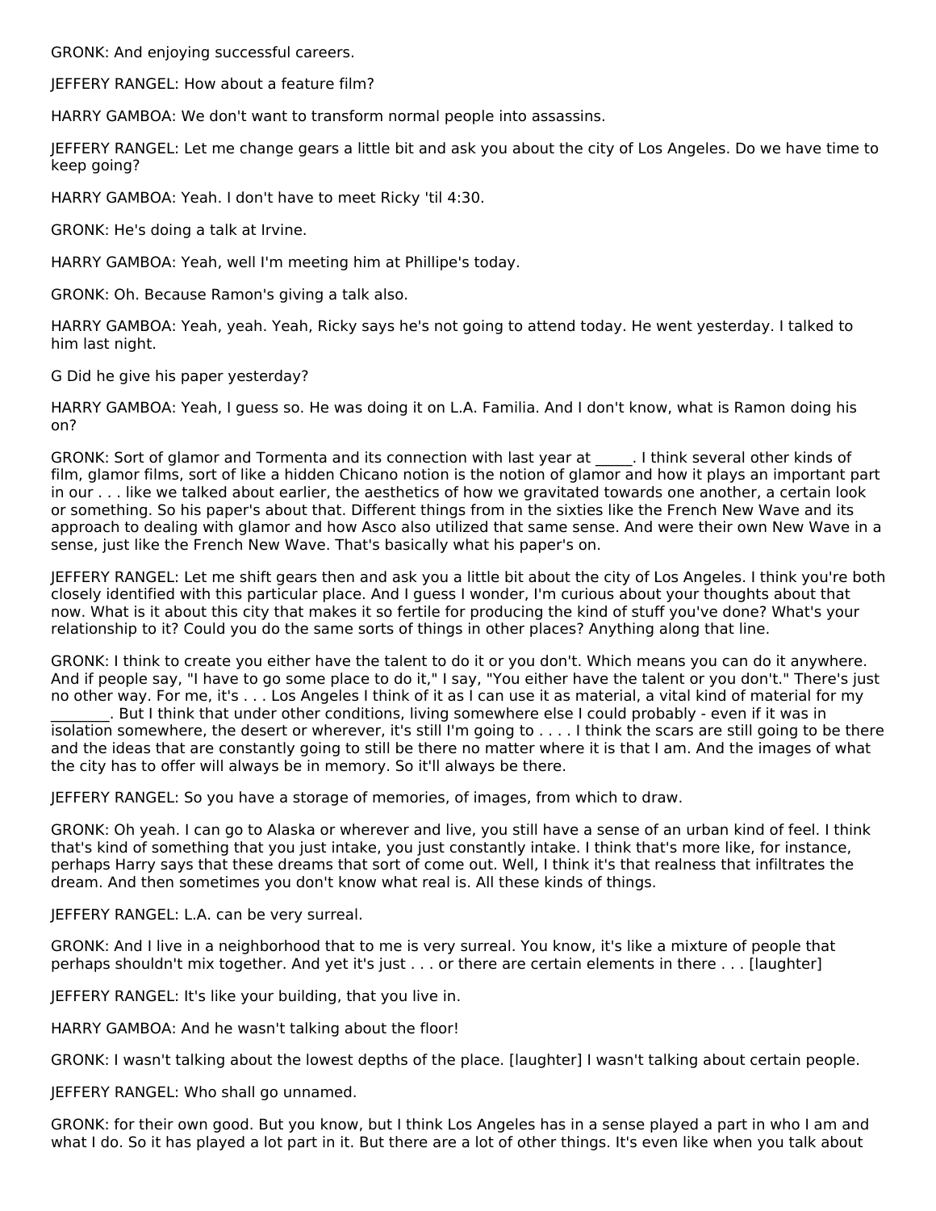GRONK: And enjoying successful careers.

JEFFERY RANGEL: How about a feature film?

HARRY GAMBOA: We don't want to transform normal people into assassins.

JEFFERY RANGEL: Let me change gears a little bit and ask you about the city of Los Angeles. Do we have time to keep going?

HARRY GAMBOA: Yeah. I don't have to meet Ricky 'til 4:30.

GRONK: He's doing a talk at Irvine.

HARRY GAMBOA: Yeah, well I'm meeting him at Phillipe's today.

GRONK: Oh. Because Ramon's giving a talk also.

HARRY GAMBOA: Yeah, yeah. Yeah, Ricky says he's not going to attend today. He went yesterday. I talked to him last night.

G Did he give his paper yesterday?

HARRY GAMBOA: Yeah, I guess so. He was doing it on L.A. Familia. And I don't know, what is Ramon doing his on?

GRONK: Sort of glamor and Tormenta and its connection with last year at _____. I think several other kinds of film, glamor films, sort of like a hidden Chicano notion is the notion of glamor and how it plays an important part in our . . . like we talked about earlier, the aesthetics of how we gravitated towards one another, a certain look or something. So his paper's about that. Different things from in the sixties like the French New Wave and its approach to dealing with glamor and how Asco also utilized that same sense. And were their own New Wave in a sense, just like the French New Wave. That's basically what his paper's on.

JEFFERY RANGEL: Let me shift gears then and ask you a little bit about the city of Los Angeles. I think you're both closely identified with this particular place. And I guess I wonder, I'm curious about your thoughts about that now. What is it about this city that makes it so fertile for producing the kind of stuff you've done? What's your relationship to it? Could you do the same sorts of things in other places? Anything along that line.

GRONK: I think to create you either have the talent to do it or you don't. Which means you can do it anywhere. And if people say, "I have to go some place to do it," I say, "You either have the talent or you don't." There's just no other way. For me, it's . . . Los Angeles I think of it as I can use it as material, a vital kind of material for my ________. But I think that under other conditions, living somewhere else I could probably - even if it was in isolation somewhere, the desert or wherever, it's still I'm going to . . . . I think the scars are still going to be there and the ideas that are constantly going to still be there no matter where it is that I am. And the images of what the city has to offer will always be in memory. So it'll always be there.

JEFFERY RANGEL: So you have a storage of memories, of images, from which to draw.

GRONK: Oh yeah. I can go to Alaska or wherever and live, you still have a sense of an urban kind of feel. I think that's kind of something that you just intake, you just constantly intake. I think that's more like, for instance, perhaps Harry says that these dreams that sort of come out. Well, I think it's that realness that infiltrates the dream. And then sometimes you don't know what real is. All these kinds of things.

JEFFERY RANGEL: L.A. can be very surreal.

GRONK: And I live in a neighborhood that to me is very surreal. You know, it's like a mixture of people that perhaps shouldn't mix together. And yet it's just . . . or there are certain elements in there . . . [laughter]

JEFFERY RANGEL: It's like your building, that you live in.

HARRY GAMBOA: And he wasn't talking about the floor!

GRONK: I wasn't talking about the lowest depths of the place. [laughter] I wasn't talking about certain people.

JEFFERY RANGEL: Who shall go unnamed.

GRONK: for their own good. But you know, but I think Los Angeles has in a sense played a part in who I am and what I do. So it has played a lot part in it. But there are a lot of other things. It's even like when you talk about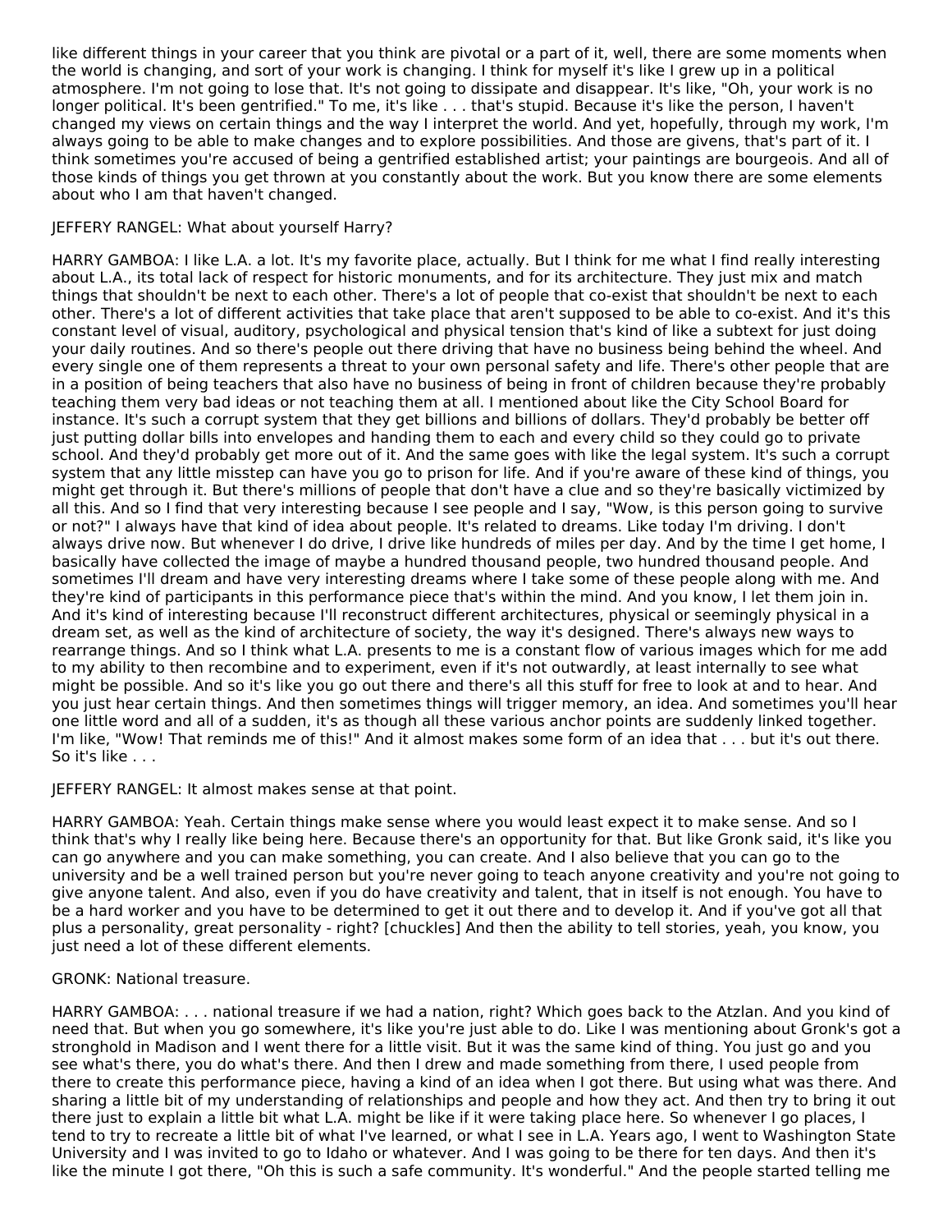like different things in your career that you think are pivotal or a part of it, well, there are some moments when the world is changing, and sort of your work is changing. I think for myself it's like I grew up in a political atmosphere. I'm not going to lose that. It's not going to dissipate and disappear. It's like, "Oh, your work is no longer political. It's been gentrified." To me, it's like . . . that's stupid. Because it's like the person, I haven't changed my views on certain things and the way I interpret the world. And yet, hopefully, through my work, I'm always going to be able to make changes and to explore possibilities. And those are givens, that's part of it. I think sometimes you're accused of being a gentrified established artist; your paintings are bourgeois. And all of those kinds of things you get thrown at you constantly about the work. But you know there are some elements about who I am that haven't changed.

JEFFERY RANGEL: What about yourself Harry?

HARRY GAMBOA: I like L.A. a lot. It's my favorite place, actually. But I think for me what I find really interesting about L.A., its total lack of respect for historic monuments, and for its architecture. They just mix and match things that shouldn't be next to each other. There's a lot of people that co-exist that shouldn't be next to each other. There's a lot of different activities that take place that aren't supposed to be able to co-exist. And it's this constant level of visual, auditory, psychological and physical tension that's kind of like a subtext for just doing your daily routines. And so there's people out there driving that have no business being behind the wheel. And every single one of them represents a threat to your own personal safety and life. There's other people that are in a position of being teachers that also have no business of being in front of children because they're probably teaching them very bad ideas or not teaching them at all. I mentioned about like the City School Board for instance. It's such a corrupt system that they get billions and billions of dollars. They'd probably be better off just putting dollar bills into envelopes and handing them to each and every child so they could go to private school. And they'd probably get more out of it. And the same goes with like the legal system. It's such a corrupt system that any little misstep can have you go to prison for life. And if you're aware of these kind of things, you might get through it. But there's millions of people that don't have a clue and so they're basically victimized by all this. And so I find that very interesting because I see people and I say, "Wow, is this person going to survive or not?" I always have that kind of idea about people. It's related to dreams. Like today I'm driving. I don't always drive now. But whenever I do drive, I drive like hundreds of miles per day. And by the time I get home, I basically have collected the image of maybe a hundred thousand people, two hundred thousand people. And sometimes I'll dream and have very interesting dreams where I take some of these people along with me. And they're kind of participants in this performance piece that's within the mind. And you know, I let them join in. And it's kind of interesting because I'll reconstruct different architectures, physical or seemingly physical in a dream set, as well as the kind of architecture of society, the way it's designed. There's always new ways to rearrange things. And so I think what L.A. presents to me is a constant flow of various images which for me add to my ability to then recombine and to experiment, even if it's not outwardly, at least internally to see what might be possible. And so it's like you go out there and there's all this stuff for free to look at and to hear. And you just hear certain things. And then sometimes things will trigger memory, an idea. And sometimes you'll hear one little word and all of a sudden, it's as though all these various anchor points are suddenly linked together. I'm like, "Wow! That reminds me of this!" And it almost makes some form of an idea that . . . but it's out there. So it's like . . .

JEFFERY RANGEL: It almost makes sense at that point.

HARRY GAMBOA: Yeah. Certain things make sense where you would least expect it to make sense. And so I think that's why I really like being here. Because there's an opportunity for that. But like Gronk said, it's like you can go anywhere and you can make something, you can create. And I also believe that you can go to the university and be a well trained person but you're never going to teach anyone creativity and you're not going to give anyone talent. And also, even if you do have creativity and talent, that in itself is not enough. You have to be a hard worker and you have to be determined to get it out there and to develop it. And if you've got all that plus a personality, great personality - right? [chuckles] And then the ability to tell stories, yeah, you know, you just need a lot of these different elements.

GRONK: National treasure.

HARRY GAMBOA: . . . national treasure if we had a nation, right? Which goes back to the Atzlan. And you kind of need that. But when you go somewhere, it's like you're just able to do. Like I was mentioning about Gronk's got a stronghold in Madison and I went there for a little visit. But it was the same kind of thing. You just go and you see what's there, you do what's there. And then I drew and made something from there, I used people from there to create this performance piece, having a kind of an idea when I got there. But using what was there. And sharing a little bit of my understanding of relationships and people and how they act. And then try to bring it out there just to explain a little bit what L.A. might be like if it were taking place here. So whenever I go places, I tend to try to recreate a little bit of what I've learned, or what I see in L.A. Years ago, I went to Washington State University and I was invited to go to Idaho or whatever. And I was going to be there for ten days. And then it's like the minute I got there, "Oh this is such a safe community. It's wonderful." And the people started telling me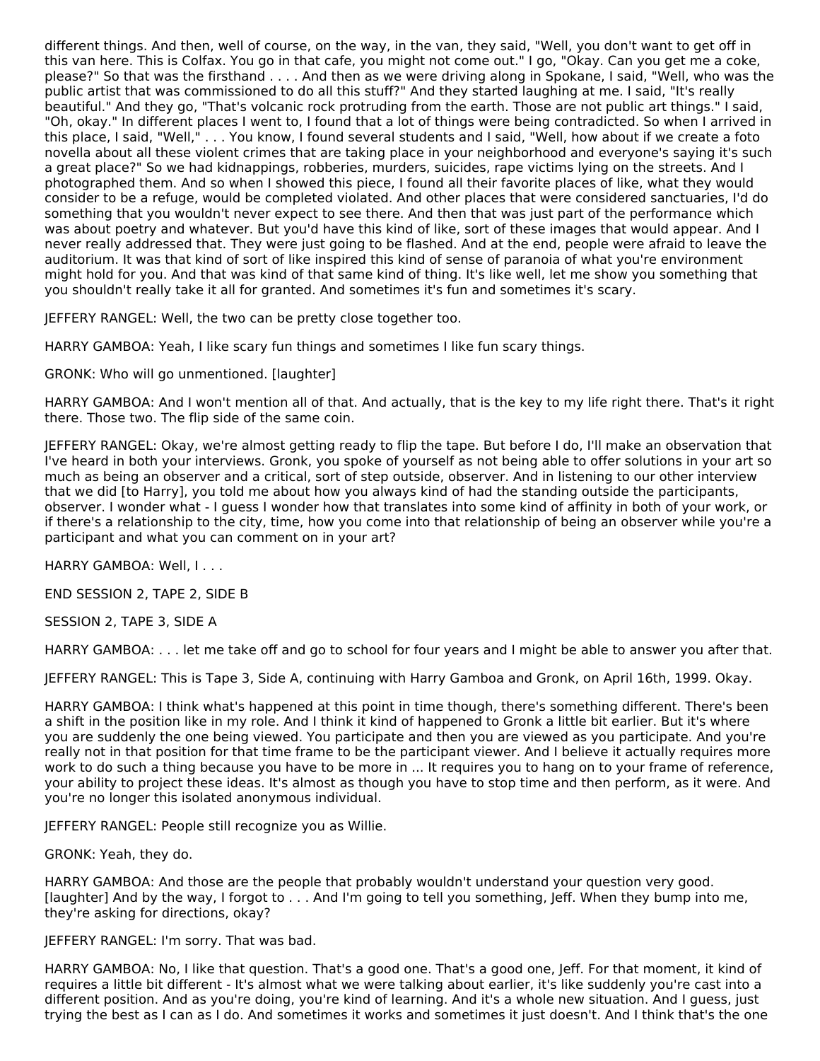different things. And then, well of course, on the way, in the van, they said, "Well, you don't want to get off in this van here. This is Colfax. You go in that cafe, you might not come out." I go, "Okay. Can you get me a coke, please?" So that was the firsthand . . . . And then as we were driving along in Spokane, I said, "Well, who was the public artist that was commissioned to do all this stuff?" And they started laughing at me. I said, "It's really beautiful." And they go, "That's volcanic rock protruding from the earth. Those are not public art things." I said, "Oh, okay." In different places I went to, I found that a lot of things were being contradicted. So when I arrived in this place, I said, "Well," . . . You know, I found several students and I said, "Well, how about if we create a foto novella about all these violent crimes that are taking place in your neighborhood and everyone's saying it's such a great place?" So we had kidnappings, robberies, murders, suicides, rape victims lying on the streets. And I photographed them. And so when I showed this piece, I found all their favorite places of like, what they would consider to be a refuge, would be completed violated. And other places that were considered sanctuaries, I'd do something that you wouldn't never expect to see there. And then that was just part of the performance which was about poetry and whatever. But you'd have this kind of like, sort of these images that would appear. And I never really addressed that. They were just going to be flashed. And at the end, people were afraid to leave the auditorium. It was that kind of sort of like inspired this kind of sense of paranoia of what you're environment might hold for you. And that was kind of of that same kind of thing. It's like well, let me show you something that you shouldn't really take it all for granted. And sometimes it's fun and sometimes it's scary.

JEFFERY RANGEL: Well, the two can be pretty close together too.

HARRY GAMBOA: Yeah, I like scary fun things and sometimes I like fun scary things.

GRONK: Who will go unmentioned. [laughter]

HARRY GAMBOA: And I won't mention all of that. And actually, that is the key to my life right there. That's it right there. Those two. The flip side of the same coin.

JEFFERY RANGEL: Okay, we're almost getting ready to flip the tape. But before I do, I'll make an observation that I've heard in both your interviews. Gronk, you spoke of yourself as not being able to offer solutions in your art so much as being an observer and a critical, sort of step outside, observer. And in listening to our other interview that we did [to Harry], you told me about how you always kind of had the standing outside the participants, observer. I wonder what - I guess I wonder how that translates into some kind of affinity in both of your work, or if there's a relationship to the city, time, how you come into that relationship of being an observer while you're a participant and what you can comment on in your art?

HARRY GAMBOA: Well, I . . .

END SESSION 2, TAPE 2, SIDE B

SESSION 2, TAPE 3, SIDE A

HARRY GAMBOA: . . . let me take off and go to school for four years and I might be able to answer you after that.

JEFFERY RANGEL: This is Tape 3, Side A, continuing with Harry Gamboa and Gronk, on April 16th, 1999. Okay.

HARRY GAMBOA: I think what's happened at this point in time though, there's something different. There's been a shift in the position like in my role. And I think it kind of happened to Gronk a little bit earlier. But it's where you are suddenly the one being viewed. You participate and then you are viewed as you participate. And you're really not in that position for that time frame to be the participant viewer. And I believe it actually requires more work to do such a thing because you have to be more in ... It requires you to hang on to your frame of reference, your ability to project these ideas. It's almost as though you have to stop time and then perform, as it were. And you're no longer this isolated anonymous individual.

JEFFERY RANGEL: People still recognize you as Willie.

GRONK: Yeah, they do.

HARRY GAMBOA: And those are the people that probably wouldn't understand your question very good. [laughter] And by the way, I forgot to . . . And I'm going to tell you something, Jeff. When they bump into me, they're asking for directions, okay?

JEFFERY RANGEL: I'm sorry. That was bad.

HARRY GAMBOA: No, I like that question. That's a good one. That's a good one, Jeff. For that moment, it kind of requires a little bit different - It's almost what we were talking about earlier, it's like suddenly you're cast into a different position. And as you're doing, you're kind of learning. And it's a whole new situation. And I guess, just trying the best as I can as I do. And sometimes it works and sometimes it just doesn't. And I think that's the one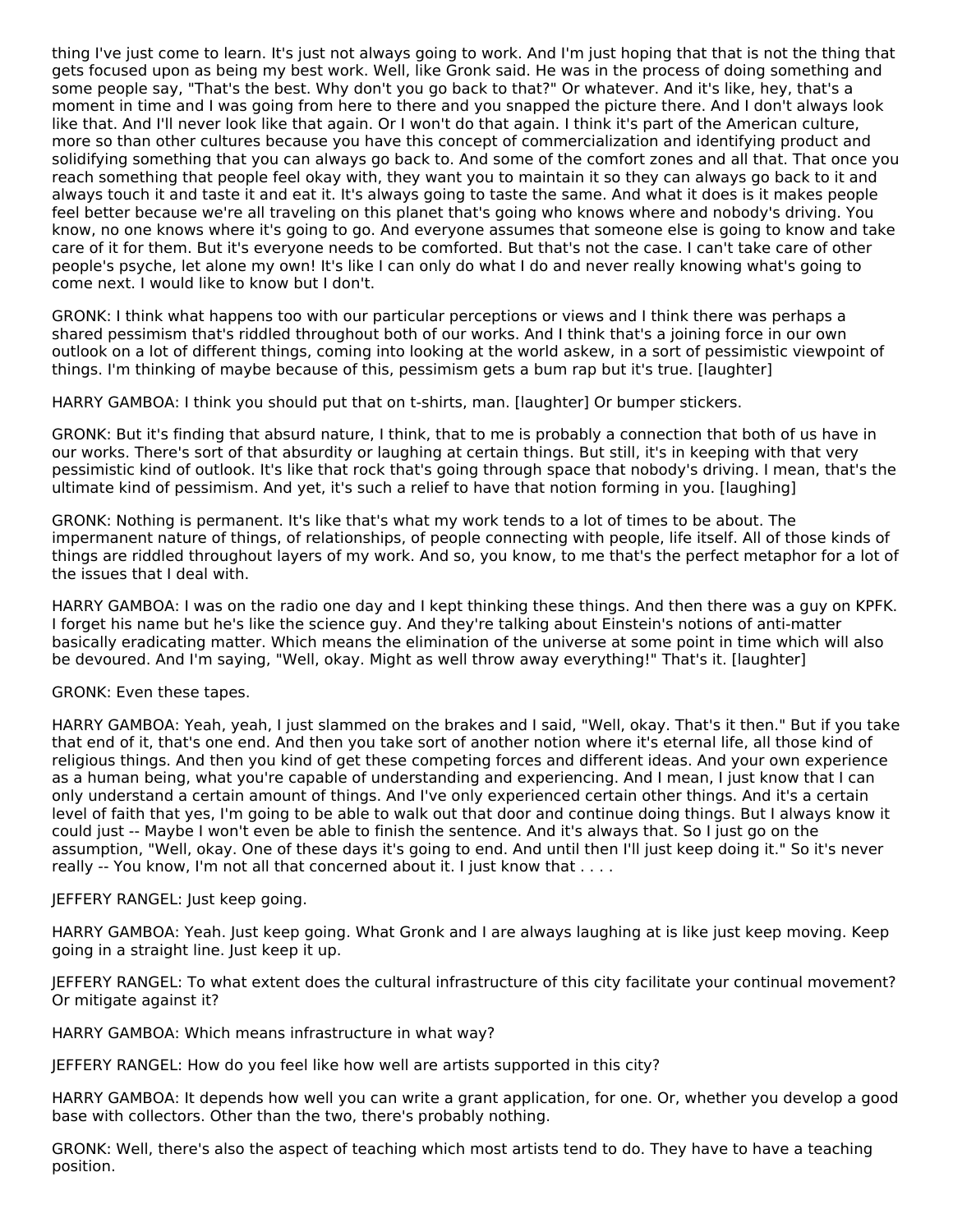thing I've just come to learn. It's just not always going to work. And I'm just hoping that that is not the thing that gets focused upon as being my best work. Well, like Gronk said. He was in the process of doing something and some people say, "That's the best. Why don't you go back to that?" Or whatever. And it's like, hey, that's a moment in time and I was going from here to there and you snapped the picture there. And I don't always look like that. And I'll never look like that again. Or I won't do that again. I think it's part of the American culture, more so than other cultures because you have this concept of commercialization and identifying product and solidifying something that you can always go back to. And some of the comfort zones and all that. That once you reach something that people feel okay with, they want you to maintain it so they can always go back to it and always touch it and taste it and eat it. It's always going to taste the same. And what it does is it makes people feel better because we're all traveling on this planet that's going who knows where and nobody's driving. You know, no one knows where it's going to go. And everyone assumes that someone else is going to know and take care of it for them. But it's everyone needs to be comforted. But that's not the case. I can't take care of other people's psyche, let alone my own! It's like I can only do what I do and never really knowing what's going to come next. I would like to know but I don't.

GRONK: I think what happens too with our particular perceptions or views and I think there was perhaps a shared pessimism that's riddled throughout both of our works. And I think that's a joining force in our own outlook on a lot of different things, coming into looking at the world askew, in a sort of pessimistic viewpoint of things. I'm thinking of maybe because of this, pessimism gets a bum rap but it's true. [laughter]

HARRY GAMBOA: I think you should put that on t-shirts, man. [laughter] Or bumper stickers.

GRONK: But it's finding that absurd nature, I think, that to me is probably a connection that both of us have in our works. There's sort of that absurdity or laughing at certain things. But still, it's in keeping with that very pessimistic kind of outlook. It's like that rock that's going through space that nobody's driving. I mean, that's the ultimate kind of pessimism. And yet, it's such a relief to have that notion forming in you. [laughing]

GRONK: Nothing is permanent. It's like that's what my work tends to a lot of times to be about. The impermanent nature of things, of relationships, of people connecting with people, life itself. All of those kinds of things are riddled throughout layers of my work. And so, you know, to me that's the perfect metaphor for a lot of the issues that I deal with.

HARRY GAMBOA: I was on the radio one day and I kept thinking these things. And then there was a guy on KPFK. I forget his name but he's like the science guy. And they're talking about Einstein's notions of anti-matter basically eradicating matter. Which means the elimination of the universe at some point in time which will also be devoured. And I'm saying, "Well, okay. Might as well throw away everything!" That's it. [laughter]

GRONK: Even these tapes.

HARRY GAMBOA: Yeah, yeah, I just slammed on the brakes and I said, "Well, okay. That's it then." But if you take that end of it, that's one end. And then you take sort of another notion where it's eternal life, all those kind of religious things. And then you kind of get these competing forces and different ideas. And your own experience as a human being, what you're capable of understanding and experiencing. And I mean, I just know that I can only understand a certain amount of things. And I've only experienced certain other things. And it's a certain level of faith that yes, I'm going to be able to walk out that door and continue doing things. But I always know it could just -- Maybe I won't even be able to finish the sentence. And it's always that. So I just go on the assumption, "Well, okay. One of these days it's going to end. And until then I'll just keep doing it." So it's never really -- You know, I'm not all that concerned about it. I just know that . . . .

JEFFERY RANGEL: Just keep going.

HARRY GAMBOA: Yeah. Just keep going. What Gronk and I are always laughing at is like just keep moving. Keep going in a straight line. Just keep it up.

JEFFERY RANGEL: To what extent does the cultural infrastructure of this city facilitate your continual movement? Or mitigate against it?

HARRY GAMBOA: Which means infrastructure in what way?

JEFFERY RANGEL: How do you feel like how well are artists supported in this city?

HARRY GAMBOA: It depends how well you can write a grant application, for one. Or, whether you develop a good base with collectors. Other than the two, there's probably nothing.

GRONK: Well, there's also the aspect of teaching which most artists tend to do. They have to have a teaching position.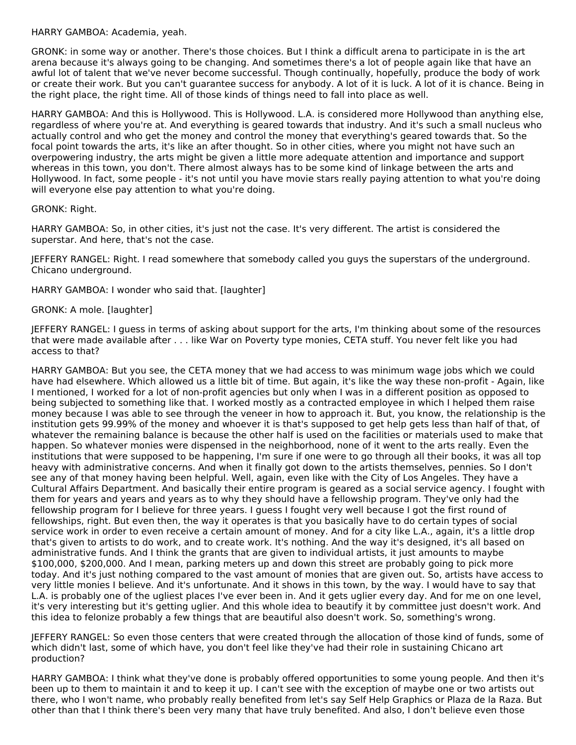HARRY GAMBOA: Academia, yeah.

GRONK: in some way or another. There's those choices. But I think a difficult arena to participate in is the art arena because it's always going to be changing. And sometimes there's a lot of people again like that have an awful lot of talent that we've never become successful. Though continually, hopefully, produce the body of work or create their work. But you can't guarantee success for anybody. A lot of it is luck. A lot of it is chance. Being in the right place, the right time. All of those kinds of things need to fall into place as well.

HARRY GAMBOA: And this is Hollywood. This is Hollywood. L.A. is considered more Hollywood than anything else, regardless of where you're at. And everything is geared towards that industry. And it's such a small nucleus who actually control and who get the money and control the money that everything's geared towards that. So the focal point towards the arts, it's like an after thought. So in other cities, where you might not have such an overpowering industry, the arts might be given a little more adequate attention and importance and support whereas in this town, you don't. There almost always has to be some kind of linkage between the arts and Hollywood. In fact, some people - it's not until you have movie stars really paying attention to what you're doing will everyone else pay attention to what you're doing.

GRONK: Right.

HARRY GAMBOA: So, in other cities, it's just not the case. It's very different. The artist is considered the superstar. And here, that's not the case.

JEFFERY RANGEL: Right. I read somewhere that somebody called you guys the superstars of the underground. Chicano underground.

HARRY GAMBOA: I wonder who said that. [laughter]

GRONK: A mole. [laughter]

JEFFERY RANGEL: I guess in terms of asking about support for the arts, I'm thinking about some of the resources that were made available after . . . like War on Poverty type monies, CETA stuff. You never felt like you had access to that?

HARRY GAMBOA: But you see, the CETA money that we had access to was minimum wage jobs which we could have had elsewhere. Which allowed us a little bit of time. But again, it's like the way these non-profit - Again, like I mentioned, I worked for a lot of non-profit agencies but only when I was in a different position as opposed to being subjected to something like that. I worked mostly as a contracted employee in which I helped them raise money because I was able to see through the veneer in how to approach it. But, you know, the relationship is the institution gets 99.99% of the money and whoever it is that's supposed to get help gets less than half of that, of whatever the remaining balance is because the other half is used on the facilities or materials used to make that happen. So whatever monies were dispensed in the neighborhood, none of it went to the arts really. Even the institutions that were supposed to be happening, I'm sure if one were to go through all their books, it was all top heavy with administrative concerns. And when it finally got down to the artists themselves, pennies. So I don't see any of that money having been helpful. Well, again, even like with the City of Los Angeles. They have a Cultural Affairs Department. And basically their entire program is geared as a social service agency. I fought with them for years and years and years as to why they should have a fellowship program. They've only had the fellowship program for I believe for three years. I guess I fought very well because I got the first round of fellowships, right. But even then, the way it operates is that you basically have to do certain types of social service work in order to even receive a certain amount of money. And for a city like L.A., again, it's a little drop that's given to artists to do work, and to create work. It's nothing. And the way it's designed, it's all based on administrative funds. And I think the grants that are given to individual artists, it just amounts to maybe $100,000, $200,000. And I mean, parking meters up and down this street are probably going to pick more today. And it's just nothing compared to the vast amount of monies that are given out. So, artists have access to very little monies I believe. And it's unfortunate. And it shows in this town, by the way. I would have to say that L.A. is probably one of the ugliest places I've ever been in. And it gets uglier every day. And for me on one level, it's very interesting but it's getting uglier. And this whole idea to beautify it by committee just doesn't work. And this idea to felonize probably a few things that are beautiful also doesn't work. So, something's wrong.

JEFFERY RANGEL: So even those centers that were created through the allocation of those kind of funds, some of which didn't last, some of which have, you don't feel like they've had their role in sustaining Chicano art production?

HARRY GAMBOA: I think what they've done is probably offered opportunities to some young people. And then it's been up to them to maintain it and to keep it up. I can't see with the exception of maybe one or two artists out there, who I won't name, who probably really benefited from let's say Self Help Graphics or Plaza de la Raza. But other than that I think there's been very many that have truly benefited. And also, I don't believe even those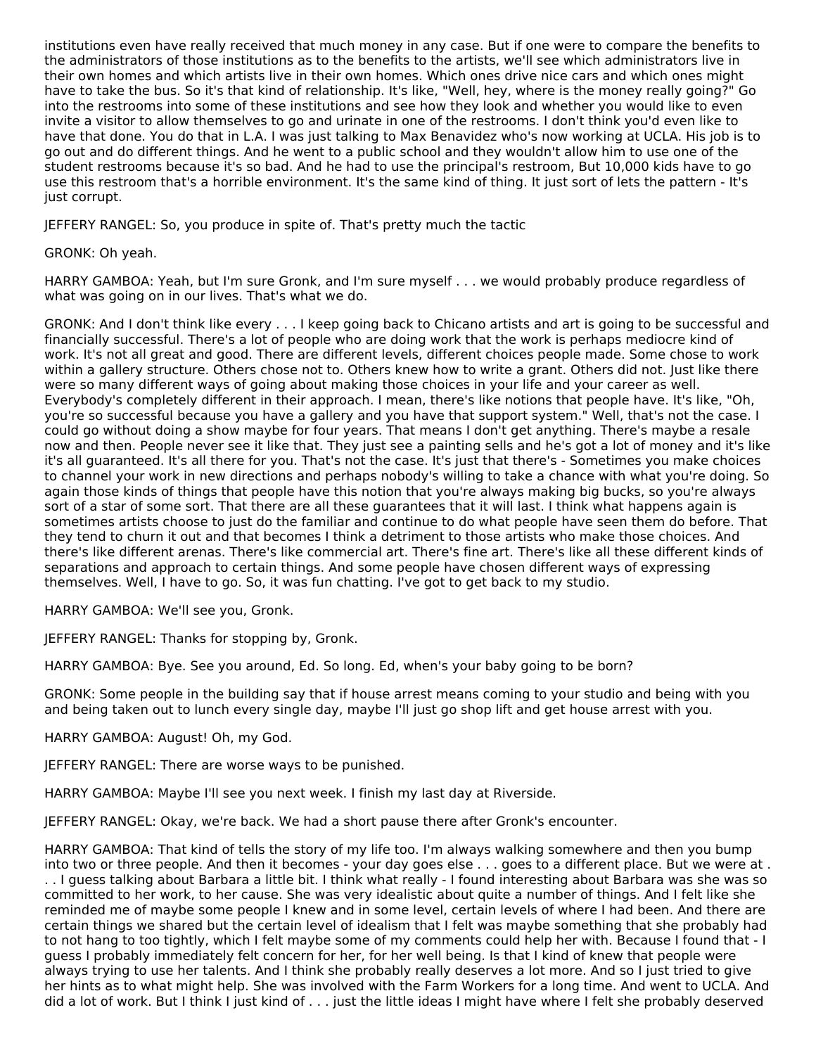institutions even have really received that much money in any case. But if one were to compare the benefits to the administrators of those institutions as to the benefits to the artists, we'll see which administrators live in their own homes and which artists live in their own homes. Which ones drive nice cars and which ones might have to take the bus. So it's that kind of relationship. It's like, "Well, hey, where is the money really going?" Go into the restrooms into some of these institutions and see how they look and whether you would like to even invite a visitor to allow themselves to go and urinate in one of the restrooms. I don't think you'd even like to have that done. You do that in L.A. I was just talking to Max Benavidez who's now working at UCLA. His job is to go out and do different things. And he went to a public school and they wouldn't allow him to use one of the student restrooms because it's so bad. And he had to use the principal's restroom, But 10,000 kids have to go use this restroom that's a horrible environment. It's the same kind of thing. It just sort of lets the pattern - It's just corrupt.

JEFFERY RANGEL: So, you produce in spite of. That's pretty much the tactic

GRONK: Oh yeah.

HARRY GAMBOA: Yeah, but I'm sure Gronk, and I'm sure myself . . . we would probably produce regardless of what was going on in our lives. That's what we do.

GRONK: And I don't think like every . . . I keep going back to Chicano artists and art is going to be successful and financially successful. There's a lot of people who are doing work that the work is perhaps mediocre kind of work. It's not all great and good. There are different levels, different choices people made. Some chose to work within a gallery structure. Others chose not to. Others knew how to write a grant. Others did not. Just like there were so many different ways of going about making those choices in your life and your career as well. Everybody's completely different in their approach. I mean, there's like notions that people have. It's like, "Oh, you're so successful because you have a gallery and you have that support system." Well, that's not the case. I could go without doing a show maybe for four years. That means I don't get anything. There's maybe a resale now and then. People never see it like that. They just see a painting sells and he's got a lot of money and it's like it's all guaranteed. It's all there for you. That's not the case. It's just that there's - Sometimes you make choices to channel your work in new directions and perhaps nobody's willing to take a chance with what you're doing. So again those kinds of things that people have this notion that you're always making big bucks, so you're always sort of a star of some sort. That there are all these guarantees that it will last. I think what happens again is sometimes artists choose to just do the familiar and continue to do what people have seen them do before. That they tend to churn it out and that becomes I think a detriment to those artists who make those choices. And there's like different arenas. There's like commercial art. There's fine art. There's like all these different kinds of separations and approach to certain things. And some people have chosen different ways of expressing themselves. Well, I have to go. So, it was fun chatting. I've got to get back to my studio.

HARRY GAMBOA: We'll see you, Gronk.

JEFFERY RANGEL: Thanks for stopping by, Gronk.

HARRY GAMBOA: Bye. See you around, Ed. So long. Ed, when's your baby going to be born?

GRONK: Some people in the building say that if house arrest means coming to your studio and being with you and being taken out to lunch every single day, maybe I'll just go shop lift and get house arrest with you.

HARRY GAMBOA: August! Oh, my God.

JEFFERY RANGEL: There are worse ways to be punished.

HARRY GAMBOA: Maybe I'll see you next week. I finish my last day at Riverside.

JEFFERY RANGEL: Okay, we're back. We had a short pause there after Gronk's encounter.

HARRY GAMBOA: That kind of tells the story of my life too. I'm always walking somewhere and then you bump into two or three people. And then it becomes - your day goes else . . . goes to a different place. But we were at . . . I guess talking about Barbara a little bit. I think what really - I found interesting about Barbara was she was so committed to her work, to her cause. She was very idealistic about quite a number of things. And I felt like she reminded me of maybe some people I knew and in some level, certain levels of where I had been. And there are certain things we shared but the certain level of idealism that I felt was maybe something that she probably had to not hang to too tightly, which I felt maybe some of my comments could help her with. Because I found that - I guess I probably immediately felt concern for her, for her well being. Is that I kind of knew that people were always trying to use her talents. And I think she probably really deserves a lot more. And so I just tried to give her hints as to what might help. She was involved with the Farm Workers for a long time. And went to UCLA. And did a lot of work. But I think I just kind of . . . just the little ideas I might have where I felt she probably deserved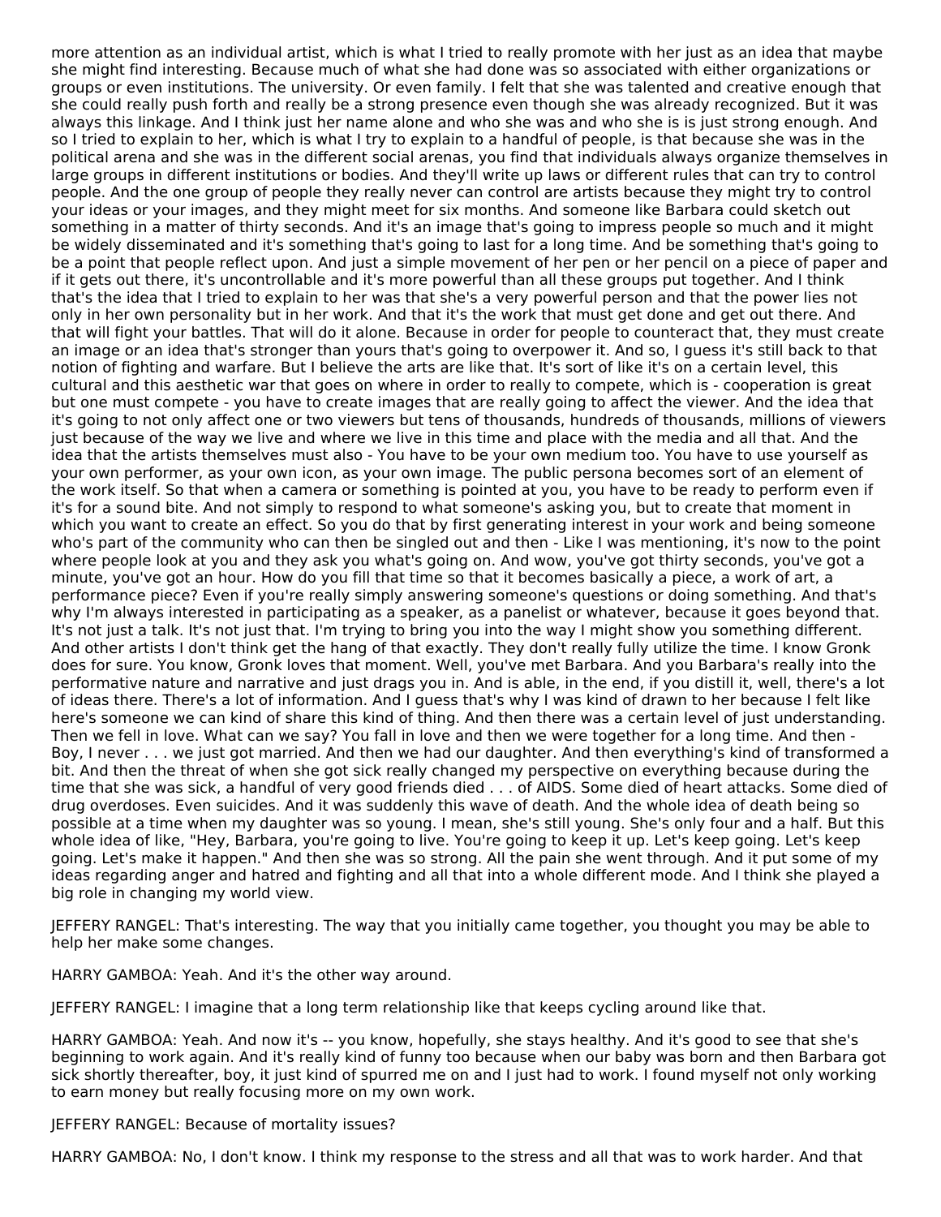more attention as an individual artist, which is what I tried to really promote with her just as an idea that maybe she might find interesting. Because much of what she had done was so associated with either organizations or groups or even institutions. The university. Or even family. I felt that she was talented and creative enough that she could really push forth and really be a strong presence even though she was already recognized. But it was always this linkage. And I think just her name alone and who she was and who she is is just strong enough. And so I tried to explain to her, which is what I try to explain to a handful of people, is that because she was in the political arena and she was in the different social arenas, you find that individuals always organize themselves in large groups in different institutions or bodies. And they'll write up laws or different rules that can try to control people. And the one group of people they really never can control are artists because they might try to control your ideas or your images, and they might meet for six months. And someone like Barbara could sketch out something in a matter of thirty seconds. And it's an image that's going to impress people so much and it might be widely disseminated and it's something that's going to last for a long time. And be something that's going to be a point that people reflect upon. And just a simple movement of her pen or her pencil on a piece of paper and if it gets out there, it's uncontrollable and it's more powerful than all these groups put together. And I think that's the idea that I tried to explain to her was that she's a very powerful person and that the power lies not only in her own personality but in her work. And that it's the work that must get done and get out there. And that will fight your battles. That will do it alone. Because in order for people to counteract that, they must create an image or an idea that's stronger than yours that's going to overpower it. And so, I guess it's still back to that notion of fighting and warfare. But I believe the arts are like that. It's sort of like it's on a certain level, this cultural and this aesthetic war that goes on where in order to really to compete, which is - cooperation is great but one must compete - you have to create images that are really going to affect the viewer. And the idea that it's going to not only affect one or two viewers but tens of thousands, hundreds of thousands, millions of viewers just because of the way we live and where we live in this time and place with the media and all that. And the idea that the artists themselves must also - You have to be your own medium too. You have to use yourself as your own performer, as your own icon, as your own image. The public persona becomes sort of an element of the work itself. So that when a camera or something is pointed at you, you have to be ready to perform even if it's for a sound bite. And not simply to respond to what someone's asking you, but to create that moment in which you want to create an effect. So you do that by first generating interest in your work and being someone who's part of the community who can then be singled out and then - Like I was mentioning, it's now to the point where people look at you and they ask you what's going on. And wow, you've got thirty seconds, you've got a minute, you've got an hour. How do you fill that time so that it becomes basically a piece, a work of art, a performance piece? Even if you're really simply answering someone's questions or doing something. And that's why I'm always interested in participating as a speaker, as a panelist or whatever, because it goes beyond that. It's not just a talk. It's not just that. I'm trying to bring you into the way I might show you something different. And other artists I don't think get the hang of that exactly. They don't really fully utilize the time. I know Gronk does for sure. You know, Gronk loves that moment. Well, you've met Barbara. And you Barbara's really into the performative nature and narrative and just drags you in. And is able, in the end, if you distill it, well, there's a lot of ideas there. There's a lot of information. And I guess that's why I was kind of drawn to her because I felt like here's someone we can kind of share this kind of thing. And then there was a certain level of just understanding. Then we fell in love. What can we say? You fall in love and then we were together for a long time. And then - Boy, I never . . . we just got married. And then we had our daughter. And then everything's kind of transformed a bit. And then the threat of when she got sick really changed my perspective on everything because during the time that she was sick, a handful of very good friends died . . . of AIDS. Some died of heart attacks. Some died of drug overdoses. Even suicides. And it was suddenly this wave of death. And the whole idea of death being so possible at a time when my daughter was so young. I mean, she's still young. She's only four and a half. But this whole idea of like, "Hey, Barbara, you're going to live. You're going to keep it up. Let's keep going. Let's keep going. Let's make it happen." And then she was so strong. All the pain she went through. And it put some of my ideas regarding anger and hatred and fighting and all that into a whole different mode. And I think she played a big role in changing my world view.

JEFFERY RANGEL: That's interesting. The way that you initially came together, you thought you may be able to help her make some changes.

HARRY GAMBOA: Yeah. And it's the other way around.

JEFFERY RANGEL: I imagine that a long term relationship like that keeps cycling around like that.

HARRY GAMBOA: Yeah. And now it's -- you know, hopefully, she stays healthy. And it's good to see that she's beginning to work again. And it's really kind of funny too because when our baby was born and then Barbara got sick shortly thereafter, boy, it just kind of spurred me on and I just had to work. I found myself not only working to earn money but really focusing more on my own work.

JEFFERY RANGEL: Because of mortality issues?

HARRY GAMBOA: No, I don't know. I think my response to the stress and all that was to work harder. And that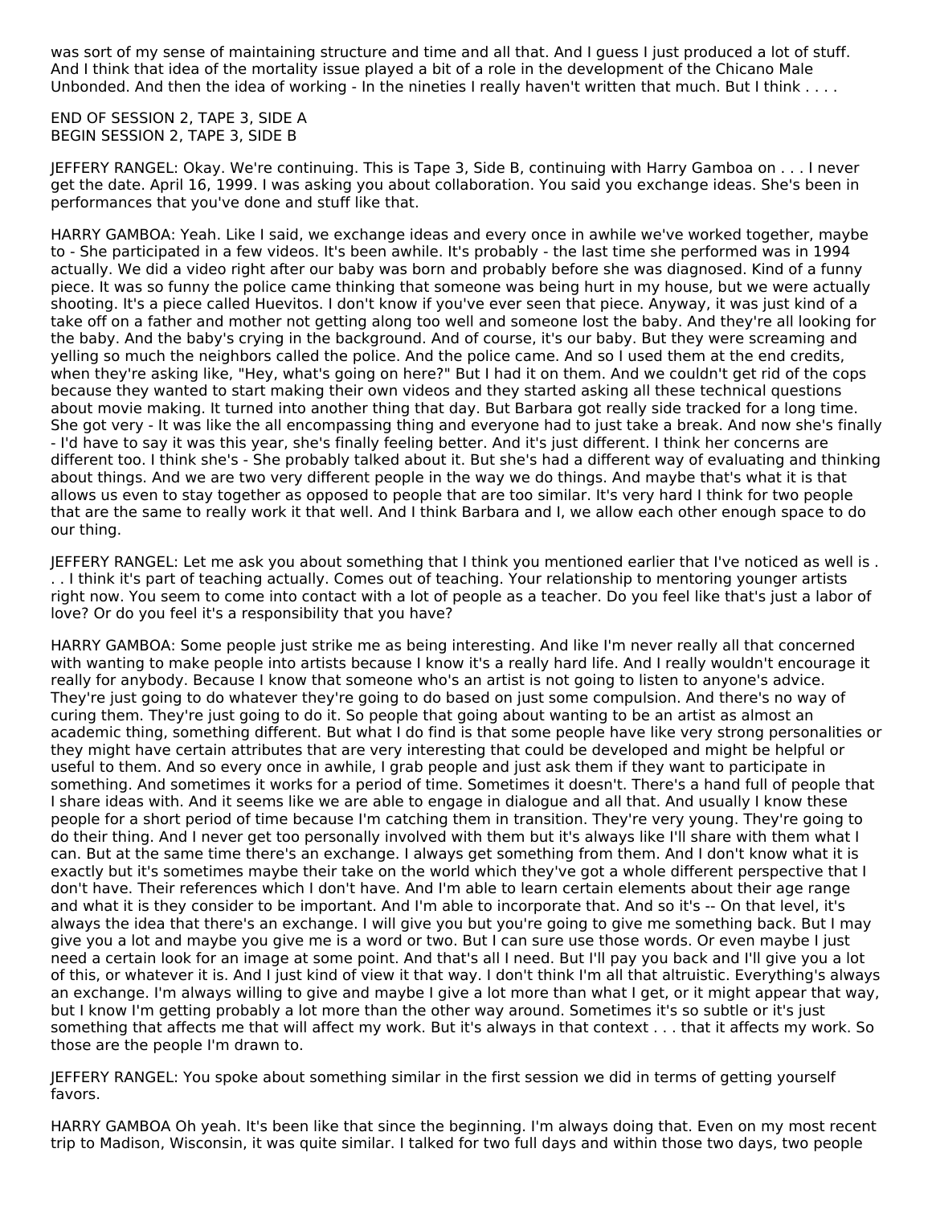was sort of my sense of maintaining structure and time and all that. And I guess I just produced a lot of stuff. And I think that idea of the mortality issue played a bit of a role in the development of the Chicano Male Unbonded. And then the idea of working - In the nineties I really haven't written that much. But I think . . . .

END OF SESSION 2, TAPE 3, SIDE A
BEGIN SESSION 2, TAPE 3, SIDE B

JEFFERY RANGEL: Okay. We're continuing. This is Tape 3, Side B, continuing with Harry Gamboa on . . . I never get the date. April 16, 1999. I was asking you about collaboration. You said you exchange ideas. She's been in performances that you've done and stuff like that.

HARRY GAMBOA: Yeah. Like I said, we exchange ideas and every once in awhile we've worked together, maybe to - She participated in a few videos. It's been awhile. It's probably - the last time she performed was in 1994 actually. We did a video right after our baby was born and probably before she was diagnosed. Kind of a funny piece. It was so funny the police came thinking that someone was being hurt in my house, but we were actually shooting. It's a piece called Huevitos. I don't know if you've ever seen that piece. Anyway, it was just kind of a take off on a father and mother not getting along too well and someone lost the baby. And they're all looking for the baby. And the baby's crying in the background. And of course, it's our baby. But they were screaming and yelling so much the neighbors called the police. And the police came. And so I used them at the end credits, when they're asking like, "Hey, what's going on here?" But I had it on them. And we couldn't get rid of the cops because they wanted to start making their own videos and they started asking all these technical questions about movie making. It turned into another thing that day. But Barbara got really side tracked for a long time. She got very - It was like the all encompassing thing and everyone had to just take a break. And now she's finally - I'd have to say it was this year, she's finally feeling better. And it's just different. I think her concerns are different too. I think she's - She probably talked about it. But she's had a different way of evaluating and thinking about things. And we are two very different people in the way we do things. And maybe that's what it is that allows us even to stay together as opposed to people that are too similar. It's very hard I think for two people that are the same to really work it that well. And I think Barbara and I, we allow each other enough space to do our thing.

JEFFERY RANGEL: Let me ask you about something that I think you mentioned earlier that I've noticed as well is . . . I think it's part of teaching actually. Comes out of teaching. Your relationship to mentoring younger artists right now. You seem to come into contact with a lot of people as a teacher. Do you feel like that's just a labor of love? Or do you feel it's a responsibility that you have?

HARRY GAMBOA: Some people just strike me as being interesting. And like I'm never really all that concerned with wanting to make people into artists because I know it's a really hard life. And I really wouldn't encourage it really for anybody. Because I know that someone who's an artist is not going to listen to anyone's advice. They're just going to do whatever they're going to do based on just some compulsion. And there's no way of curing them. They're just going to do it. So people that going about wanting to be an artist as almost an academic thing, something different. But what I do find is that some people have like very strong personalities or they might have certain attributes that are very interesting that could be developed and might be helpful or useful to them. And so every once in awhile, I grab people and just ask them if they want to participate in something. And sometimes it works for a period of time. Sometimes it doesn't. There's a hand full of people that I share ideas with. And it seems like we are able to engage in dialogue and all that. And usually I know these people for a short period of time because I'm catching them in transition. They're very young. They're going to do their thing. And I never get too personally involved with them but it's always like I'll share with them what I can. But at the same time there's an exchange. I always get something from them. And I don't know what it is exactly but it's sometimes maybe their take on the world which they've got a whole different perspective that I don't have. Their references which I don't have. And I'm able to learn certain elements about their age range and what it is they consider to be important. And I'm able to incorporate that. And so it's -- On that level, it's always the idea that there's an exchange. I will give you but you're going to give me something back. But I may give you a lot and maybe you give me is a word or two. But I can sure use those words. Or even maybe I just need a certain look for an image at some point. And that's all I need. But I'll pay you back and I'll give you a lot of this, or whatever it is. And I just kind of view it that way. I don't think I'm all that altruistic. Everything's always an exchange. I'm always willing to give and maybe I give a lot more than what I get, or it might appear that way, but I know I'm getting probably a lot more than the other way around. Sometimes it's so subtle or it's just something that affects me that will affect my work. But it's always in that context . . . that it affects my work. So those are the people I'm drawn to.

JEFFERY RANGEL: You spoke about something similar in the first session we did in terms of getting yourself favors.

HARRY GAMBOA Oh yeah. It's been like that since the beginning. I'm always doing that. Even on my most recent trip to Madison, Wisconsin, it was quite similar. I talked for two full days and within those two days, two people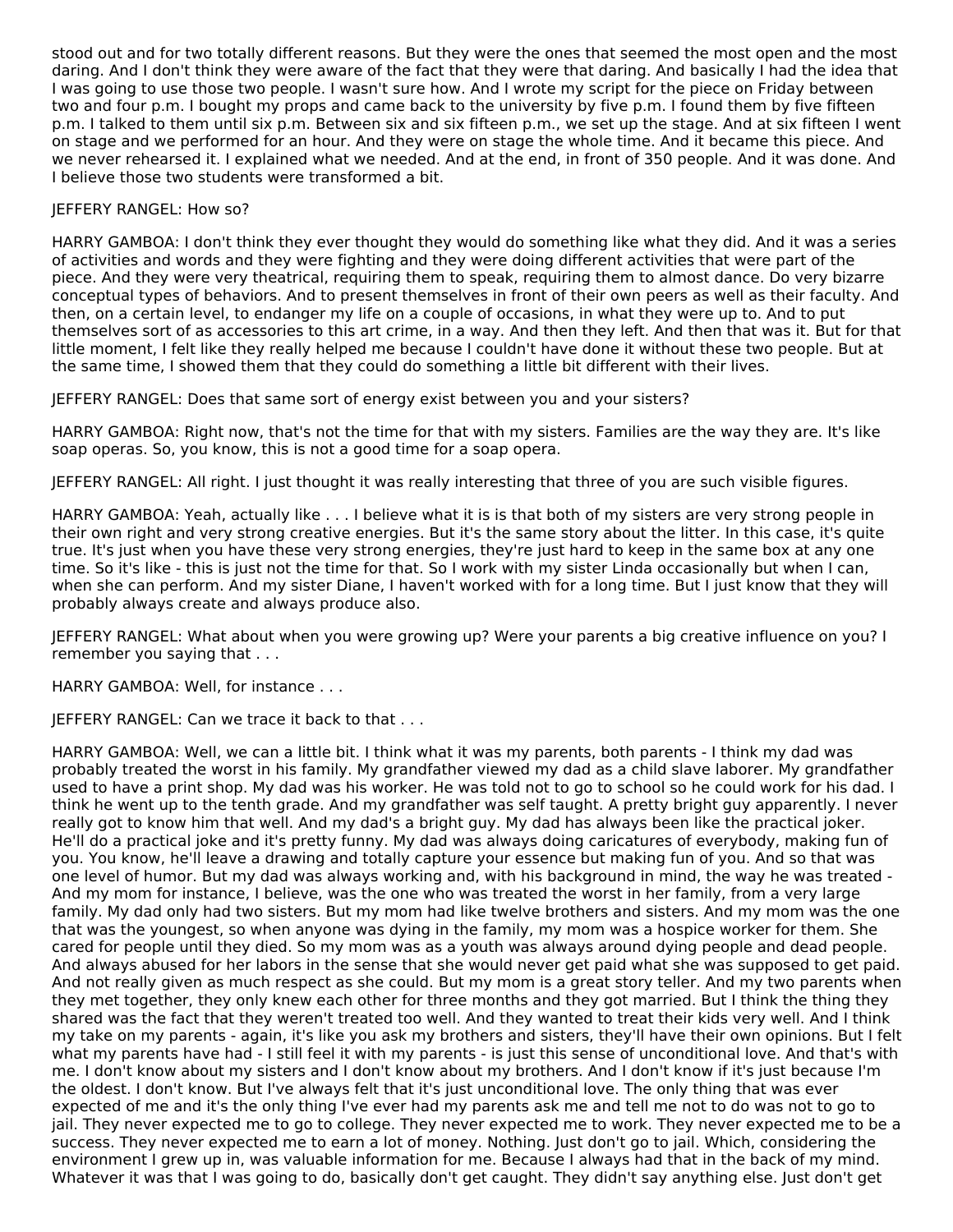stood out and for two totally different reasons. But they were the ones that seemed the most open and the most daring. And I don't think they were aware of the fact that they were that daring. And basically I had the idea that I was going to use those two people. I wasn't sure how. And I wrote my script for the piece on Friday between two and four p.m. I bought my props and came back to the university by five p.m. I found them by five fifteen p.m. I talked to them until six p.m. Between six and six fifteen p.m., we set up the stage. And at six fifteen I went on stage and we performed for an hour. And they were on stage the whole time. And it became this piece. And we never rehearsed it. I explained what we needed. And at the end, in front of 350 people. And it was done. And I believe those two students were transformed a bit.

JEFFERY RANGEL: How so?

HARRY GAMBOA: I don't think they ever thought they would do something like what they did. And it was a series of activities and words and they were fighting and they were doing different activities that were part of the piece. And they were very theatrical, requiring them to speak, requiring them to almost dance. Do very bizarre conceptual types of behaviors. And to present themselves in front of their own peers as well as their faculty. And then, on a certain level, to endanger my life on a couple of occasions, in what they were up to. And to put themselves sort of as accessories to this art crime, in a way. And then they left. And then that was it. But for that little moment, I felt like they really helped me because I couldn't have done it without these two people. But at the same time, I showed them that they could do something a little bit different with their lives.

JEFFERY RANGEL: Does that same sort of energy exist between you and your sisters?

HARRY GAMBOA: Right now, that's not the time for that with my sisters. Families are the way they are. It's like soap operas. So, you know, this is not a good time for a soap opera.

JEFFERY RANGEL: All right. I just thought it was really interesting that three of you are such visible figures.

HARRY GAMBOA: Yeah, actually like . . . I believe what it is is that both of my sisters are very strong people in their own right and very strong creative energies. But it's the same story about the litter. In this case, it's quite true. It's just when you have these very strong energies, they're just hard to keep in the same box at any one time. So it's like - this is just not the time for that. So I work with my sister Linda occasionally but when I can, when she can perform. And my sister Diane, I haven't worked with for a long time. But I just know that they will probably always create and always produce also.

JEFFERY RANGEL: What about when you were growing up? Were your parents a big creative influence on you? I remember you saying that . . .

HARRY GAMBOA: Well, for instance . . .

JEFFERY RANGEL: Can we trace it back to that . . .

HARRY GAMBOA: Well, we can a little bit. I think what it was my parents, both parents - I think my dad was probably treated the worst in his family. My grandfather viewed my dad as a child slave laborer. My grandfather used to have a print shop. My dad was his worker. He was told not to go to school so he could work for his dad. I think he went up to the tenth grade. And my grandfather was self taught. A pretty bright guy apparently. I never really got to know him that well. And my dad's a bright guy. My dad has always been like the practical joker. He'll do a practical joke and it's pretty funny. My dad was always doing caricatures of everybody, making fun of you. You know, he'll leave a drawing and totally capture your essence but making fun of you. And so that was one level of humor. But my dad was always working and, with his background in mind, the way he was treated - And my mom for instance, I believe, was the one who was treated the worst in her family, from a very large family. My dad only had two sisters. But my mom had like twelve brothers and sisters. And my mom was the one that was the youngest, so when anyone was dying in the family, my mom was a hospice worker for them. She cared for people until they died. So my mom was as a youth was always around dying people and dead people. And always abused for her labors in the sense that she would never get paid what she was supposed to get paid. And not really given as much respect as she could. But my mom is a great story teller. And my two parents when they met together, they only knew each other for three months and they got married. But I think the thing they shared was the fact that they weren't treated too well. And they wanted to treat their kids very well. And I think my take on my parents - again, it's like you ask my brothers and sisters, they'll have their own opinions. But I felt what my parents have had - I still feel it with my parents - is just this sense of unconditional love. And that's with me. I don't know about my sisters and I don't know about my brothers. And I don't know if it's just because I'm the oldest. I don't know. But I've always felt that it's just unconditional love. The only thing that was ever expected of me and it's the only thing I've ever had my parents ask me and tell me not to do was not to go to jail. They never expected me to go to college. They never expected me to work. They never expected me to be a success. They never expected me to earn a lot of money. Nothing. Just don't go to jail. Which, considering the environment I grew up in, was valuable information for me. Because I always had that in the back of my mind. Whatever it was that I was going to do, basically don't get caught. They didn't say anything else. Just don't get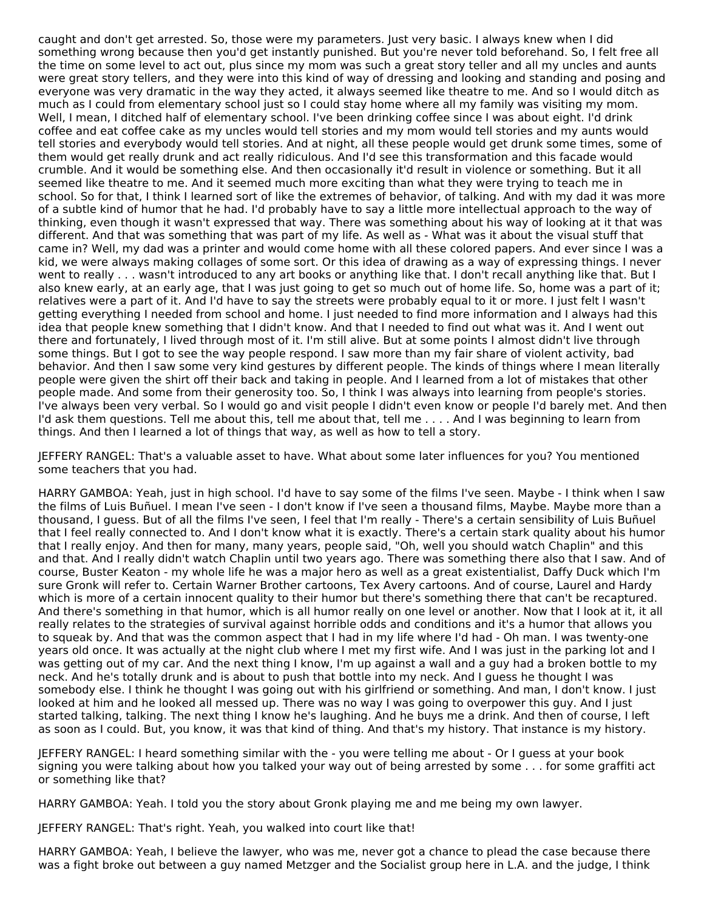caught and don't get arrested. So, those were my parameters. Just very basic. I always knew when I did something wrong because then you'd get instantly punished. But you're never told beforehand. So, I felt free all the time on some level to act out, plus since my mom was such a great story teller and all my uncles and aunts were great story tellers, and they were into this kind of way of dressing and looking and standing and posing and everyone was very dramatic in the way they acted, it always seemed like theatre to me. And so I would ditch as much as I could from elementary school just so I could stay home where all my family was visiting my mom. Well, I mean, I ditched half of elementary school. I've been drinking coffee since I was about eight. I'd drink coffee and eat coffee cake as my uncles would tell stories and my mom would tell stories and my aunts would tell stories and everybody would tell stories. And at night, all these people would get drunk some times, some of them would get really drunk and act really ridiculous. And I'd see this transformation and this facade would crumble. And it would be something else. And then occasionally it'd result in violence or something. But it all seemed like theatre to me. And it seemed much more exciting than what they were trying to teach me in school. So for that, I think I learned sort of like the extremes of behavior, of talking. And with my dad it was more of a subtle kind of humor that he had. I'd probably have to say a little more intellectual approach to the way of thinking, even though it wasn't expressed that way. There was something about his way of looking at it that was different. And that was something that was part of my life. As well as - What was it about the visual stuff that came in? Well, my dad was a printer and would come home with all these colored papers. And ever since I was a kid, we were always making collages of some sort. Or this idea of drawing as a way of expressing things. I never went to really . . . wasn't introduced to any art books or anything like that. I don't recall anything like that. But I also knew early, at an early age, that I was just going to get so much out of home life. So, home was a part of it; relatives were a part of it. And I'd have to say the streets were probably equal to it or more. I just felt I wasn't getting everything I needed from school and home. I just needed to find more information and I always had this idea that people knew something that I didn't know. And that I needed to find out what was it. And I went out there and fortunately, I lived through most of it. I'm still alive. But at some points I almost didn't live through some things. But I got to see the way people respond. I saw more than my fair share of violent activity, bad behavior. And then I saw some very kind gestures by different people. The kinds of things where I mean literally people were given the shirt off their back and taking in people. And I learned from a lot of mistakes that other people made. And some from their generosity too. So, I think I was always into learning from people's stories. I've always been very verbal. So I would go and visit people I didn't even know or people I'd barely met. And then I'd ask them questions. Tell me about this, tell me about that, tell me . . . . And I was beginning to learn from things. And then I learned a lot of things that way, as well as how to tell a story.

JEFFERY RANGEL: That's a valuable asset to have. What about some later influences for you? You mentioned some teachers that you had.

HARRY GAMBOA: Yeah, just in high school. I'd have to say some of the films I've seen. Maybe - I think when I saw the films of Luis Buñuel. I mean I've seen - I don't know if I've seen a thousand films, Maybe. Maybe more than a thousand, I guess. But of all the films I've seen, I feel that I'm really - There's a certain sensibility of Luis Buñuel that I feel really connected to. And I don't know what it is exactly. There's a certain stark quality about his humor that I really enjoy. And then for many, many years, people said, "Oh, well you should watch Chaplin" and this and that. And I really didn't watch Chaplin until two years ago. There was something there also that I saw. And of course, Buster Keaton - my whole life he was a major hero as well as a great existentialist, Daffy Duck which I'm sure Gronk will refer to. Certain Warner Brother cartoons, Tex Avery cartoons. And of course, Laurel and Hardy which is more of a certain innocent quality to their humor but there's something there that can't be recaptured. And there's something in that humor, which is all humor really on one level or another. Now that I look at it, it all really relates to the strategies of survival against horrible odds and conditions and it's a humor that allows you to squeak by. And that was the common aspect that I had in my life where I'd had - Oh man. I was twenty-one years old once. It was actually at the night club where I met my first wife. And I was just in the parking lot and I was getting out of my car. And the next thing I know, I'm up against a wall and a guy had a broken bottle to my neck. And he's totally drunk and is about to push that bottle into my neck. And I guess he thought I was somebody else. I think he thought I was going out with his girlfriend or something. And man, I don't know. I just looked at him and he looked all messed up. There was no way I was going to overpower this guy. And I just started talking, talking. The next thing I know he's laughing. And he buys me a drink. And then of course, I left as soon as I could. But, you know, it was that kind of thing. And that's my history. That instance is my history.

JEFFERY RANGEL: I heard something similar with the - you were telling me about - Or I guess at your book signing you were talking about how you talked your way out of being arrested by some . . . for some graffiti act or something like that?

HARRY GAMBOA: Yeah. I told you the story about Gronk playing me and me being my own lawyer.

JEFFERY RANGEL: That's right. Yeah, you walked into court like that!

HARRY GAMBOA: Yeah, I believe the lawyer, who was me, never got a chance to plead the case because there was a fight broke out between a guy named Metzger and the Socialist group here in L.A. and the judge, I think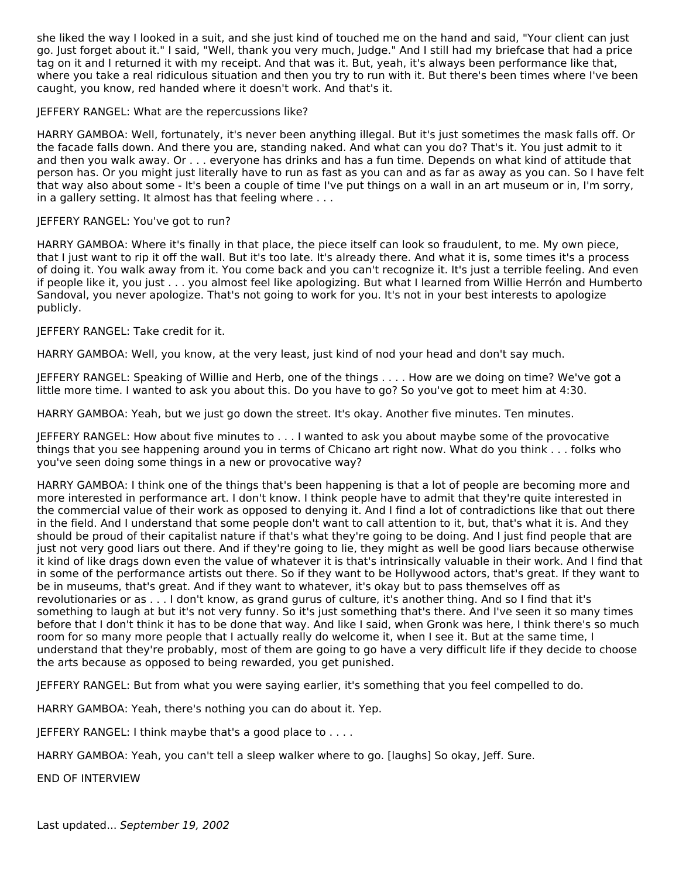she liked the way I looked in a suit, and she just kind of touched me on the hand and said, "Your client can just go. Just forget about it." I said, "Well, thank you very much, Judge." And I still had my briefcase that had a price tag on it and I returned it with my receipt. And that was it. But, yeah, it's always been performance like that, where you take a real ridiculous situation and then you try to run with it. But there's been times where I've been caught, you know, red handed where it doesn't work. And that's it.

JEFFERY RANGEL: What are the repercussions like?

HARRY GAMBOA: Well, fortunately, it's never been anything illegal. But it's just sometimes the mask falls off. Or the facade falls down. And there you are, standing naked. And what can you do? That's it. You just admit to it and then you walk away. Or . . . everyone has drinks and has a fun time. Depends on what kind of attitude that person has. Or you might just literally have to run as fast as you can and as far as away as you can. So I have felt that way also about some - It's been a couple of time I've put things on a wall in an art museum or in, I'm sorry, in a gallery setting. It almost has that feeling where . . .

JEFFERY RANGEL: You've got to run?

HARRY GAMBOA: Where it's finally in that place, the piece itself can look so fraudulent, to me. My own piece, that I just want to rip it off the wall. But it's too late. It's already there. And what it is, some times it's a process of doing it. You walk away from it. You come back and you can't recognize it. It's just a terrible feeling. And even if people like it, you just . . . you almost feel like apologizing. But what I learned from Willie Herrón and Humberto Sandoval, you never apologize. That's not going to work for you. It's not in your best interests to apologize publicly.

JEFFERY RANGEL: Take credit for it.

HARRY GAMBOA: Well, you know, at the very least, just kind of nod your head and don't say much.

JEFFERY RANGEL: Speaking of Willie and Herb, one of the things . . . . How are we doing on time? We've got a little more time. I wanted to ask you about this. Do you have to go? So you've got to meet him at 4:30.

HARRY GAMBOA: Yeah, but we just go down the street. It's okay. Another five minutes. Ten minutes.

JEFFERY RANGEL: How about five minutes to . . . I wanted to ask you about maybe some of the provocative things that you see happening around you in terms of Chicano art right now. What do you think . . . folks who you've seen doing some things in a new or provocative way?

HARRY GAMBOA: I think one of the things that's been happening is that a lot of people are becoming more and more interested in performance art. I don't know. I think people have to admit that they're quite interested in the commercial value of their work as opposed to denying it. And I find a lot of contradictions like that out there in the field. And I understand that some people don't want to call attention to it, but, that's what it is. And they should be proud of their capitalist nature if that's what they're going to be doing. And I just find people that are just not very good liars out there. And if they're going to lie, they might as well be good liars because otherwise it kind of like drags down even the value of whatever it is that's intrinsically valuable in their work. And I find that in some of the performance artists out there. So if they want to be Hollywood actors, that's great. If they want to be in museums, that's great. And if they want to whatever, it's okay but to pass themselves off as revolutionaries or as . . . I don't know, as grand gurus of culture, it's another thing. And so I find that it's something to laugh at but it's not very funny. So it's just something that's there. And I've seen it so many times before that I don't think it has to be done that way. And like I said, when Gronk was here, I think there's so much room for so many more people that I actually really do welcome it, when I see it. But at the same time, I understand that they're probably, most of them are going to go have a very difficult life if they decide to choose the arts because as opposed to being rewarded, you get punished.

JEFFERY RANGEL: But from what you were saying earlier, it's something that you feel compelled to do.

HARRY GAMBOA: Yeah, there's nothing you can do about it. Yep.

JEFFERY RANGEL: I think maybe that's a good place to . . . .

HARRY GAMBOA: Yeah, you can't tell a sleep walker where to go. [laughs] So okay, Jeff. Sure.

END OF INTERVIEW

Last updated... *September 19, 2002*